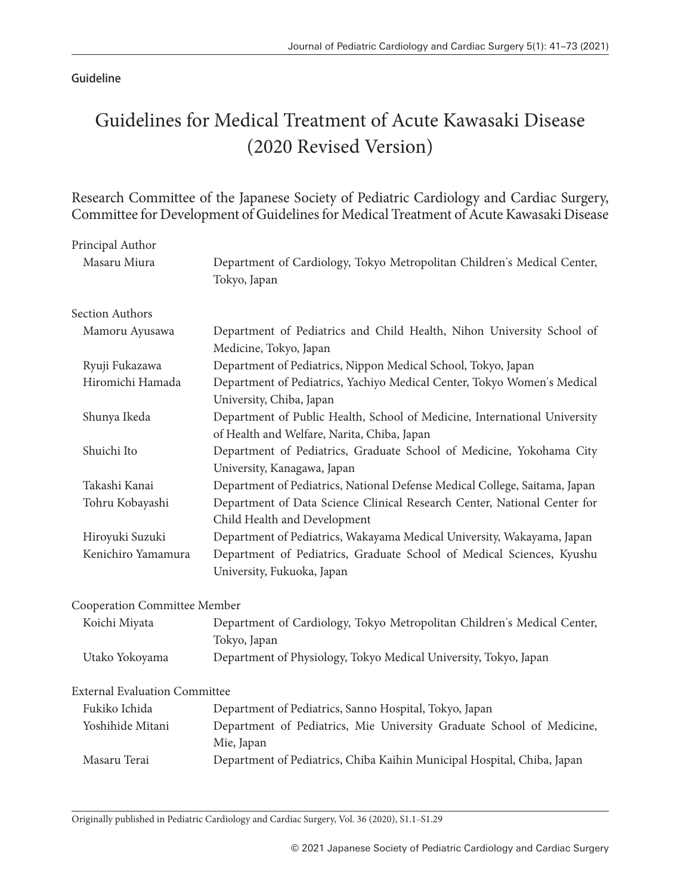Guideline

# Guidelines for Medical Treatment of Acute Kawasaki Disease (2020 Revised Version)

## Research Committee of the Japanese Society of Pediatric Cardiology and Cardiac Surgery, Committee for Development of Guidelines for Medical Treatment of Acute Kawasaki Disease

Principal Author

| | |
|---|---|
| Masaru Miura | Department of Cardiology, Tokyo Metropolitan Children's Medical Center, Tokyo, Japan |

Section Authors

| | |
|---|---|
| Mamoru Ayusawa | Department of Pediatrics and Child Health, Nihon University School of Medicine, Tokyo, Japan |
| Ryuji Fukazawa | Department of Pediatrics, Nippon Medical School, Tokyo, Japan |
| Hiromichi Hamada | Department of Pediatrics, Yachiyo Medical Center, Tokyo Women's Medical University, Chiba, Japan |
| Shunya Ikeda | Department of Public Health, School of Medicine, International University of Health and Welfare, Narita, Chiba, Japan |
| Shuichi Ito | Department of Pediatrics, Graduate School of Medicine, Yokohama City University, Kanagawa, Japan |
| Takashi Kanai | Department of Pediatrics, National Defense Medical College, Saitama, Japan |
| Tohru Kobayashi | Department of Data Science Clinical Research Center, National Center for Child Health and Development |
| Hiroyuki Suzuki | Department of Pediatrics, Wakayama Medical University, Wakayama, Japan |
| Kenichiro Yamamura | Department of Pediatrics, Graduate School of Medical Sciences, Kyushu University, Fukuoka, Japan |

Cooperation Committee Member

| | |
|---|---|
| Koichi Miyata | Department of Cardiology, Tokyo Metropolitan Children's Medical Center, Tokyo, Japan |
| Utako Yokoyama | Department of Physiology, Tokyo Medical University, Tokyo, Japan |

External Evaluation Committee

| | |
|---|---|
| Fukiko Ichida | Department of Pediatrics, Sanno Hospital, Tokyo, Japan |
| Yoshihide Mitani | Department of Pediatrics, Mie University Graduate School of Medicine, Mie, Japan |
| Masaru Terai | Department of Pediatrics, Chiba Kaihin Municipal Hospital, Chiba, Japan |

Originally published in Pediatric Cardiology and Cardiac Surgery, Vol. 36 (2020), S1.1–S1.29

© 2021 Japanese Society of Pediatric Cardiology and Cardiac Surgery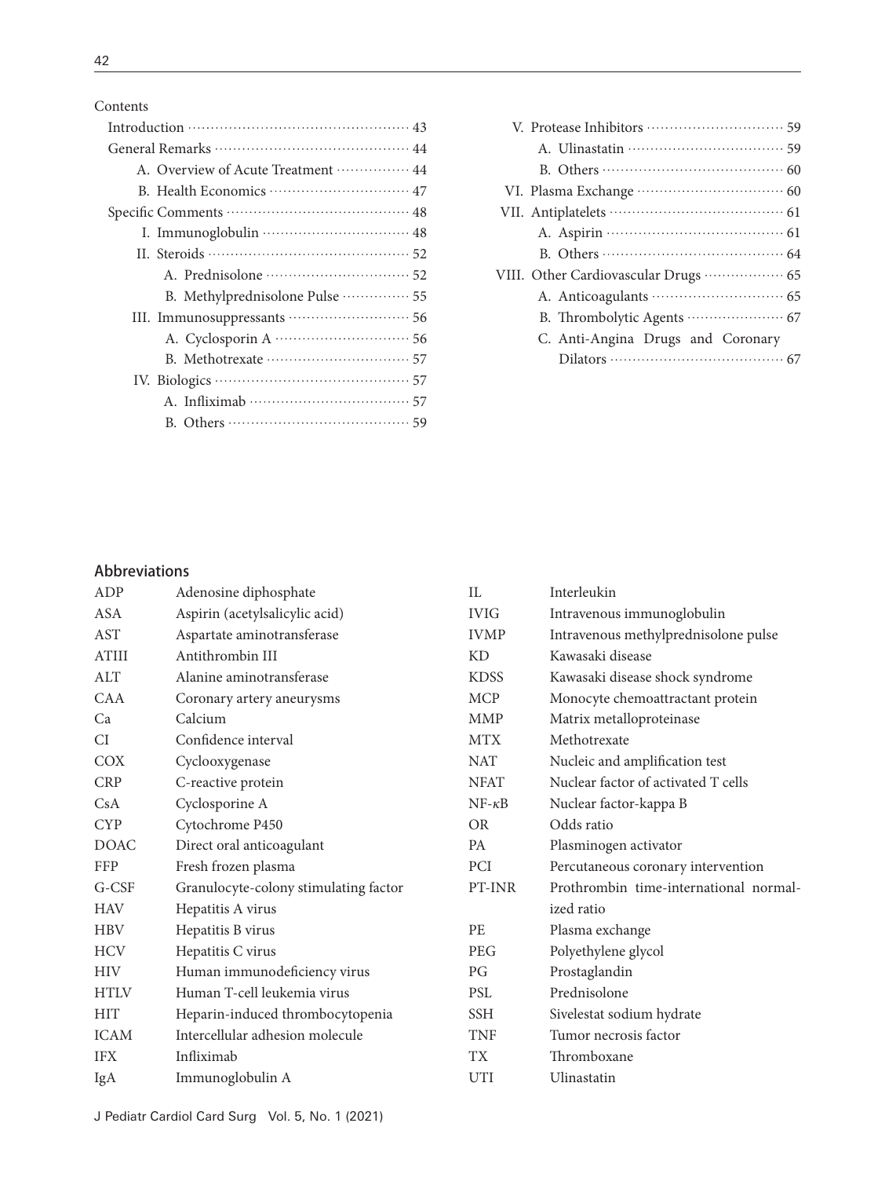Contents

- Introduction ········· 43
- General Remarks ········· 44
  - A. Overview of Acute Treatment ········· 44
  - B. Health Economics ········· 47
- Specific Comments ········· 48
  - I. Immunoglobulin ········· 48
  - II. Steroids ········· 52
    - A. Prednisolone ········· 52
    - B. Methylprednisolone Pulse ········· 55
  - III. Immunosuppressants ········· 56
    - A. Cyclosporin A ········· 56
    - B. Methotrexate ········· 57
  - IV. Biologics ········· 57
    - A. Infliximab ········· 57
    - B. Others ········· 59
  - V. Protease Inhibitors ········· 59
    - A. Ulinastatin ········· 59
    - B. Others ········· 60
  - VI. Plasma Exchange ········· 60
  - VII. Antiplatelets ········· 61
    - A. Aspirin ········· 61
    - B. Others ········· 64
  - VIII. Other Cardiovascular Drugs ········· 65
    - A. Anticoagulants ········· 65
    - B. Thrombolytic Agents ········· 67
    - C. Anti-Angina Drugs and Coronary Dilators ········· 67

## Abbreviations

| | |
|---|---|
| ADP | Adenosine diphosphate |
| ASA | Aspirin (acetylsalicylic acid) |
| AST | Aspartate aminotransferase |
| ATIII | Antithrombin III |
| ALT | Alanine aminotransferase |
| CAA | Coronary artery aneurysms |
| Ca | Calcium |
| CI | Confidence interval |
| COX | Cyclooxygenase |
| CRP | C-reactive protein |
| CsA | Cyclosporine A |
| CYP | Cytochrome P450 |
| DOAC | Direct oral anticoagulant |
| FFP | Fresh frozen plasma |
| G-CSF | Granulocyte-colony stimulating factor |
| HAV | Hepatitis A virus |
| HBV | Hepatitis B virus |
| HCV | Hepatitis C virus |
| HIV | Human immunodeficiency virus |
| HTLV | Human T-cell leukemia virus |
| HIT | Heparin-induced thrombocytopenia |
| ICAM | Intercellular adhesion molecule |
| IFX | Infliximab |
| IgA | Immunoglobulin A |
| IL | Interleukin |
| IVIG | Intravenous immunoglobulin |
| IVMP | Intravenous methylprednisolone pulse |
| KD | Kawasaki disease |
| KDSS | Kawasaki disease shock syndrome |
| MCP | Monocyte chemoattractant protein |
| MMP | Matrix metalloproteinase |
| MTX | Methotrexate |
| NAT | Nucleic and amplification test |
| NFAT | Nuclear factor of activated T cells |
| NF-κB | Nuclear factor-kappa B |
| OR | Odds ratio |
| PA | Plasminogen activator |
| PCI | Percutaneous coronary intervention |
| PT-INR | Prothrombin time-international normalized ratio |
| PE | Plasma exchange |
| PEG | Polyethylene glycol |
| PG | Prostaglandin |
| PSL | Prednisolone |
| SSH | Sivelestat sodium hydrate |
| TNF | Tumor necrosis factor |
| TX | Thromboxane |
| UTI | Ulinastatin |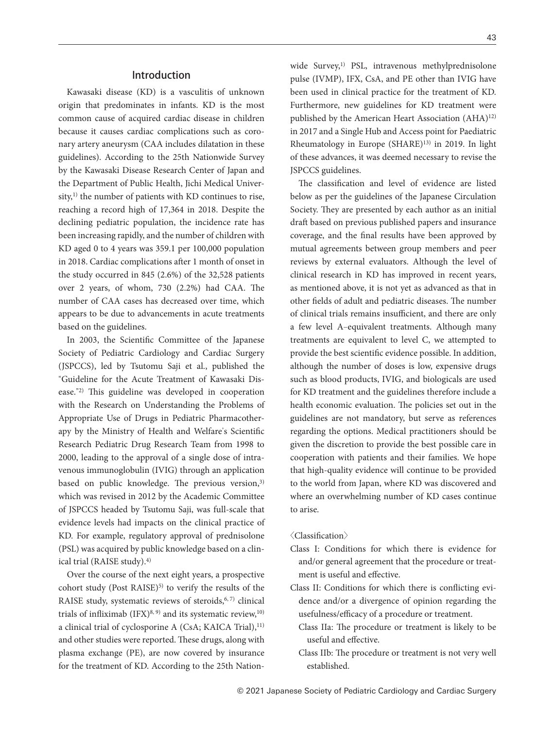## Introduction

Kawasaki disease (KD) is a vasculitis of unknown origin that predominates in infants. KD is the most common cause of acquired cardiac disease in children because it causes cardiac complications such as coronary artery aneurysm (CAA includes dilatation in these guidelines). According to the 25th Nationwide Survey by the Kawasaki Disease Research Center of Japan and the Department of Public Health, Jichi Medical University,[1] the number of patients with KD continues to rise, reaching a record high of 17,364 in 2018. Despite the declining pediatric population, the incidence rate has been increasing rapidly, and the number of children with KD aged 0 to 4 years was 359.1 per 100,000 population in 2018. Cardiac complications after 1 month of onset in the study occurred in 845 (2.6%) of the 32,528 patients over 2 years, of whom, 730 (2.2%) had CAA. The number of CAA cases has decreased over time, which appears to be due to advancements in acute treatments based on the guidelines.

In 2003, the Scientific Committee of the Japanese Society of Pediatric Cardiology and Cardiac Surgery (JSPCCS), led by Tsutomu Saji et al., published the "Guideline for the Acute Treatment of Kawasaki Disease."[2] This guideline was developed in cooperation with the Research on Understanding the Problems of Appropriate Use of Drugs in Pediatric Pharmacotherapy by the Ministry of Health and Welfare's Scientific Research Pediatric Drug Research Team from 1998 to 2000, leading to the approval of a single dose of intravenous immunoglobulin (IVIG) through an application based on public knowledge. The previous version,[3] which was revised in 2012 by the Academic Committee of JSPCCS headed by Tsutomu Saji, was full-scale that evidence levels had impacts on the clinical practice of KD. For example, regulatory approval of prednisolone (PSL) was acquired by public knowledge based on a clinical trial (RAISE study).[4]

Over the course of the next eight years, a prospective cohort study (Post RAISE)[5] to verify the results of the RAISE study, systematic reviews of steroids,[6,7] clinical trials of infliximab (IFX)[8,9] and its systematic review,[10] a clinical trial of cyclosporine A (CsA; KAICA Trial),[11] and other studies were reported. These drugs, along with plasma exchange (PE), are now covered by insurance for the treatment of KD. According to the 25th Nationwide Survey,[1] PSL, intravenous methylprednisolone pulse (IVMP), IFX, CsA, and PE other than IVIG have been used in clinical practice for the treatment of KD. Furthermore, new guidelines for KD treatment were published by the American Heart Association (AHA)[12] in 2017 and a Single Hub and Access point for Paediatric Rheumatology in Europe (SHARE)[13] in 2019. In light of these advances, it was deemed necessary to revise the JSPCCS guidelines.

The classification and level of evidence are listed below as per the guidelines of the Japanese Circulation Society. They are presented by each author as an initial draft based on previous published papers and insurance coverage, and the final results have been approved by mutual agreements between group members and peer reviews by external evaluators. Although the level of clinical research in KD has improved in recent years, as mentioned above, it is not yet as advanced as that in other fields of adult and pediatric diseases. The number of clinical trials remains insufficient, and there are only a few level A–equivalent treatments. Although many treatments are equivalent to level C, we attempted to provide the best scientific evidence possible. In addition, although the number of doses is low, expensive drugs such as blood products, IVIG, and biologicals are used for KD treatment and the guidelines therefore include a health economic evaluation. The policies set out in the guidelines are not mandatory, but serve as references regarding the options. Medical practitioners should be given the discretion to provide the best possible care in cooperation with patients and their families. We hope that high-quality evidence will continue to be provided to the world from Japan, where KD was discovered and where an overwhelming number of KD cases continue to arise.

〈Classification〉

- Class I: Conditions for which there is evidence for and/or general agreement that the procedure or treatment is useful and effective.
- Class II: Conditions for which there is conflicting evidence and/or a divergence of opinion regarding the usefulness/efficacy of a procedure or treatment.
  - Class IIa: The procedure or treatment is likely to be useful and effective.
  - Class IIb: The procedure or treatment is not very well established.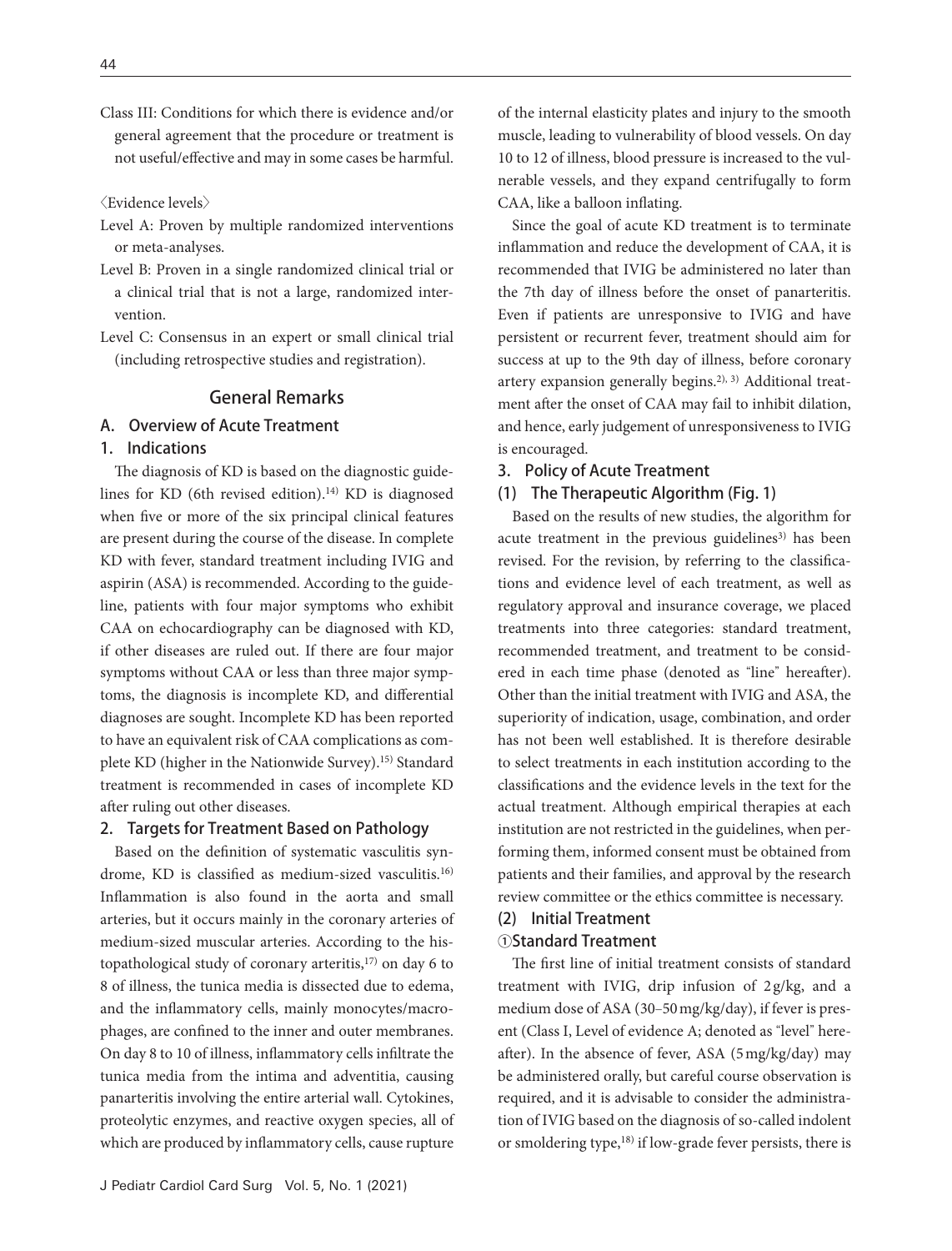Class III: Conditions for which there is evidence and/or general agreement that the procedure or treatment is not useful/effective and may in some cases be harmful.

〈Evidence levels〉

Level A: Proven by multiple randomized interventions or meta-analyses.

Level B: Proven in a single randomized clinical trial or a clinical trial that is not a large, randomized intervention.

Level C: Consensus in an expert or small clinical trial (including retrospective studies and registration).

## General Remarks

### A. Overview of Acute Treatment

#### 1. Indications

The diagnosis of KD is based on the diagnostic guidelines for KD (6th revised edition).[14] KD is diagnosed when five or more of the six principal clinical features are present during the course of the disease. In complete KD with fever, standard treatment including IVIG and aspirin (ASA) is recommended. According to the guideline, patients with four major symptoms who exhibit CAA on echocardiography can be diagnosed with KD, if other diseases are ruled out. If there are four major symptoms without CAA or less than three major symptoms, the diagnosis is incomplete KD, and differential diagnoses are sought. Incomplete KD has been reported to have an equivalent risk of CAA complications as complete KD (higher in the Nationwide Survey).[15] Standard treatment is recommended in cases of incomplete KD after ruling out other diseases.

#### 2. Targets for Treatment Based on Pathology

Based on the definition of systematic vasculitis syndrome, KD is classified as medium-sized vasculitis.[16] Inflammation is also found in the aorta and small arteries, but it occurs mainly in the coronary arteries of medium-sized muscular arteries. According to the histopathological study of coronary arteritis,[17] on day 6 to 8 of illness, the tunica media is dissected due to edema, and the inflammatory cells, mainly monocytes/macrophages, are confined to the inner and outer membranes. On day 8 to 10 of illness, inflammatory cells infiltrate the tunica media from the intima and adventitia, causing panarteritis involving the entire arterial wall. Cytokines, proteolytic enzymes, and reactive oxygen species, all of which are produced by inflammatory cells, cause rupture of the internal elasticity plates and injury to the smooth muscle, leading to vulnerability of blood vessels. On day 10 to 12 of illness, blood pressure is increased to the vulnerable vessels, and they expand centrifugally to form CAA, like a balloon inflating.

Since the goal of acute KD treatment is to terminate inflammation and reduce the development of CAA, it is recommended that IVIG be administered no later than the 7th day of illness before the onset of panarteritis. Even if patients are unresponsive to IVIG and have persistent or recurrent fever, treatment should aim for success at up to the 9th day of illness, before coronary artery expansion generally begins.[2, 3] Additional treatment after the onset of CAA may fail to inhibit dilation, and hence, early judgement of unresponsiveness to IVIG is encouraged.

#### 3. Policy of Acute Treatment

##### (1) The Therapeutic Algorithm (Fig. 1)

Based on the results of new studies, the algorithm for acute treatment in the previous guidelines[3] has been revised. For the revision, by referring to the classifications and evidence level of each treatment, as well as regulatory approval and insurance coverage, we placed treatments into three categories: standard treatment, recommended treatment, and treatment to be considered in each time phase (denoted as "line" hereafter). Other than the initial treatment with IVIG and ASA, the superiority of indication, usage, combination, and order has not been well established. It is therefore desirable to select treatments in each institution according to the classifications and the evidence levels in the text for the actual treatment. Although empirical therapies at each institution are not restricted in the guidelines, when performing them, informed consent must be obtained from patients and their families, and approval by the research review committee or the ethics committee is necessary.

##### (2) Initial Treatment

**①Standard Treatment**

The first line of initial treatment consists of standard treatment with IVIG, drip infusion of 2 g/kg, and a medium dose of ASA (30–50 mg/kg/day), if fever is present (Class I, Level of evidence A; denoted as "level" hereafter). In the absence of fever, ASA (5 mg/kg/day) may be administered orally, but careful course observation is required, and it is advisable to consider the administration of IVIG based on the diagnosis of so-called indolent or smoldering type,[18] if low-grade fever persists, there is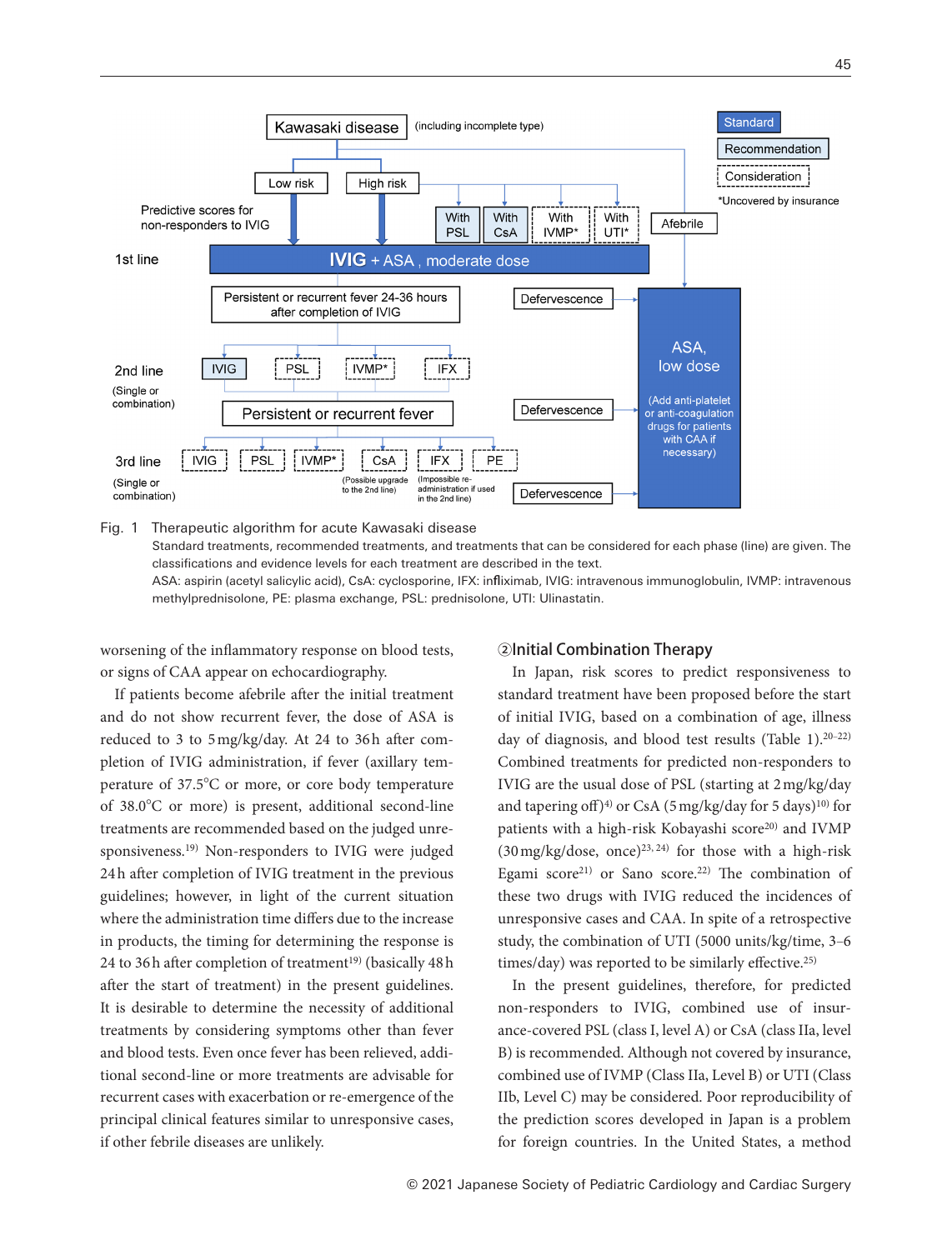Kawasaki disease (including incomplete type)

Standard

Recommendation

Consideration

*Uncovered by insurance

Low risk | High risk

Predictive scores for non-responders to IVIG

With PSL | With CsA | With IVMP* | With UTI*

Afebrile

1st line: **IVIG** + ASA, moderate dose

Persistent or recurrent fever 24-36 hours after completion of IVIG

Defervescence

2nd line (Single or combination): IVIG | PSL | IVMP* | IFX

Persistent or recurrent fever

Defervescence

3rd line (Single or combination): IVIG | PSL | IVMP* | CsA (Possible upgrade to the 2nd line) | IFX (Impossible re-administration if used in the 2nd line) | PE

Defervescence

ASA, low dose (Add anti-platelet or anti-coagulation drugs for patients with CAA if necessary)

Fig. 1 Therapeutic algorithm for acute Kawasaki disease

Standard treatments, recommended treatments, and treatments that can be considered for each phase (line) are given. The classifications and evidence levels for each treatment are described in the text.

ASA: aspirin (acetyl salicylic acid), CsA: cyclosporine, IFX: infliximab, IVIG: intravenous immunoglobulin, IVMP: intravenous methylprednisolone, PE: plasma exchange, PSL: prednisolone, UTI: Ulinastatin.

worsening of the inflammatory response on blood tests, or signs of CAA appear on echocardiography.

If patients become afebrile after the initial treatment and do not show recurrent fever, the dose of ASA is reduced to 3 to 5 mg/kg/day. At 24 to 36 h after completion of IVIG administration, if fever (axillary temperature of 37.5°C or more, or core body temperature of 38.0°C or more) is present, additional second-line treatments are recommended based on the judged unresponsiveness.[19] Non-responders to IVIG were judged 24 h after completion of IVIG treatment in the previous guidelines; however, in light of the current situation where the administration time differs due to the increase in products, the timing for determining the response is 24 to 36 h after completion of treatment[19] (basically 48 h after the start of treatment) in the present guidelines. It is desirable to determine the necessity of additional treatments by considering symptoms other than fever and blood tests. Even once fever has been relieved, additional second-line or more treatments are advisable for recurrent cases with exacerbation or re-emergence of the principal clinical features similar to unresponsive cases, if other febrile diseases are unlikely.

### ②Initial Combination Therapy

In Japan, risk scores to predict responsiveness to standard treatment have been proposed before the start of initial IVIG, based on a combination of age, illness day of diagnosis, and blood test results (Table 1).[20–22] Combined treatments for predicted non-responders to IVIG are the usual dose of PSL (starting at 2 mg/kg/day and tapering off)[4] or CsA (5 mg/kg/day for 5 days)[10] for patients with a high-risk Kobayashi score[20] and IVMP (30 mg/kg/dose, once)[23, 24] for those with a high-risk Egami score[21] or Sano score.[22] The combination of these two drugs with IVIG reduced the incidences of unresponsive cases and CAA. In spite of a retrospective study, the combination of UTI (5000 units/kg/time, 3–6 times/day) was reported to be similarly effective.[25]

In the present guidelines, therefore, for predicted non-responders to IVIG, combined use of insurance-covered PSL (class I, level A) or CsA (class IIa, level B) is recommended. Although not covered by insurance, combined use of IVMP (Class IIa, Level B) or UTI (Class IIb, Level C) may be considered. Poor reproducibility of the prediction scores developed in Japan is a problem for foreign countries. In the United States, a method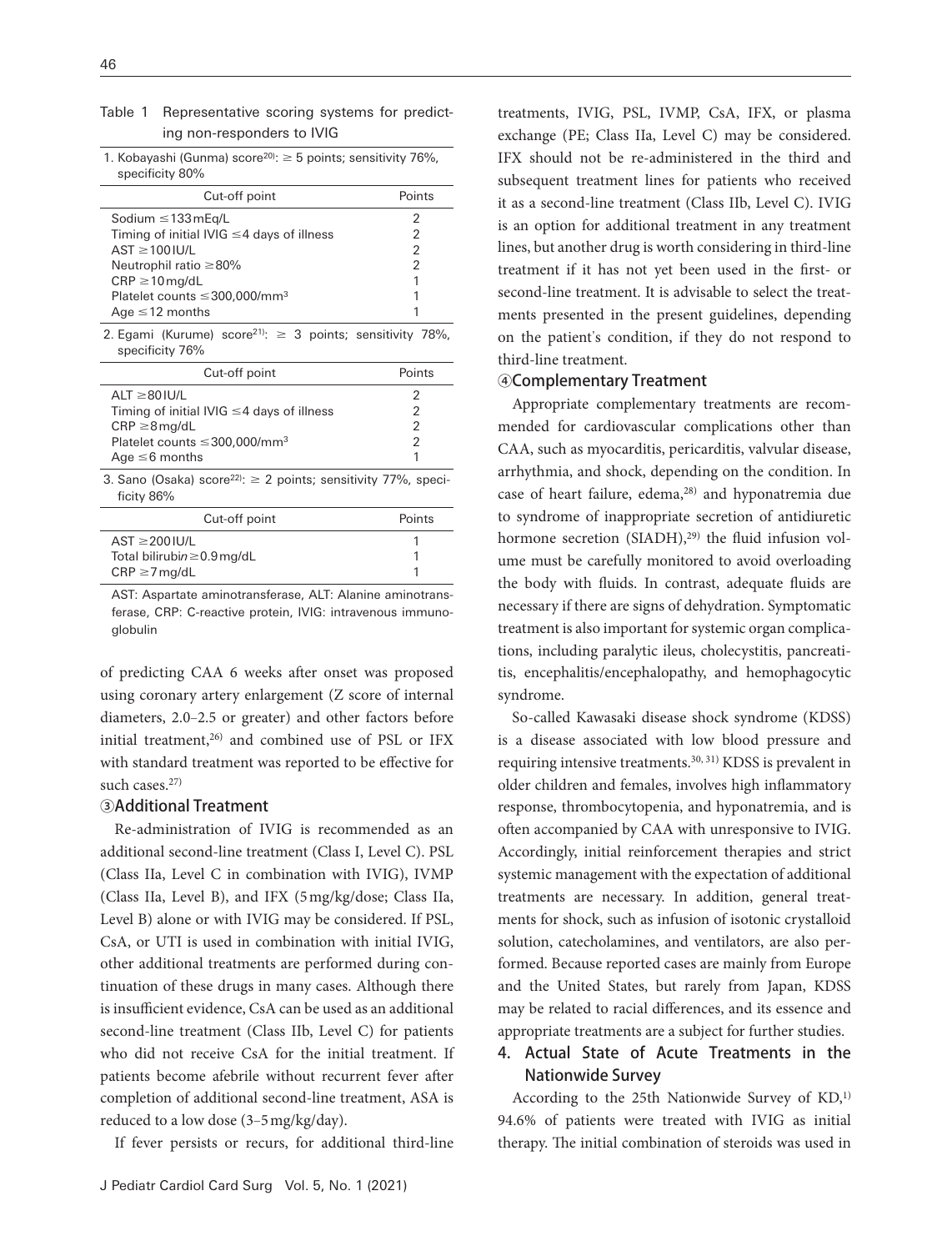Table 1 Representative scoring systems for predicting non-responders to IVIG

1. Kobayashi (Gunma) score[20]: ≥ 5 points; sensitivity 76%, specificity 80%

| Cut-off point | Points |
|---|---|
| Sodium ≤133 mEq/L | 2 |
| Timing of initial IVIG ≤4 days of illness | 2 |
| AST ≥100 IU/L | 2 |
| Neutrophil ratio ≥80% | 2 |
| CRP ≥10 mg/dL | 1 |
| Platelet counts ≤300,000/mm³ | 1 |
| Age ≤12 months | 1 |

2. Egami (Kurume) score[21]: ≥ 3 points; sensitivity 78%, specificity 76%

| Cut-off point | Points |
|---|---|
| ALT ≥80 IU/L | 2 |
| Timing of initial IVIG ≤4 days of illness | 2 |
| CRP ≥8 mg/dL | 2 |
| Platelet counts ≤300,000/mm³ | 2 |
| Age ≤6 months | 1 |

3. Sano (Osaka) score[22]: ≥ 2 points; sensitivity 77%, specificity 86%

| Cut-off point | Points |
|---|---|
| AST ≥200 IU/L | 1 |
| Total bilirubin ≥0.9 mg/dL | 1 |
| CRP ≥7 mg/dL | 1 |

AST: Aspartate aminotransferase, ALT: Alanine aminotransferase, CRP: C-reactive protein, IVIG: intravenous immunoglobulin

of predicting CAA 6 weeks after onset was proposed using coronary artery enlargement (Z score of internal diameters, 2.0–2.5 or greater) and other factors before initial treatment,[26] and combined use of PSL or IFX with standard treatment was reported to be effective for such cases.[27]

### ③Additional Treatment

Re-administration of IVIG is recommended as an additional second-line treatment (Class I, Level C). PSL (Class IIa, Level C in combination with IVIG), IVMP (Class IIa, Level B), and IFX (5 mg/kg/dose; Class IIa, Level B) alone or with IVIG may be considered. If PSL, CsA, or UTI is used in combination with initial IVIG, other additional treatments are performed during continuation of these drugs in many cases. Although there is insufficient evidence, CsA can be used as an additional second-line treatment (Class IIb, Level C) for patients who did not receive CsA for the initial treatment. If patients become afebrile without recurrent fever after completion of additional second-line treatment, ASA is reduced to a low dose (3–5 mg/kg/day).

If fever persists or recurs, for additional third-line treatments, IVIG, PSL, IVMP, CsA, IFX, or plasma exchange (PE; Class IIa, Level C) may be considered. IFX should not be re-administered in the third and subsequent treatment lines for patients who received it as a second-line treatment (Class IIb, Level C). IVIG is an option for additional treatment in any treatment lines, but another drug is worth considering in third-line treatment if it has not yet been used in the first- or second-line treatment. It is advisable to select the treatments presented in the present guidelines, depending on the patient's condition, if they do not respond to third-line treatment.

### ④Complementary Treatment

Appropriate complementary treatments are recommended for cardiovascular complications other than CAA, such as myocarditis, pericarditis, valvular disease, arrhythmia, and shock, depending on the condition. In case of heart failure, edema,[28] and hyponatremia due to syndrome of inappropriate secretion of antidiuretic hormone secretion (SIADH),[29] the fluid infusion volume must be carefully monitored to avoid overloading the body with fluids. In contrast, adequate fluids are necessary if there are signs of dehydration. Symptomatic treatment is also important for systemic organ complications, including paralytic ileus, cholecystitis, pancreatitis, encephalitis/encephalopathy, and hemophagocytic syndrome.

So-called Kawasaki disease shock syndrome (KDSS) is a disease associated with low blood pressure and requiring intensive treatments.[30, 31] KDSS is prevalent in older children and females, involves high inflammatory response, thrombocytopenia, and hyponatremia, and is often accompanied by CAA with unresponsive to IVIG. Accordingly, initial reinforcement therapies and strict systemic management with the expectation of additional treatments are necessary. In addition, general treatments for shock, such as infusion of isotonic crystalloid solution, catecholamines, and ventilators, are also performed. Because reported cases are mainly from Europe and the United States, but rarely from Japan, KDSS may be related to racial differences, and its essence and appropriate treatments are a subject for further studies.

## 4. Actual State of Acute Treatments in the Nationwide Survey

According to the 25th Nationwide Survey of KD,[1] 94.6% of patients were treated with IVIG as initial therapy. The initial combination of steroids was used in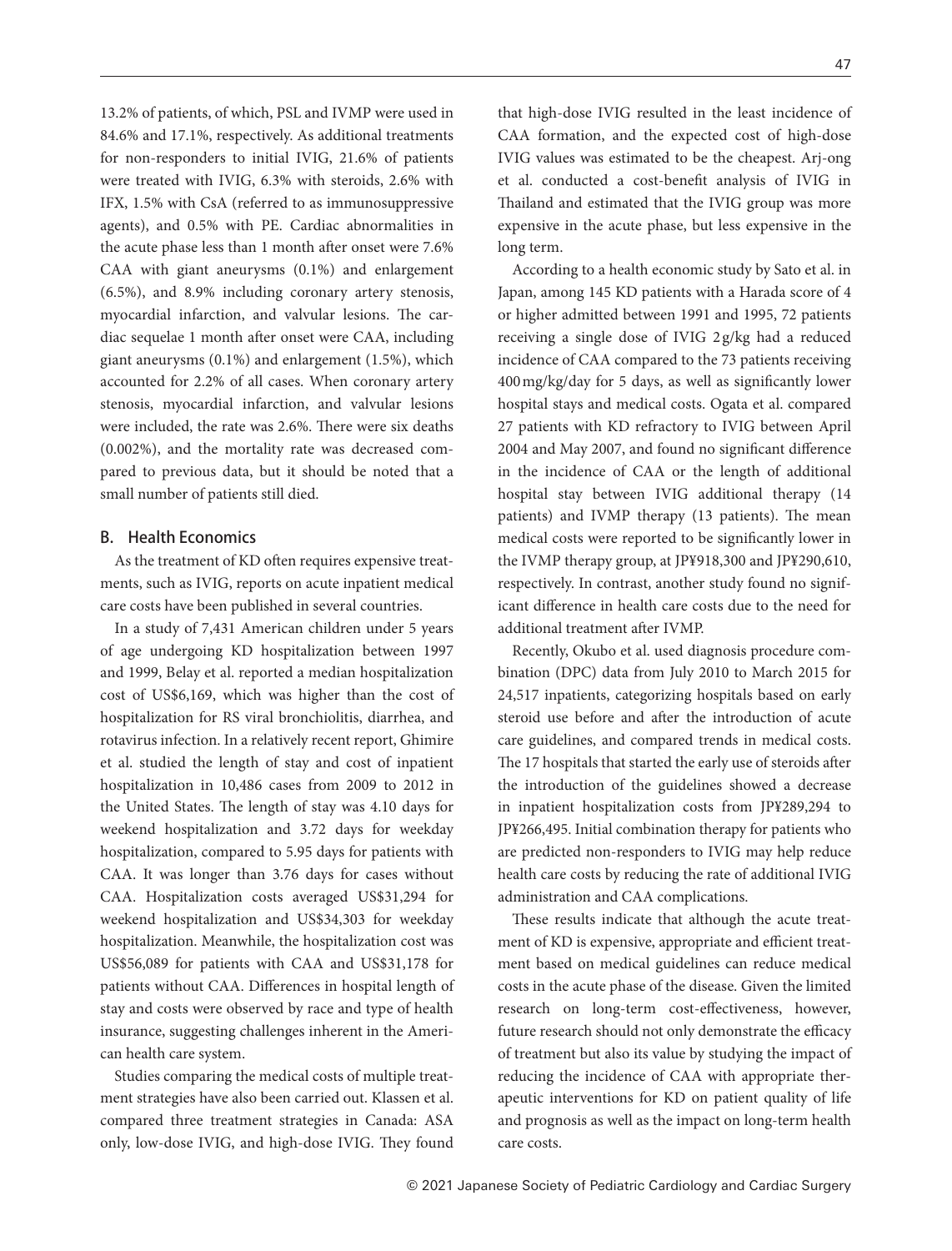13.2% of patients, of which, PSL and IVMP were used in 84.6% and 17.1%, respectively. As additional treatments for non-responders to initial IVIG, 21.6% of patients were treated with IVIG, 6.3% with steroids, 2.6% with IFX, 1.5% with CsA (referred to as immunosuppressive agents), and 0.5% with PE. Cardiac abnormalities in the acute phase less than 1 month after onset were 7.6% CAA with giant aneurysms (0.1%) and enlargement (6.5%), and 8.9% including coronary artery stenosis, myocardial infarction, and valvular lesions. The cardiac sequelae 1 month after onset were CAA, including giant aneurysms (0.1%) and enlargement (1.5%), which accounted for 2.2% of all cases. When coronary artery stenosis, myocardial infarction, and valvular lesions were included, the rate was 2.6%. There were six deaths (0.002%), and the mortality rate was decreased compared to previous data, but it should be noted that a small number of patients still died.

### B. Health Economics

As the treatment of KD often requires expensive treatments, such as IVIG, reports on acute inpatient medical care costs have been published in several countries.

In a study of 7,431 American children under 5 years of age undergoing KD hospitalization between 1997 and 1999, Belay et al. reported a median hospitalization cost of US$6,169, which was higher than the cost of hospitalization for RS viral bronchiolitis, diarrhea, and rotavirus infection. In a relatively recent report, Ghimire et al. studied the length of stay and cost of inpatient hospitalization in 10,486 cases from 2009 to 2012 in the United States. The length of stay was 4.10 days for weekend hospitalization and 3.72 days for weekday hospitalization, compared to 5.95 days for patients with CAA. It was longer than 3.76 days for cases without CAA. Hospitalization costs averaged US$31,294 for weekend hospitalization and US$34,303 for weekday hospitalization. Meanwhile, the hospitalization cost was US$56,089 for patients with CAA and US$31,178 for patients without CAA. Differences in hospital length of stay and costs were observed by race and type of health insurance, suggesting challenges inherent in the American health care system.

Studies comparing the medical costs of multiple treatment strategies have also been carried out. Klassen et al. compared three treatment strategies in Canada: ASA only, low-dose IVIG, and high-dose IVIG. They found that high-dose IVIG resulted in the least incidence of CAA formation, and the expected cost of high-dose IVIG values was estimated to be the cheapest. Arj-ong et al. conducted a cost-benefit analysis of IVIG in Thailand and estimated that the IVIG group was more expensive in the acute phase, but less expensive in the long term.

According to a health economic study by Sato et al. in Japan, among 145 KD patients with a Harada score of 4 or higher admitted between 1991 and 1995, 72 patients receiving a single dose of IVIG 2 g/kg had a reduced incidence of CAA compared to the 73 patients receiving 400 mg/kg/day for 5 days, as well as significantly lower hospital stays and medical costs. Ogata et al. compared 27 patients with KD refractory to IVIG between April 2004 and May 2007, and found no significant difference in the incidence of CAA or the length of additional hospital stay between IVIG additional therapy (14 patients) and IVMP therapy (13 patients). The mean medical costs were reported to be significantly lower in the IVMP therapy group, at JP¥918,300 and JP¥290,610, respectively. In contrast, another study found no significant difference in health care costs due to the need for additional treatment after IVMP.

Recently, Okubo et al. used diagnosis procedure combination (DPC) data from July 2010 to March 2015 for 24,517 inpatients, categorizing hospitals based on early steroid use before and after the introduction of acute care guidelines, and compared trends in medical costs. The 17 hospitals that started the early use of steroids after the introduction of the guidelines showed a decrease in inpatient hospitalization costs from JP¥289,294 to JP¥266,495. Initial combination therapy for patients who are predicted non-responders to IVIG may help reduce health care costs by reducing the rate of additional IVIG administration and CAA complications.

These results indicate that although the acute treatment of KD is expensive, appropriate and efficient treatment based on medical guidelines can reduce medical costs in the acute phase of the disease. Given the limited research on long-term cost-effectiveness, however, future research should not only demonstrate the efficacy of treatment but also its value by studying the impact of reducing the incidence of CAA with appropriate therapeutic interventions for KD on patient quality of life and prognosis as well as the impact on long-term health care costs.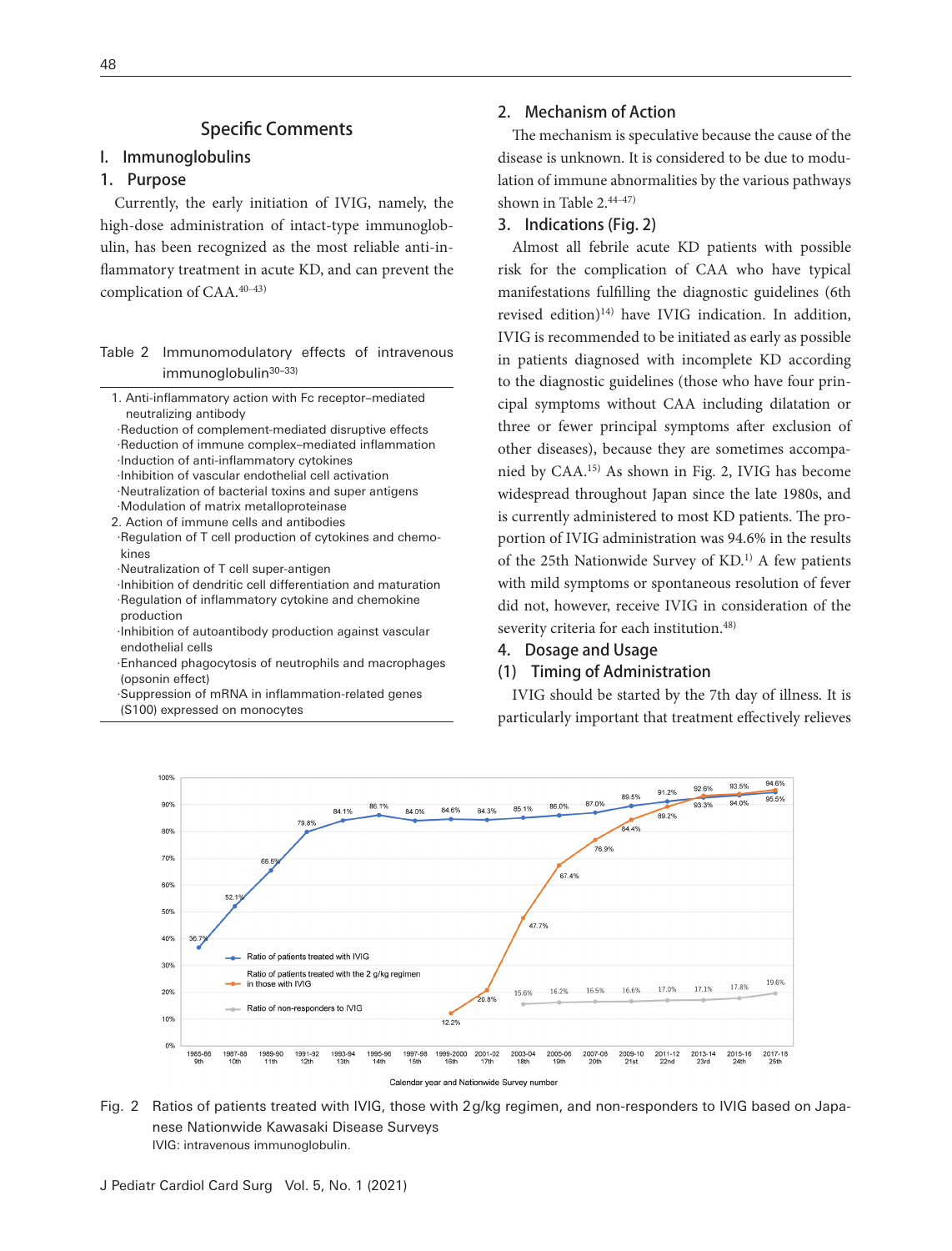## Specific Comments

### I. Immunoglobulins

#### 1. Purpose

Currently, the early initiation of IVIG, namely, the high-dose administration of intact-type immunoglobulin, has been recognized as the most reliable anti-inflammatory treatment in acute KD, and can prevent the complication of CAA.[40–43)]

Table 2 Immunomodulatory effects of intravenous immunoglobulin[30–33)]

1. Anti-inflammatory action with Fc receptor–mediated neutralizing antibody
   - ·Reduction of complement-mediated disruptive effects
   - ·Reduction of immune complex–mediated inflammation
   - ·Induction of anti-inflammatory cytokines
   - ·Inhibition of vascular endothelial cell activation
   - ·Neutralization of bacterial toxins and super antigens
   - ·Modulation of matrix metalloproteinase
2. Action of immune cells and antibodies
   - ·Regulation of T cell production of cytokines and chemokines
   - ·Neutralization of T cell super-antigen
   - ·Inhibition of dendritic cell differentiation and maturation
   - ·Regulation of inflammatory cytokine and chemokine production
   - ·Inhibition of autoantibody production against vascular endothelial cells
   - ·Enhanced phagocytosis of neutrophils and macrophages (opsonin effect)
   - ·Suppression of mRNA in inflammation-related genes (S100) expressed on monocytes

#### 2. Mechanism of Action

The mechanism is speculative because the cause of the disease is unknown. It is considered to be due to modulation of immune abnormalities by the various pathways shown in Table 2.[44–47)]

#### 3. Indications (Fig. 2)

Almost all febrile acute KD patients with possible risk for the complication of CAA who have typical manifestations fulfilling the diagnostic guidelines (6th revised edition)[14)] have IVIG indication. In addition, IVIG is recommended to be initiated as early as possible in patients diagnosed with incomplete KD according to the diagnostic guidelines (those who have four principal symptoms without CAA including dilatation or three or fewer principal symptoms after exclusion of other diseases), because they are sometimes accompanied by CAA.[15)] As shown in Fig. 2, IVIG has become widespread throughout Japan since the late 1980s, and is currently administered to most KD patients. The proportion of IVIG administration was 94.6% in the results of the 25th Nationwide Survey of KD.[1)] A few patients with mild symptoms or spontaneous resolution of fever did not, however, receive IVIG in consideration of the severity criteria for each institution.[48)]

#### 4. Dosage and Usage

##### (1) Timing of Administration

IVIG should be started by the 7th day of illness. It is particularly important that treatment effectively relieves

Fig. 2 Ratios of patients treated with IVIG, those with 2 g/kg regimen, and non-responders to IVIG based on Japanese Nationwide Kawasaki Disease Surveys
IVIG: intravenous immunoglobulin.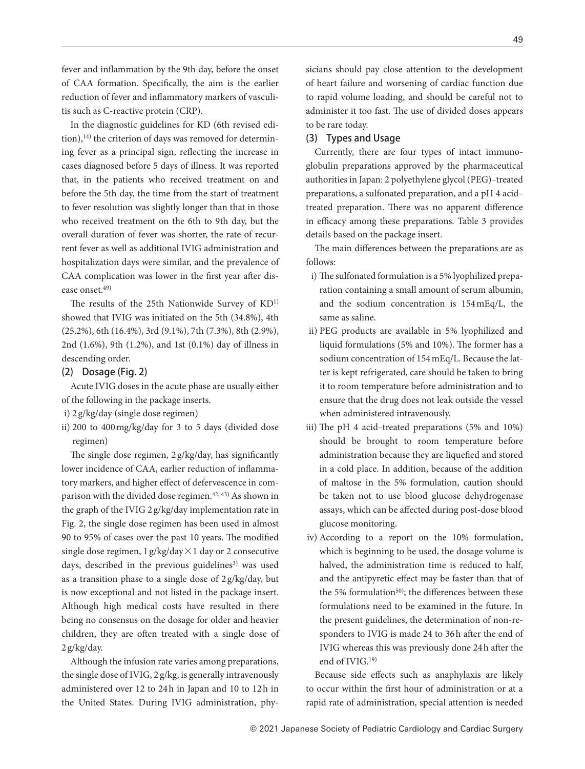fever and inflammation by the 9th day, before the onset of CAA formation. Specifically, the aim is the earlier reduction of fever and inflammatory markers of vasculitis such as C-reactive protein (CRP).

In the diagnostic guidelines for KD (6th revised edition),[14] the criterion of days was removed for determining fever as a principal sign, reflecting the increase in cases diagnosed before 5 days of illness. It was reported that, in the patients who received treatment on and before the 5th day, the time from the start of treatment to fever resolution was slightly longer than that in those who received treatment on the 6th to 9th day, but the overall duration of fever was shorter, the rate of recurrent fever as well as additional IVIG administration and hospitalization days were similar, and the prevalence of CAA complication was lower in the first year after disease onset.[49]

The results of the 25th Nationwide Survey of KD[1] showed that IVIG was initiated on the 5th (34.8%), 4th (25.2%), 6th (16.4%), 3rd (9.1%), 7th (7.3%), 8th (2.9%), 2nd (1.6%), 9th (1.2%), and 1st (0.1%) day of illness in descending order.

### (2) Dosage (Fig. 2)

Acute IVIG doses in the acute phase are usually either of the following in the package inserts.

i) 2 g/kg/day (single dose regimen)

ii) 200 to 400 mg/kg/day for 3 to 5 days (divided dose regimen)

The single dose regimen, 2 g/kg/day, has significantly lower incidence of CAA, earlier reduction of inflammatory markers, and higher effect of defervescence in comparison with the divided dose regimen.[42, 43] As shown in the graph of the IVIG 2 g/kg/day implementation rate in Fig. 2, the single dose regimen has been used in almost 90 to 95% of cases over the past 10 years. The modified single dose regimen, 1 g/kg/day × 1 day or 2 consecutive days, described in the previous guidelines[3] was used as a transition phase to a single dose of 2 g/kg/day, but is now exceptional and not listed in the package insert. Although high medical costs have resulted in there being no consensus on the dosage for older and heavier children, they are often treated with a single dose of 2 g/kg/day.

Although the infusion rate varies among preparations, the single dose of IVIG, 2 g/kg, is generally intravenously administered over 12 to 24 h in Japan and 10 to 12 h in the United States. During IVIG administration, physicians should pay close attention to the development of heart failure and worsening of cardiac function due to rapid volume loading, and should be careful not to administer it too fast. The use of divided doses appears to be rare today.

### (3) Types and Usage

Currently, there are four types of intact immunoglobulin preparations approved by the pharmaceutical authorities in Japan: 2 polyethylene glycol (PEG)–treated preparations, a sulfonated preparation, and a pH 4 acid–treated preparation. There was no apparent difference in efficacy among these preparations. Table 3 provides details based on the package insert.

The main differences between the preparations are as follows:

i) The sulfonated formulation is a 5% lyophilized preparation containing a small amount of serum albumin, and the sodium concentration is 154 mEq/L, the same as saline.

ii) PEG products are available in 5% lyophilized and liquid formulations (5% and 10%). The former has a sodium concentration of 154 mEq/L. Because the latter is kept refrigerated, care should be taken to bring it to room temperature before administration and to ensure that the drug does not leak outside the vessel when administered intravenously.

iii) The pH 4 acid–treated preparations (5% and 10%) should be brought to room temperature before administration because they are liquefied and stored in a cold place. In addition, because of the addition of maltose in the 5% formulation, caution should be taken not to use blood glucose dehydrogenase assays, which can be affected during post-dose blood glucose monitoring.

iv) According to a report on the 10% formulation, which is beginning to be used, the dosage volume is halved, the administration time is reduced to half, and the antipyretic effect may be faster than that of the 5% formulation[50]; the differences between these formulations need to be examined in the future. In the present guidelines, the determination of non-responders to IVIG is made 24 to 36 h after the end of IVIG whereas this was previously done 24 h after the end of IVIG.[19]

Because side effects such as anaphylaxis are likely to occur within the first hour of administration or at a rapid rate of administration, special attention is needed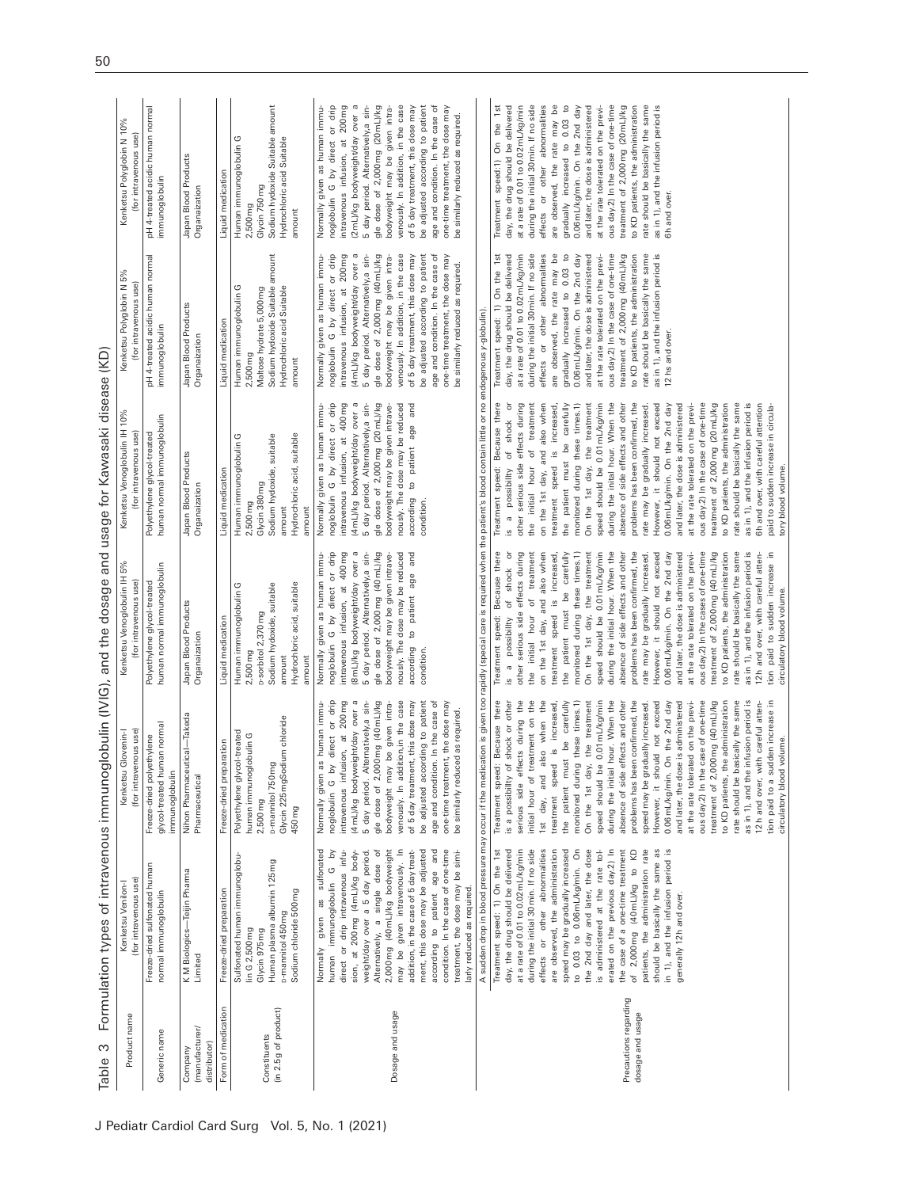Table 3 Formulation types of intravenous immunoglobulin (IVIG), and the dosage and usage for Kawasaki disease (KD)

| Product name | Kenketsu Venilon-I (for intravenous use) | Kenketsu Glovenin-I (for intravenous use) | Kenketsu Venoglobulin IH 5% (for intravenous use) | Kenketsu Venoglobulin IH 10% (for intravenous use) | Kenketsu Polyglobin N 5% (for intravenous use) | Kenketsu Polyglobin N 10% (for intravenous use) |
|---|---|---|---|---|---|---|
| Generic name | Freeze-dried sulfonated human normal immunoglobulin | Freeze-dried polyethylene glycol-treated human normal immunoglobulin | Polyethylene glycol-treated human normal immunoglobulin | Polyethylene glycol-treated human normal immunoglobulin | pH 4-treated acidic human normal immunoglobulin | pH 4-treated acidic human normal immunoglobulin |
| Company (manufacturer/ distributor) | K M Biologics—Teijin Pharma Limited | Nihon Pharmaceutical—Takeda Pharmaceutical | Japan Blood Products Organization | Japan Blood Products Organization | Japan Blood Products Organization | Japan Blood Products Organization |
| Form of medication | Freeze-dried preparation | Freeze-dried preparation | Liquid medication | Liquid medication | Liquid medication | Liquid medication |
| Constituents (in 2.5 g of product) | Sulfonated human immunoglobulin G 2,500 mg<br>Glycin 975 mg<br>Human plasma albumin 125 mg<br>D-mannitol 450 mg<br>Sodium chloride 500 mg | Polyethylene glycol-treated human immunoglobulin G 2,500 mg<br>D-mannitol 750 mg<br>Glycin 225 mgSodium chloride 450 mg | Human immunoglobulin G 2,500 mg<br>D-sorbitol 2,370 mg<br>Sodium hydoxide, suitable amount<br>Hydrochloric acid, suitable amount | Human immunoglobulin G 2,500 mg<br>Glycin 380 mg<br>Sodium hydoxide, suitable amount<br>Hydrochloric acid, suitable amount | Human immunoglobulin G 2,500 mg<br>Maltose hydrate 5,000 mg<br>Sodium hydroxide Suitable amount<br>Hydrochloric acid Suitable amount | Human immunoglobulin G 2,500 mg<br>Glycin 750 mg<br>Sodium hydoxide Suitable amount<br>Hydrochloric acid Suitable amount |
| Dosage and usage | Normally given as sulfonated human immunoglobulin G by direct or drip intravenous infusion, at 200 mg (4 mL/kg) bodyweight/day over a 5 day period. Alternatively, a single dose of 2,000 mg (40 mL/kg) bodyweight may be given intravenously. In addition, in the case of 5 day treatment, this dose may be adjusted according to patient age and condition. In the case of one-time treatment, the dose may be similarly reduced as required. | Normally given as human immunoglobulin G by direct or drip intravenous infusion, at 200 mg (4 mL/kg bodyweight/day over a 5 day period. Alternatively,a single dose of 2,000 mg (40 mL/kg bodyweight may be given intravenously. In addition,in the case of 5 day treatment, this dose may be adjusted according to patient age and condition. In the case of one-time treatment, the dose may be similarly reduced as required. | Normally given as human immunoglobulin G by direct or drip intravenous infusion, at 400 mg (8 mL/kg bodyweight/day over a 5 day period. Alternatively,a single dose of 2,000 mg (40 mL/kg bodyweight may be given intravenously. The dose may be reduced according to patient age and condition. | Normally given as human immunoglobulin G by direct or drip intravenous infusion, at 400 mg (4 mL/kg bodyweight/day over a 5 day period. Alternatively,a single dose of 2,000 mg (20 mL/kg bodyweight may be given intravenously. The dose may be reduced according to patient age and condition. | Normally given as human immunoglobulin G by direct or drip intravenous infusion, at 200 mg (4 mL/kg bodyweight/day over a 5 day period. Alternatively,a single dose of 2,000 mg (40 mL/kg bodyweight may be given intravenously. In addition, in the case of 5 day treatment, this dose may be adjusted according to patient age and condition. In the case of one-time treatment, the dose may be similarly reduced as required. | Normally given as human immunoglobulin G by direct or drip intravenous infusion, at 200 mg (2 mL/kg bodyweight/day over a 5 day period. Alternatively,a single dose of 2,000 mg (20 mL/kg bodyweight may be given intravenously. In addition, in the case of 5 day treatment, this dose may be adjusted according to patient age and condition. In the case of one-time treatment, the dose may be similarly reduced as required. |
| Precautions regarding dosage and usage | A sudden drop in blood pressure may occur if the medication is given too rapidly (special care is required when the patient's blood contain little or no endogenous γ-globulin). | | | | | |
| | Treatment speed: 1) On the 1st day, the drug should be delivered at a rate of 0.01 to 0.02 mL/kg/min during the initial 30 min. If no side effects or other abnormalities are observed, the administration speed may be gradually increased to 0.03 to 0.06 mL/kg/min. On the 2nd day and later, the dose is administered at the rate tolerated on the previous day.2) In the case of a one-time treatment of 2,000 mg (40 mL/kg) to KD patients, the administration rate should be basically the same as in 1), and the infusion period is generally 12 h and over. | Treatment speed: Because there is a possibility of shock or other serious side effects during the initial hour of treatment on the 1st day, and also when the treatment speed is increased, the patient must be carefully monitored during these times.1) On the 1st day, the treatment speed should be 0.01 mL/kg/min during the initial hour. When the absence of side effects and other problems has been confirmed, the speed may be gradually increased. However, it should not exceed 0.06 mL/kg/min. On the 2nd day and later, the dose is administered at the rate tolerated on the previous day.2) In the case of one-time treatment of 2,000 mg (40 mL/kg) to KD patients, the administration rate should be basically the same as in 1), and the infusion period is 12 h and over, with careful attention paid to a sudden increase in circulatory blood volume. | Treatment speed: Because there is a possibility of shock or other serious side effects during the initial hour of treatment on the 1st day, and also when treatment speed is increased, the patient must be carefully monitored during these times.1) On the 1st day, the treatment speed should be 0.01 mL/kg/min during the initial hour. When the absence of side effects and other problems has been confirmed, the rate may be gradually increased. However, it should not exceed 0.06 mL/kg/min. On the 2nd day and later, the dose is administered at the rate tolerated on the previous day.2) In the cases of one-time treatment of 2,000 mg (40 mL/kg) to KD patients, the administration rate should be basically the same as in 1), and the infusion period is 12 h and over, with careful attention paid to sudden increase in circulatory blood volume. | Treatment speed: Because there is a possibility of shock or other serious side effects during the initial hour of treatment on the 1st day, and also when treatment speed is increased, the patient must be carefully monitored during these times.1) On the 1st day, the treatment speed should be 0.01 mL/kg/min during the initial hour. When the absence of side effects and other problems has been confirmed, the rate may be gradually increased. However, it should not exceed 0.06 mL/kg/min. On the 2nd day and later, the dose is administered at the rate tolerated on the previous day.2) In the case of one-time treatment of 2,000 mg (20 mL/kg to KD patients, the administration rate should be basically the same as in 1), and the infusion period is 6 h and over, with careful attention paid to sudden increase in circulatory blood volume. | Treatment speed: 1) On the 1st day, the drug should be delivered at a rate of 0.01 to 0.02 mL/kg/min during the initial 30 min. If no side effects or other abnormalities are observed, the rate may be gradually increased to 0.03 to 0.06 mL/kg/min. On the 2nd day and later, the dose is administered at the rate tolerated on the previous day.2) In the case of one-time treatment of 2,000 mg (40 mL/kg to KD patients, the administration rate should be basically the same as in 1), and the infusion period is 12 hs and over. | Treatment speed:1) On the 1st day, the drug should be delivered at a rate of 0.01 to 0.02 mL/kg/min during the initial 30 min. If no side effects or other abnormalities are observed, the rate may be gradually increased to 0.03 to 0.06 mL/kg/min. On the 2nd day and later, the dose is administered at the rate tolerated on the previous day.2) In the case of one-time treatment of 2,000 mg (20 mL/kg to KD patients, the administration rate should be basically the same as in 1), and the infusion period is 6 h and over. |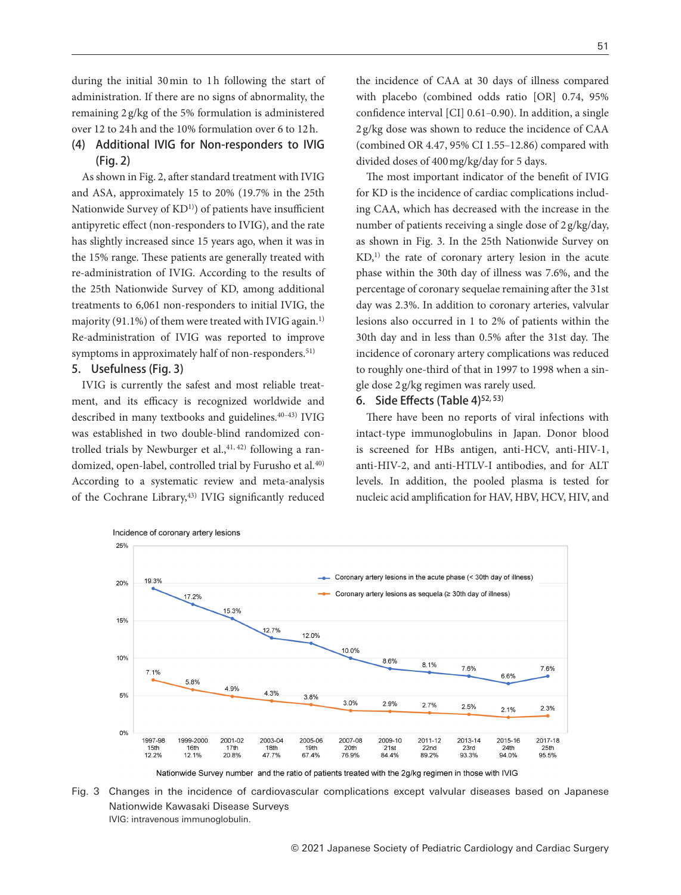during the initial 30 min to 1 h following the start of administration. If there are no signs of abnormality, the remaining 2 g/kg of the 5% formulation is administered over 12 to 24 h and the 10% formulation over 6 to 12 h.

### (4) Additional IVIG for Non-responders to IVIG (Fig. 2)

As shown in Fig. 2, after standard treatment with IVIG and ASA, approximately 15 to 20% (19.7% in the 25th Nationwide Survey of KD[1]) of patients have insufficient antipyretic effect (non-responders to IVIG), and the rate has slightly increased since 15 years ago, when it was in the 15% range. These patients are generally treated with re-administration of IVIG. According to the results of the 25th Nationwide Survey of KD, among additional treatments to 6,061 non-responders to initial IVIG, the majority (91.1%) of them were treated with IVIG again.[1] Re-administration of IVIG was reported to improve symptoms in approximately half of non-responders.[51]

## 5. Usefulness (Fig. 3)

IVIG is currently the safest and most reliable treatment, and its efficacy is recognized worldwide and described in many textbooks and guidelines.[40–43] IVIG was established in two double-blind randomized controlled trials by Newburger et al.,[41, 42] following a randomized, open-label, controlled trial by Furusho et al.[40] According to a systematic review and meta-analysis of the Cochrane Library,[43] IVIG significantly reduced the incidence of CAA at 30 days of illness compared with placebo (combined odds ratio [OR] 0.74, 95% confidence interval [CI] 0.61–0.90). In addition, a single 2 g/kg dose was shown to reduce the incidence of CAA (combined OR 4.47, 95% CI 1.55–12.86) compared with divided doses of 400 mg/kg/day for 5 days.

The most important indicator of the benefit of IVIG for KD is the incidence of cardiac complications including CAA, which has decreased with the increase in the number of patients receiving a single dose of 2 g/kg/day, as shown in Fig. 3. In the 25th Nationwide Survey on KD,[1] the rate of coronary artery lesion in the acute phase within the 30th day of illness was 7.6%, and the percentage of coronary sequelae remaining after the 31st day was 2.3%. In addition to coronary arteries, valvular lesions also occurred in 1 to 2% of patients within the 30th day and in less than 0.5% after the 31st day. The incidence of coronary artery complications was reduced to roughly one-third of that in 1997 to 1998 when a single dose 2 g/kg regimen was rarely used.

## 6. Side Effects (Table 4)[52, 53]

There have been no reports of viral infections with intact-type immunoglobulins in Japan. Donor blood is screened for HBs antigen, anti-HCV, anti-HIV-1, anti-HIV-2, and anti-HTLV-I antibodies, and for ALT levels. In addition, the pooled plasma is tested for nucleic acid amplification for HAV, HBV, HCV, HIV, and

Incidence of coronary artery lesions

| Nationwide Survey | 1997-98 15th | 1999-2000 16th | 2001-02 17th | 2003-04 18th | 2005-06 19th | 2007-08 20th | 2009-10 21st | 2011-12 22nd | 2013-14 23rd | 2015-16 24th | 2017-18 25th |
|---|---|---|---|---|---|---|---|---|---|---|---|
| Ratio of patients treated with the 2g/kg regimen in those with IVIG | 12.2% | 12.1% | 20.8% | 47.7% | 67.4% | 76.9% | 84.4% | 89.2% | 93.3% | 94.0% | 95.5% |
| Coronary artery lesions in the acute phase (< 30th day of illness) | 19.3% | 17.2% | 15.3% | 12.7% | 12.0% | 10.0% | 8.6% | 8.1% | 7.6% | 6.6% | 7.6% |
| Coronary artery lesions as sequela (≥ 30th day of illness) | 7.1% | 5.8% | 4.9% | 4.3% | 3.8% | 3.0% | 2.9% | 2.7% | 2.5% | 2.1% | 2.3% |

Nationwide Survey number and the ratio of patients treated with the 2g/kg regimen in those with IVIG

Fig. 3 Changes in the incidence of cardiovascular complications except valvular diseases based on Japanese Nationwide Kawasaki Disease Surveys
IVIG: intravenous immunoglobulin.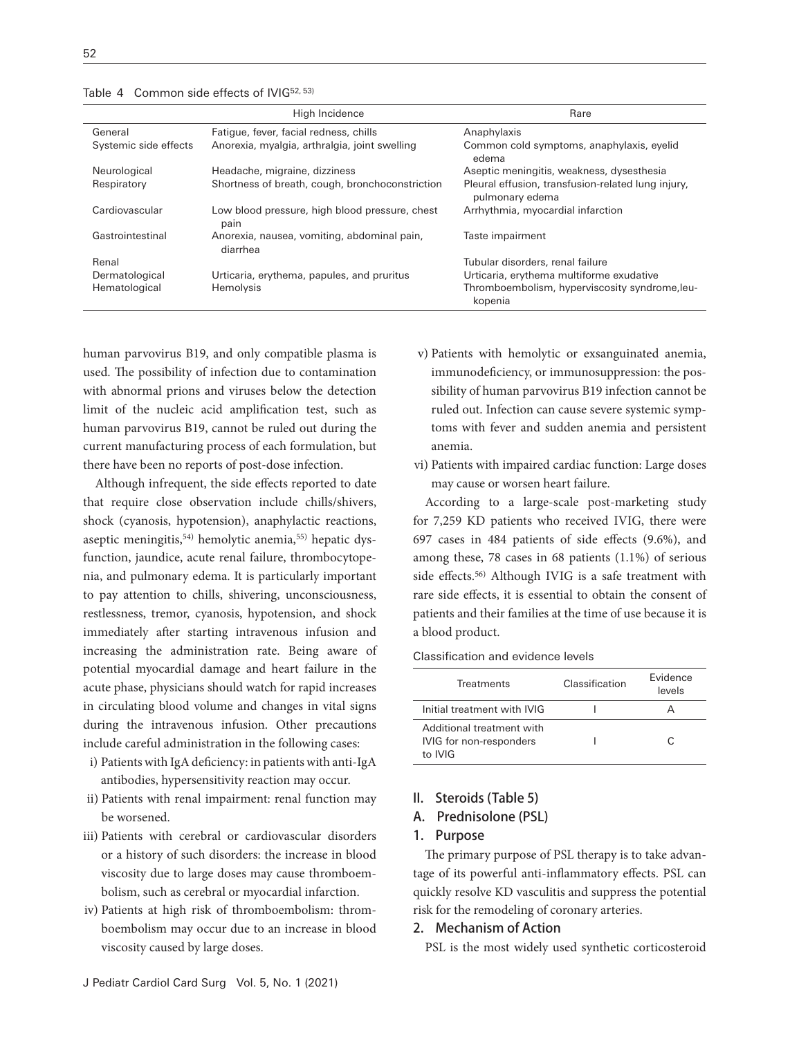Table 4 Common side effects of IVIG[52, 53]

| | High Incidence | Rare |
|---|---|---|
| General | Fatigue, fever, facial redness, chills | Anaphylaxis |
| Systemic side effects | Anorexia, myalgia, arthralgia, joint swelling | Common cold symptoms, anaphylaxis, eyelid edema |
| Neurological | Headache, migraine, dizziness | Aseptic meningitis, weakness, dysesthesia |
| Respiratory | Shortness of breath, cough, bronchoconstriction | Pleural effusion, transfusion-related lung injury, pulmonary edema |
| Cardiovascular | Low blood pressure, high blood pressure, chest pain | Arrhythmia, myocardial infarction |
| Gastrointestinal | Anorexia, nausea, vomiting, abdominal pain, diarrhea | Taste impairment |
| Renal | | Tubular disorders, renal failure |
| Dermatological | Urticaria, erythema, papules, and pruritus | Urticaria, erythema multiforme exudative |
| Hematological | Hemolysis | Thromboembolism, hyperviscosity syndrome,leukopenia |

human parvovirus B19, and only compatible plasma is used. The possibility of infection due to contamination with abnormal prions and viruses below the detection limit of the nucleic acid amplification test, such as human parvovirus B19, cannot be ruled out during the current manufacturing process of each formulation, but there have been no reports of post-dose infection.

Although infrequent, the side effects reported to date that require close observation include chills/shivers, shock (cyanosis, hypotension), anaphylactic reactions, aseptic meningitis,[54] hemolytic anemia,[55] hepatic dysfunction, jaundice, acute renal failure, thrombocytopenia, and pulmonary edema. It is particularly important to pay attention to chills, shivering, unconsciousness, restlessness, tremor, cyanosis, hypotension, and shock immediately after starting intravenous infusion and increasing the administration rate. Being aware of potential myocardial damage and heart failure in the acute phase, physicians should watch for rapid increases in circulating blood volume and changes in vital signs during the intravenous infusion. Other precautions include careful administration in the following cases:

i) Patients with IgA deficiency: in patients with anti-IgA antibodies, hypersensitivity reaction may occur.
ii) Patients with renal impairment: renal function may be worsened.
iii) Patients with cerebral or cardiovascular disorders or a history of such disorders: the increase in blood viscosity due to large doses may cause thromboembolism, such as cerebral or myocardial infarction.
iv) Patients at high risk of thromboembolism: thromboembolism may occur due to an increase in blood viscosity caused by large doses.
v) Patients with hemolytic or exsanguinated anemia, immunodeficiency, or immunosuppression: the possibility of human parvovirus B19 infection cannot be ruled out. Infection can cause severe systemic symptoms with fever and sudden anemia and persistent anemia.
vi) Patients with impaired cardiac function: Large doses may cause or worsen heart failure.

According to a large-scale post-marketing study for 7,259 KD patients who received IVIG, there were 697 cases in 484 patients of side effects (9.6%), and among these, 78 cases in 68 patients (1.1%) of serious side effects.[56] Although IVIG is a safe treatment with rare side effects, it is essential to obtain the consent of patients and their families at the time of use because it is a blood product.

Classification and evidence levels

| Treatments | Classification | Evidence levels |
|---|---|---|
| Initial treatment with IVIG | I | A |
| Additional treatment with IVIG for non-responders to IVIG | I | C |

## II. Steroids (Table 5)

### A. Prednisolone (PSL)

#### 1. Purpose

The primary purpose of PSL therapy is to take advantage of its powerful anti-inflammatory effects. PSL can quickly resolve KD vasculitis and suppress the potential risk for the remodeling of coronary arteries.

#### 2. Mechanism of Action

PSL is the most widely used synthetic corticosteroid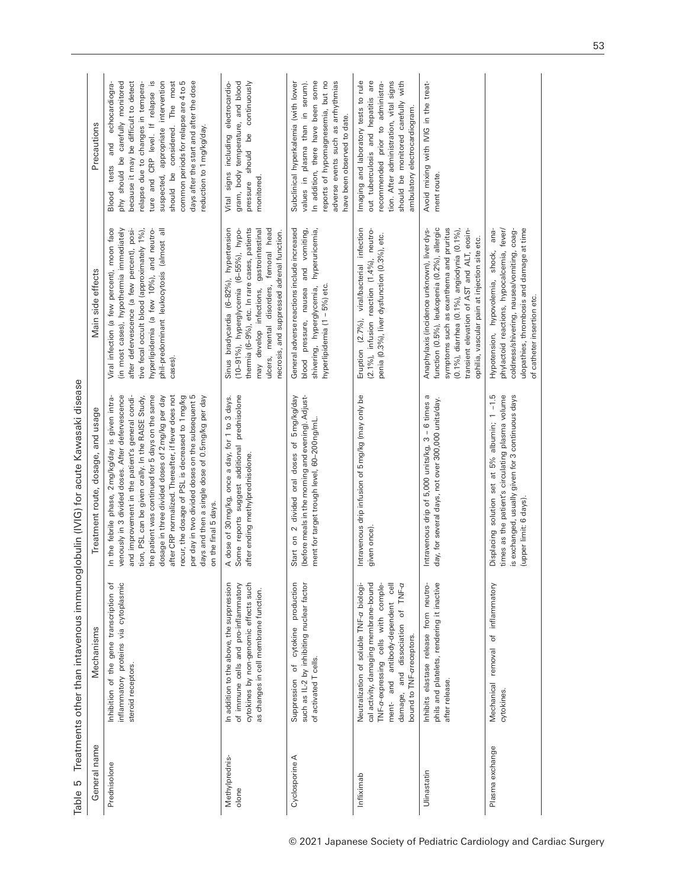Table 5 Treatments other than intravenous immunoglobulin (IVIG) for acute Kawasaki disease

| General name | Mechanisms | Treatment route, dosage, and usage | Main side effects | Precautions |
|---|---|---|---|---|
| Prednisolone | Inhibition of the gene transcription of inflammatory proteins via cytoplasmic steroid receptors. | In the febrile phase, 2mg/kg/day is given intravenously in 3 divided doses. After defervescence and improvement in the patient's general condition, PSL can be given orally. In the RAISE Study, the patient was continued for 5 days on the same dosage in three divided doses of 2mg/kg per day after CRP normalized. Thereafter, if fever does not recur, the dosage of PSL is decreased to 1mg/kg per day in two divided doses on the subsequent 5 days and then a single dose of 0.5mg/kg per day on the final 5 days. | Viral infection (a few percent), moon face (in most cases), hypothermia immediately after defervescence (a few percent), positive fecal occult blood (approximately 1%), hyperlipidemia (a few 10%), and neutrophil-predominant leukocytosis (almost all cases). | Blood tests and echocardiography should be carefully monitored because it may be difficult to detect relapse due to changes in temperature and CRP level. If relapse is suspected, appropriate intervention should be considered. The most common periods for relapse are 4 to 5 days after the start and after the dose reduction to 1mg/kg/day. |
| Methylprednisolone | In addition to the above, the suppression of immune cells and pro-inflammatory cytokines by non-genomic effects such as changes in cell membrane function. | A dose of 30mg/kg, once a day, for 1 to 3 days. Some reports suggest additional prednisolone after ending methylprednisolone. | Sinus bradycardia (6–82%), hypertension (10–91%), hyperglycemia (6–55%), hypothermia (6–9%), etc. In rare cases, patients may develop infections, gastrointestinal ulcers, mental disorders, femoral head necrosis, and suppressed adrenal function. | Vital signs including electrocardiogram, body temperature, and blood pressure should be continuously monitored. |
| Cyclosporine A | Suppression of cytokine production such as IL-2 by inhibiting nuclear factor of activated T cells. | Start on 2 divided oral doses of 5mg/kg/day (before meals in the morning and evening). Adjustment for target trough level, 60–200ng/mL. | General adverse reactions include increased blood pressure, nausea and vomiting, shivering, hyperglycemia, hyperuricemia, hyperlipidemia (1 – 5%) etc. | Subclinical hyperkalemia (with lower values in plasma than in serum). In addition, there have been some reports of hypomagnesemia, but no adverse events such as arrhythmias have been observed to date. |
| Infliximab | Neutralization of soluble TNF-α biological activity, damaging membrane-bound TNF-α-expressing cells with complement- and antibody-dependent cell damage, and dissociation of TNF-α bound to TNF-α receptors. | Intravenous drip infusion of 5mg/kg (may only be given once). | Eruption (2.7%), viral/bacterial infection (2.1%), infusion reaction (1.4%), neutropenia (0.3%), liver dysfunction (0.3%), etc. | Imaging and laboratory tests to rule out tuberculosis and hepatitis are recommended prior to administration. After administration, vital signs should be monitored carefully with ambulatory electrocardiogram. |
| Ulinastatin | Inhibits elastase release from neutrophils and platelets, rendering it inactive after release. | Intravenous drip of 5,000 units/kg, 3 – 6 times a day, for several days, not over 300,000 units/day. | Anaphylaxis (incidence unknown), liver dysfunction (0.5%), leukopenia (0.2%), allergic symptoms such as exanthema and pruritus (0.1%), diarrhea (0.1%), angiodynia (0.1%), transient elevation of AST and ALT, eosinophilia, vascular pain at injection site etc. | Avoid mixing with IVIG in the treatment route. |
| Plasma exchange | Mechanical removal of inflammatory cytokines. | Displacing solution set at 5% albumin; 1 –1.5 times as the patient's circulating plasma volume is exchanged, usually given for 3 continuous days (upper limit: 6 days). | Hypotension, hypovolemia, shock, anaphylactoid reactions, hypocalcemia, fever/coldness/shivering, nausea/vomiting, coagulopathies, thrombosis and damage at time of catheter insertion etc. | |

© 2021 Japanese Society of Pediatric Cardiology and Cardiac Surgery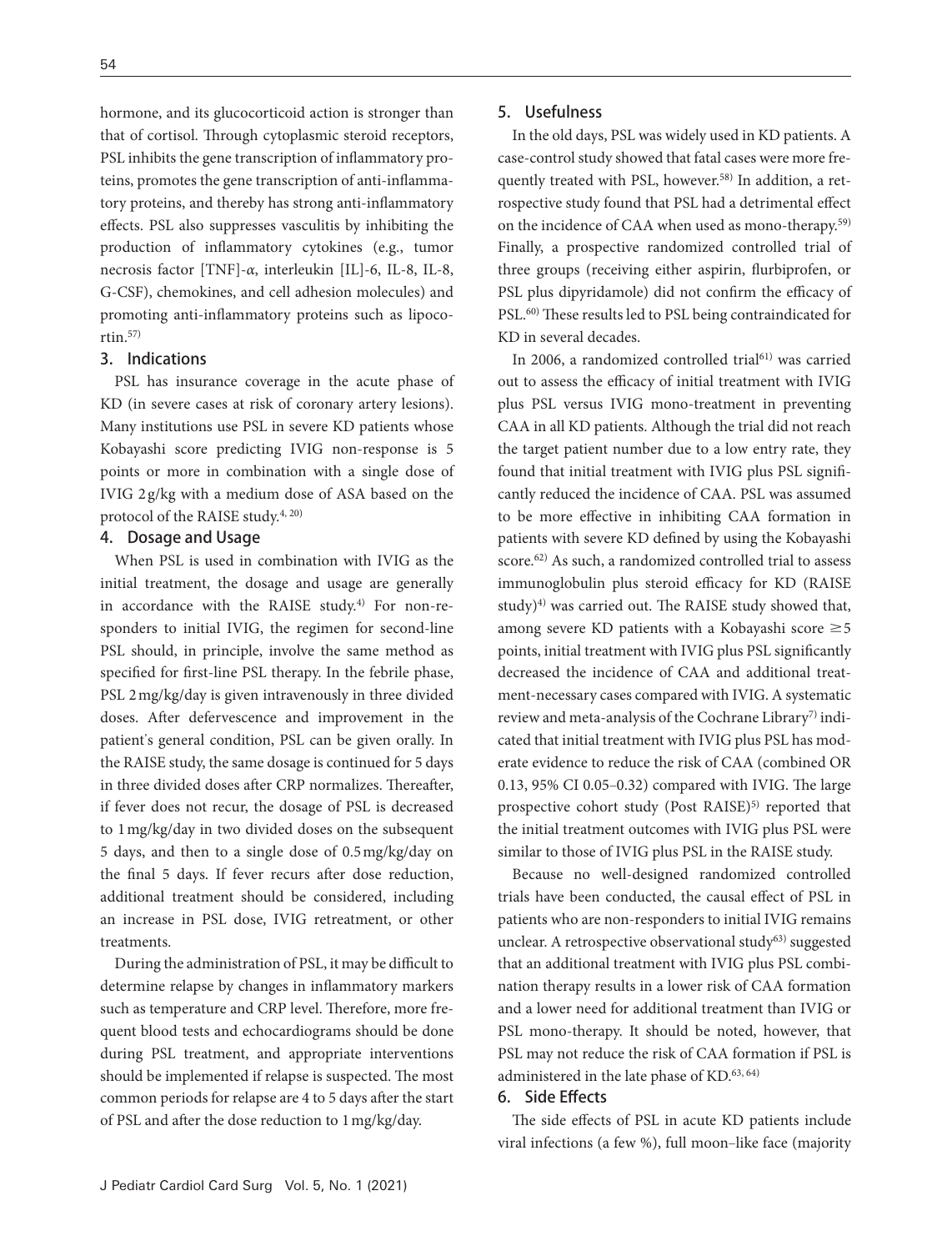hormone, and its glucocorticoid action is stronger than that of cortisol. Through cytoplasmic steroid receptors, PSL inhibits the gene transcription of inflammatory proteins, promotes the gene transcription of anti-inflammatory proteins, and thereby has strong anti-inflammatory effects. PSL also suppresses vasculitis by inhibiting the production of inflammatory cytokines (e.g., tumor necrosis factor [TNF]-α, interleukin [IL]-6, IL-8, IL-8, G-CSF), chemokines, and cell adhesion molecules) and promoting anti-inflammatory proteins such as lipocortin.[57]

### 3. Indications

PSL has insurance coverage in the acute phase of KD (in severe cases at risk of coronary artery lesions). Many institutions use PSL in severe KD patients whose Kobayashi score predicting IVIG non-response is 5 points or more in combination with a single dose of IVIG 2 g/kg with a medium dose of ASA based on the protocol of the RAISE study.[4, 20]

### 4. Dosage and Usage

When PSL is used in combination with IVIG as the initial treatment, the dosage and usage are generally in accordance with the RAISE study.[4] For non-responders to initial IVIG, the regimen for second-line PSL should, in principle, involve the same method as specified for first-line PSL therapy. In the febrile phase, PSL 2 mg/kg/day is given intravenously in three divided doses. After defervescence and improvement in the patient's general condition, PSL can be given orally. In the RAISE study, the same dosage is continued for 5 days in three divided doses after CRP normalizes. Thereafter, if fever does not recur, the dosage of PSL is decreased to 1 mg/kg/day in two divided doses on the subsequent 5 days, and then to a single dose of 0.5 mg/kg/day on the final 5 days. If fever recurs after dose reduction, additional treatment should be considered, including an increase in PSL dose, IVIG retreatment, or other treatments.

During the administration of PSL, it may be difficult to determine relapse by changes in inflammatory markers such as temperature and CRP level. Therefore, more frequent blood tests and echocardiograms should be done during PSL treatment, and appropriate interventions should be implemented if relapse is suspected. The most common periods for relapse are 4 to 5 days after the start of PSL and after the dose reduction to 1 mg/kg/day.

### 5. Usefulness

In the old days, PSL was widely used in KD patients. A case-control study showed that fatal cases were more frequently treated with PSL, however.[58] In addition, a retrospective study found that PSL had a detrimental effect on the incidence of CAA when used as mono-therapy.[59] Finally, a prospective randomized controlled trial of three groups (receiving either aspirin, flurbiprofen, or PSL plus dipyridamole) did not confirm the efficacy of PSL.[60] These results led to PSL being contraindicated for KD in several decades.

In 2006, a randomized controlled trial[61] was carried out to assess the efficacy of initial treatment with IVIG plus PSL versus IVIG mono-treatment in preventing CAA in all KD patients. Although the trial did not reach the target patient number due to a low entry rate, they found that initial treatment with IVIG plus PSL significantly reduced the incidence of CAA. PSL was assumed to be more effective in inhibiting CAA formation in patients with severe KD defined by using the Kobayashi score.[62] As such, a randomized controlled trial to assess immunoglobulin plus steroid efficacy for KD (RAISE study)[4] was carried out. The RAISE study showed that, among severe KD patients with a Kobayashi score ≥5 points, initial treatment with IVIG plus PSL significantly decreased the incidence of CAA and additional treatment-necessary cases compared with IVIG. A systematic review and meta-analysis of the Cochrane Library[7] indicated that initial treatment with IVIG plus PSL has moderate evidence to reduce the risk of CAA (combined OR 0.13, 95% CI 0.05–0.32) compared with IVIG. The large prospective cohort study (Post RAISE)[5] reported that the initial treatment outcomes with IVIG plus PSL were similar to those of IVIG plus PSL in the RAISE study.

Because no well-designed randomized controlled trials have been conducted, the causal effect of PSL in patients who are non-responders to initial IVIG remains unclear. A retrospective observational study[63] suggested that an additional treatment with IVIG plus PSL combination therapy results in a lower risk of CAA formation and a lower need for additional treatment than IVIG or PSL mono-therapy. It should be noted, however, that PSL may not reduce the risk of CAA formation if PSL is administered in the late phase of KD.[63, 64]

### 6. Side Effects

The side effects of PSL in acute KD patients include viral infections (a few %), full moon–like face (majority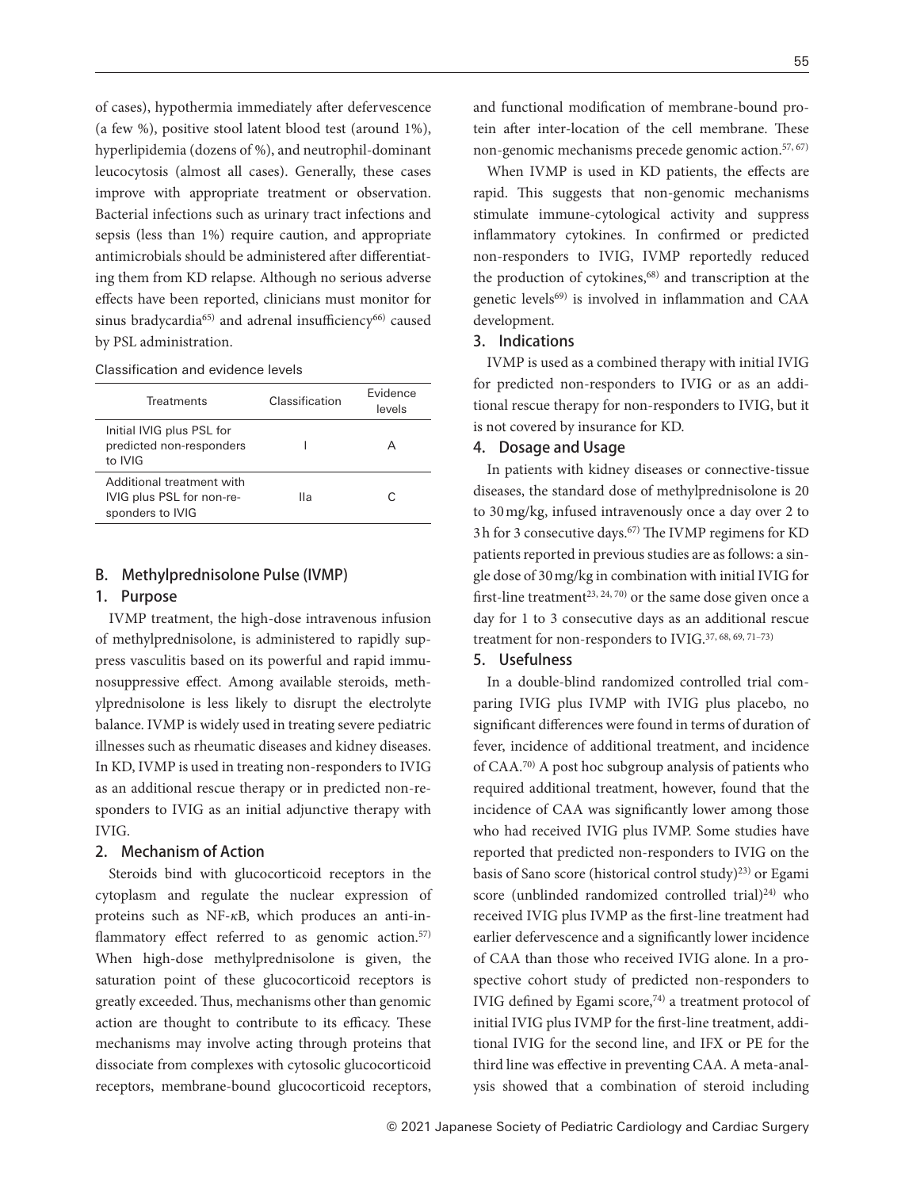of cases), hypothermia immediately after defervescence (a few %), positive stool latent blood test (around 1%), hyperlipidemia (dozens of %), and neutrophil-dominant leucocytosis (almost all cases). Generally, these cases improve with appropriate treatment or observation. Bacterial infections such as urinary tract infections and sepsis (less than 1%) require caution, and appropriate antimicrobials should be administered after differentiating them from KD relapse. Although no serious adverse effects have been reported, clinicians must monitor for sinus bradycardia[65] and adrenal insufficiency[66] caused by PSL administration.

Classification and evidence levels

| Treatments | Classification | Evidence levels |
|---|---|---|
| Initial IVIG plus PSL for predicted non-responders to IVIG | I | A |
| Additional treatment with IVIG plus PSL for non-responders to IVIG | IIa | C |

### B. Methylprednisolone Pulse (IVMP)

#### 1. Purpose

IVMP treatment, the high-dose intravenous infusion of methylprednisolone, is administered to rapidly suppress vasculitis based on its powerful and rapid immunosuppressive effect. Among available steroids, methylprednisolone is less likely to disrupt the electrolyte balance. IVMP is widely used in treating severe pediatric illnesses such as rheumatic diseases and kidney diseases. In KD, IVMP is used in treating non-responders to IVIG as an additional rescue therapy or in predicted non-responders to IVIG as an initial adjunctive therapy with IVIG.

#### 2. Mechanism of Action

Steroids bind with glucocorticoid receptors in the cytoplasm and regulate the nuclear expression of proteins such as NF-κB, which produces an anti-inflammatory effect referred to as genomic action.[57] When high-dose methylprednisolone is given, the saturation point of these glucocorticoid receptors is greatly exceeded. Thus, mechanisms other than genomic action are thought to contribute to its efficacy. These mechanisms may involve acting through proteins that dissociate from complexes with cytosolic glucocorticoid receptors, membrane-bound glucocorticoid receptors, and functional modification of membrane-bound protein after inter-location of the cell membrane. These non-genomic mechanisms precede genomic action.[57, 67]

When IVMP is used in KD patients, the effects are rapid. This suggests that non-genomic mechanisms stimulate immune-cytological activity and suppress inflammatory cytokines. In confirmed or predicted non-responders to IVIG, IVMP reportedly reduced the production of cytokines,[68] and transcription at the genetic levels[69] is involved in inflammation and CAA development.

#### 3. Indications

IVMP is used as a combined therapy with initial IVIG for predicted non-responders to IVIG or as an additional rescue therapy for non-responders to IVIG, but it is not covered by insurance for KD.

#### 4. Dosage and Usage

In patients with kidney diseases or connective-tissue diseases, the standard dose of methylprednisolone is 20 to 30 mg/kg, infused intravenously once a day over 2 to 3 h for 3 consecutive days.[67] The IVMP regimens for KD patients reported in previous studies are as follows: a single dose of 30 mg/kg in combination with initial IVIG for first-line treatment[23, 24, 70] or the same dose given once a day for 1 to 3 consecutive days as an additional rescue treatment for non-responders to IVIG.[37, 68, 69, 71–73]

#### 5. Usefulness

In a double-blind randomized controlled trial comparing IVIG plus IVMP with IVIG plus placebo, no significant differences were found in terms of duration of fever, incidence of additional treatment, and incidence of CAA.[70] A post hoc subgroup analysis of patients who required additional treatment, however, found that the incidence of CAA was significantly lower among those who had received IVIG plus IVMP. Some studies have reported that predicted non-responders to IVIG on the basis of Sano score (historical control study)[23] or Egami score (unblinded randomized controlled trial)[24] who received IVIG plus IVMP as the first-line treatment had earlier defervescence and a significantly lower incidence of CAA than those who received IVIG alone. In a prospective cohort study of predicted non-responders to IVIG defined by Egami score,[74] a treatment protocol of initial IVIG plus IVMP for the first-line treatment, additional IVIG for the second line, and IFX or PE for the third line was effective in preventing CAA. A meta-analysis showed that a combination of steroid including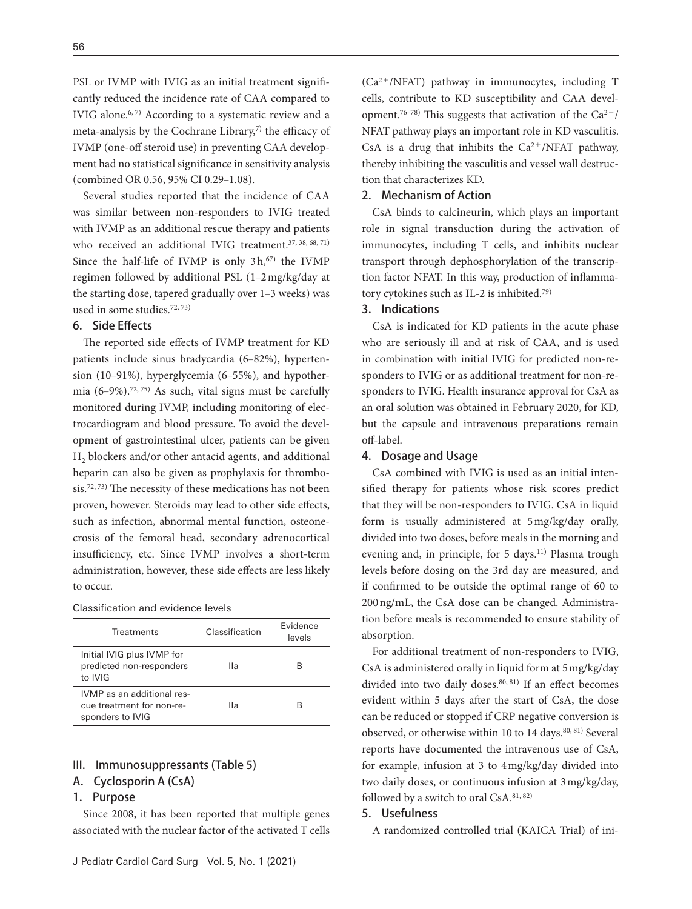PSL or IVMP with IVIG as an initial treatment significantly reduced the incidence rate of CAA compared to IVIG alone.[6,7] According to a systematic review and a meta-analysis by the Cochrane Library,[7] the efficacy of IVMP (one-off steroid use) in preventing CAA development had no statistical significance in sensitivity analysis (combined OR 0.56, 95% CI 0.29–1.08).

Several studies reported that the incidence of CAA was similar between non-responders to IVIG treated with IVMP as an additional rescue therapy and patients who received an additional IVIG treatment.[37,38,68,71] Since the half-life of IVMP is only 3 h,[67] the IVMP regimen followed by additional PSL (1–2 mg/kg/day at the starting dose, tapered gradually over 1–3 weeks) was used in some studies.[72,73]

### 6. Side Effects

The reported side effects of IVMP treatment for KD patients include sinus bradycardia (6–82%), hypertension (10–91%), hyperglycemia (6–55%), and hypothermia (6–9%).[72,75] As such, vital signs must be carefully monitored during IVMP, including monitoring of electrocardiogram and blood pressure. To avoid the development of gastrointestinal ulcer, patients can be given $H_2$ blockers and/or other antacid agents, and additional heparin can also be given as prophylaxis for thrombosis.[72,73] The necessity of these medications has not been proven, however. Steroids may lead to other side effects, such as infection, abnormal mental function, osteonecrosis of the femoral head, secondary adrenocortical insufficiency, etc. Since IVMP involves a short-term administration, however, these side effects are less likely to occur.

Classification and evidence levels

| Treatments | Classification | Evidence levels |
|---|---|---|
| Initial IVIG plus IVMP for predicted non-responders to IVIG | IIa | B |
| IVMP as an additional rescue treatment for non-responders to IVIG | IIa | B |

## III. Immunosuppressants (Table 5)

### A. Cyclosporin A (CsA)

### 1. Purpose

Since 2008, it has been reported that multiple genes associated with the nuclear factor of the activated T cells ($Ca^{2+}$/NFAT) pathway in immunocytes, including T cells, contribute to KD susceptibility and CAA development.[76–78] This suggests that activation of the $Ca^{2+}$/NFAT pathway plays an important role in KD vasculitis. CsA is a drug that inhibits the $Ca^{2+}$/NFAT pathway, thereby inhibiting the vasculitis and vessel wall destruction that characterizes KD.

### 2. Mechanism of Action

CsA binds to calcineurin, which plays an important role in signal transduction during the activation of immunocytes, including T cells, and inhibits nuclear transport through dephosphorylation of the transcription factor NFAT. In this way, production of inflammatory cytokines such as IL-2 is inhibited.[79]

### 3. Indications

CsA is indicated for KD patients in the acute phase who are seriously ill and at risk of CAA, and is used in combination with initial IVIG for predicted non-responders to IVIG or as additional treatment for non-responders to IVIG. Health insurance approval for CsA as an oral solution was obtained in February 2020, for KD, but the capsule and intravenous preparations remain off-label.

### 4. Dosage and Usage

CsA combined with IVIG is used as an initial intensified therapy for patients whose risk scores predict that they will be non-responders to IVIG. CsA in liquid form is usually administered at 5 mg/kg/day orally, divided into two doses, before meals in the morning and evening and, in principle, for 5 days.[11] Plasma trough levels before dosing on the 3rd day are measured, and if confirmed to be outside the optimal range of 60 to 200 ng/mL, the CsA dose can be changed. Administration before meals is recommended to ensure stability of absorption.

For additional treatment of non-responders to IVIG, CsA is administered orally in liquid form at 5 mg/kg/day divided into two daily doses.[80,81] If an effect becomes evident within 5 days after the start of CsA, the dose can be reduced or stopped if CRP negative conversion is observed, or otherwise within 10 to 14 days.[80,81] Several reports have documented the intravenous use of CsA, for example, infusion at 3 to 4 mg/kg/day divided into two daily doses, or continuous infusion at 3 mg/kg/day, followed by a switch to oral CsA.[81,82]

### 5. Usefulness

A randomized controlled trial (KAICA Trial) of ini-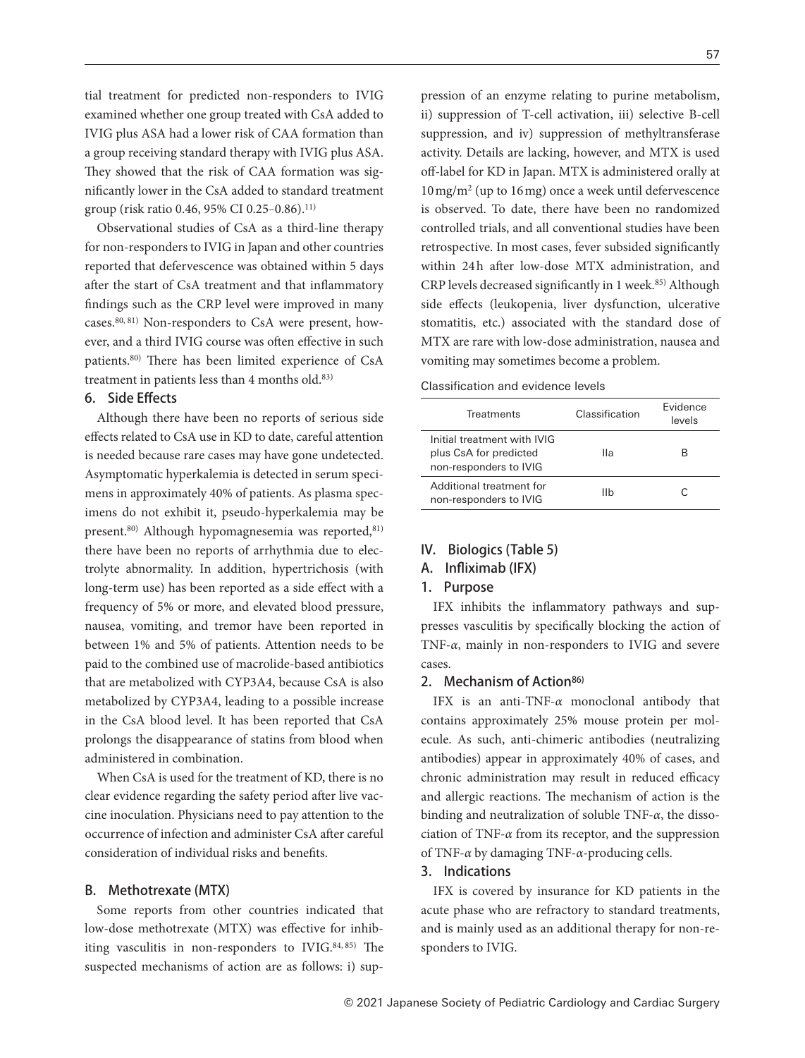tial treatment for predicted non-responders to IVIG examined whether one group treated with CsA added to IVIG plus ASA had a lower risk of CAA formation than a group receiving standard therapy with IVIG plus ASA. They showed that the risk of CAA formation was significantly lower in the CsA added to standard treatment group (risk ratio 0.46, 95% CI 0.25–0.86).[11]

Observational studies of CsA as a third-line therapy for non-responders to IVIG in Japan and other countries reported that defervescence was obtained within 5 days after the start of CsA treatment and that inflammatory findings such as the CRP level were improved in many cases.[80, 81] Non-responders to CsA were present, however, and a third IVIG course was often effective in such patients.[80] There has been limited experience of CsA treatment in patients less than 4 months old.[83]

### 6. Side Effects

Although there have been no reports of serious side effects related to CsA use in KD to date, careful attention is needed because rare cases may have gone undetected. Asymptomatic hyperkalemia is detected in serum specimens in approximately 40% of patients. As plasma specimens do not exhibit it, pseudo-hyperkalemia may be present.[80] Although hypomagnesemia was reported,[81] there have been no reports of arrhythmia due to electrolyte abnormality. In addition, hypertrichosis (with long-term use) has been reported as a side effect with a frequency of 5% or more, and elevated blood pressure, nausea, vomiting, and tremor have been reported in between 1% and 5% of patients. Attention needs to be paid to the combined use of macrolide-based antibiotics that are metabolized with CYP3A4, because CsA is also metabolized by CYP3A4, leading to a possible increase in the CsA blood level. It has been reported that CsA prolongs the disappearance of statins from blood when administered in combination.

When CsA is used for the treatment of KD, there is no clear evidence regarding the safety period after live vaccine inoculation. Physicians need to pay attention to the occurrence of infection and administer CsA after careful consideration of individual risks and benefits.

## B. Methotrexate (MTX)

Some reports from other countries indicated that low-dose methotrexate (MTX) was effective for inhibiting vasculitis in non-responders to IVIG.[84, 85] The suspected mechanisms of action are as follows: i) suppression of an enzyme relating to purine metabolism, ii) suppression of T-cell activation, iii) selective B-cell suppression, and iv) suppression of methyltransferase activity. Details are lacking, however, and MTX is used off-label for KD in Japan. MTX is administered orally at 10 mg/m$^2$ (up to 16 mg) once a week until defervescence is observed. To date, there have been no randomized controlled trials, and all conventional studies have been retrospective. In most cases, fever subsided significantly within 24 h after low-dose MTX administration, and CRP levels decreased significantly in 1 week.[85] Although side effects (leukopenia, liver dysfunction, ulcerative stomatitis, etc.) associated with the standard dose of MTX are rare with low-dose administration, nausea and vomiting may sometimes become a problem.

Classification and evidence levels

| Treatments | Classification | Evidence levels |
|---|---|---|
| Initial treatment with IVIG plus CsA for predicted non-responders to IVIG | IIa | B |
| Additional treatment for non-responders to IVIG | IIb | C |

# IV. Biologics (Table 5)

## A. Infliximab (IFX)

### 1. Purpose

IFX inhibits the inflammatory pathways and suppresses vasculitis by specifically blocking the action of TNF-$\alpha$, mainly in non-responders to IVIG and severe cases.

### 2. Mechanism of Action[86]

IFX is an anti-TNF-$\alpha$ monoclonal antibody that contains approximately 25% mouse protein per molecule. As such, anti-chimeric antibodies (neutralizing antibodies) appear in approximately 40% of cases, and chronic administration may result in reduced efficacy and allergic reactions. The mechanism of action is the binding and neutralization of soluble TNF-$\alpha$, the dissociation of TNF-$\alpha$ from its receptor, and the suppression of TNF-$\alpha$ by damaging TNF-$\alpha$-producing cells.

### 3. Indications

IFX is covered by insurance for KD patients in the acute phase who are refractory to standard treatments, and is mainly used as an additional therapy for non-responders to IVIG.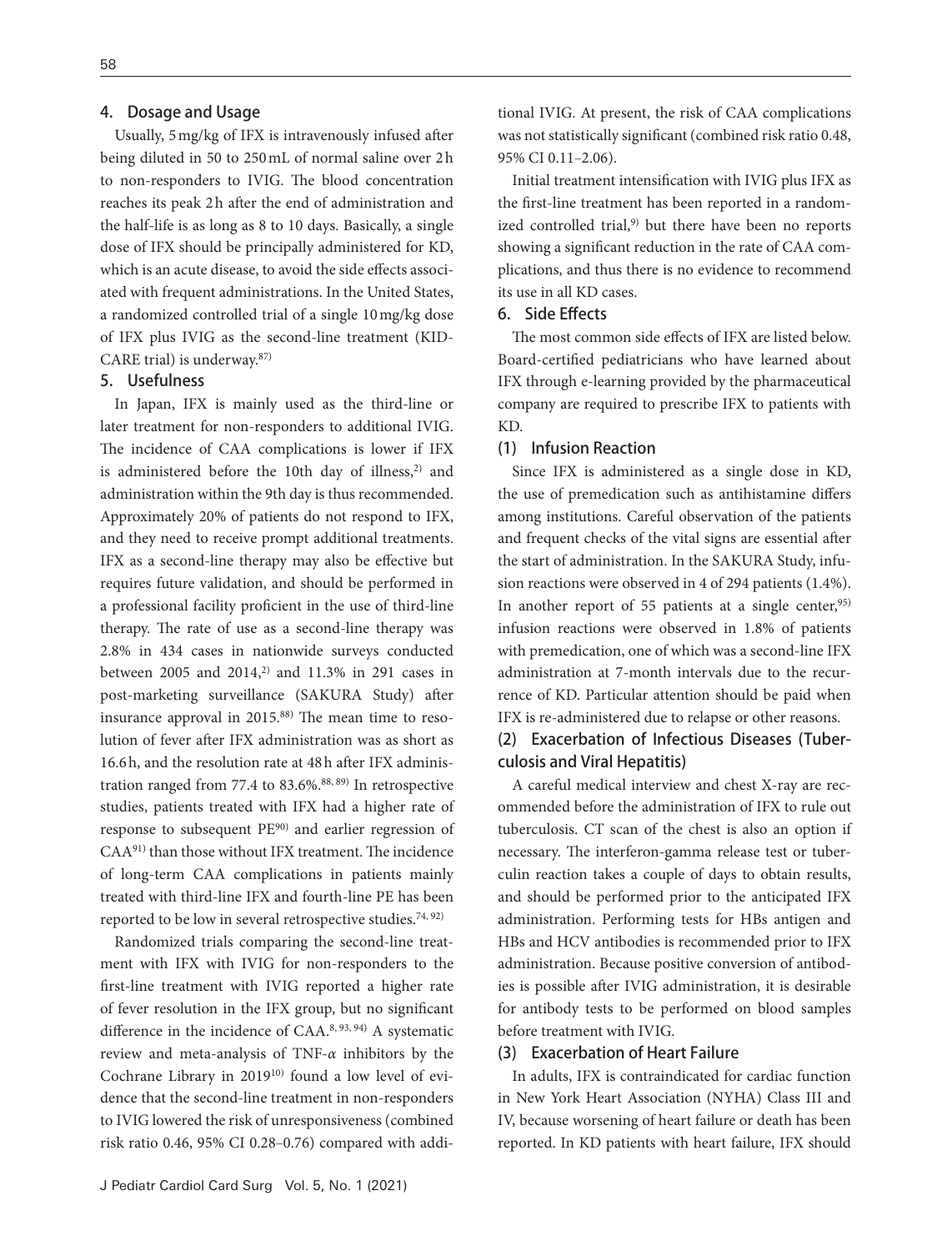### 4. Dosage and Usage

Usually, 5 mg/kg of IFX is intravenously infused after being diluted in 50 to 250 mL of normal saline over 2 h to non-responders to IVIG. The blood concentration reaches its peak 2 h after the end of administration and the half-life is as long as 8 to 10 days. Basically, a single dose of IFX should be principally administered for KD, which is an acute disease, to avoid the side effects associated with frequent administrations. In the United States, a randomized controlled trial of a single 10 mg/kg dose of IFX plus IVIG as the second-line treatment (KID-CARE trial) is underway.[87]

### 5. Usefulness

In Japan, IFX is mainly used as the third-line or later treatment for non-responders to additional IVIG. The incidence of CAA complications is lower if IFX is administered before the 10th day of illness,[2] and administration within the 9th day is thus recommended. Approximately 20% of patients do not respond to IFX, and they need to receive prompt additional treatments. IFX as a second-line therapy may also be effective but requires future validation, and should be performed in a professional facility proficient in the use of third-line therapy. The rate of use as a second-line therapy was 2.8% in 434 cases in nationwide surveys conducted between 2005 and 2014,[2] and 11.3% in 291 cases in post-marketing surveillance (SAKURA Study) after insurance approval in 2015.[88] The mean time to resolution of fever after IFX administration was as short as 16.6 h, and the resolution rate at 48 h after IFX administration ranged from 77.4 to 83.6%.[88, 89] In retrospective studies, patients treated with IFX had a higher rate of response to subsequent PE[90] and earlier regression of CAA[91] than those without IFX treatment. The incidence of long-term CAA complications in patients mainly treated with third-line IFX and fourth-line PE has been reported to be low in several retrospective studies.[74, 92]

Randomized trials comparing the second-line treatment with IFX with IVIG for non-responders to the first-line treatment with IVIG reported a higher rate of fever resolution in the IFX group, but no significant difference in the incidence of CAA.[8, 93, 94] A systematic review and meta-analysis of TNF-$\alpha$ inhibitors by the Cochrane Library in 2019[10] found a low level of evidence that the second-line treatment in non-responders to IVIG lowered the risk of unresponsiveness (combined risk ratio 0.46, 95% CI 0.28–0.76) compared with additional IVIG. At present, the risk of CAA complications was not statistically significant (combined risk ratio 0.48, 95% CI 0.11–2.06).

Initial treatment intensification with IVIG plus IFX as the first-line treatment has been reported in a randomized controlled trial,[9] but there have been no reports showing a significant reduction in the rate of CAA complications, and thus there is no evidence to recommend its use in all KD cases.

### 6. Side Effects

The most common side effects of IFX are listed below. Board-certified pediatricians who have learned about IFX through e-learning provided by the pharmaceutical company are required to prescribe IFX to patients with KD.

#### (1) Infusion Reaction

Since IFX is administered as a single dose in KD, the use of premedication such as antihistamine differs among institutions. Careful observation of the patients and frequent checks of the vital signs are essential after the start of administration. In the SAKURA Study, infusion reactions were observed in 4 of 294 patients (1.4%). In another report of 55 patients at a single center,[95] infusion reactions were observed in 1.8% of patients with premedication, one of which was a second-line IFX administration at 7-month intervals due to the recurrence of KD. Particular attention should be paid when IFX is re-administered due to relapse or other reasons.

#### (2) Exacerbation of Infectious Diseases (Tuberculosis and Viral Hepatitis)

A careful medical interview and chest X-ray are recommended before the administration of IFX to rule out tuberculosis. CT scan of the chest is also an option if necessary. The interferon-gamma release test or tuberculin reaction takes a couple of days to obtain results, and should be performed prior to the anticipated IFX administration. Performing tests for HBs antigen and HBs and HCV antibodies is recommended prior to IFX administration. Because positive conversion of antibodies is possible after IVIG administration, it is desirable for antibody tests to be performed on blood samples before treatment with IVIG.

#### (3) Exacerbation of Heart Failure

In adults, IFX is contraindicated for cardiac function in New York Heart Association (NYHA) Class III and IV, because worsening of heart failure or death has been reported. In KD patients with heart failure, IFX should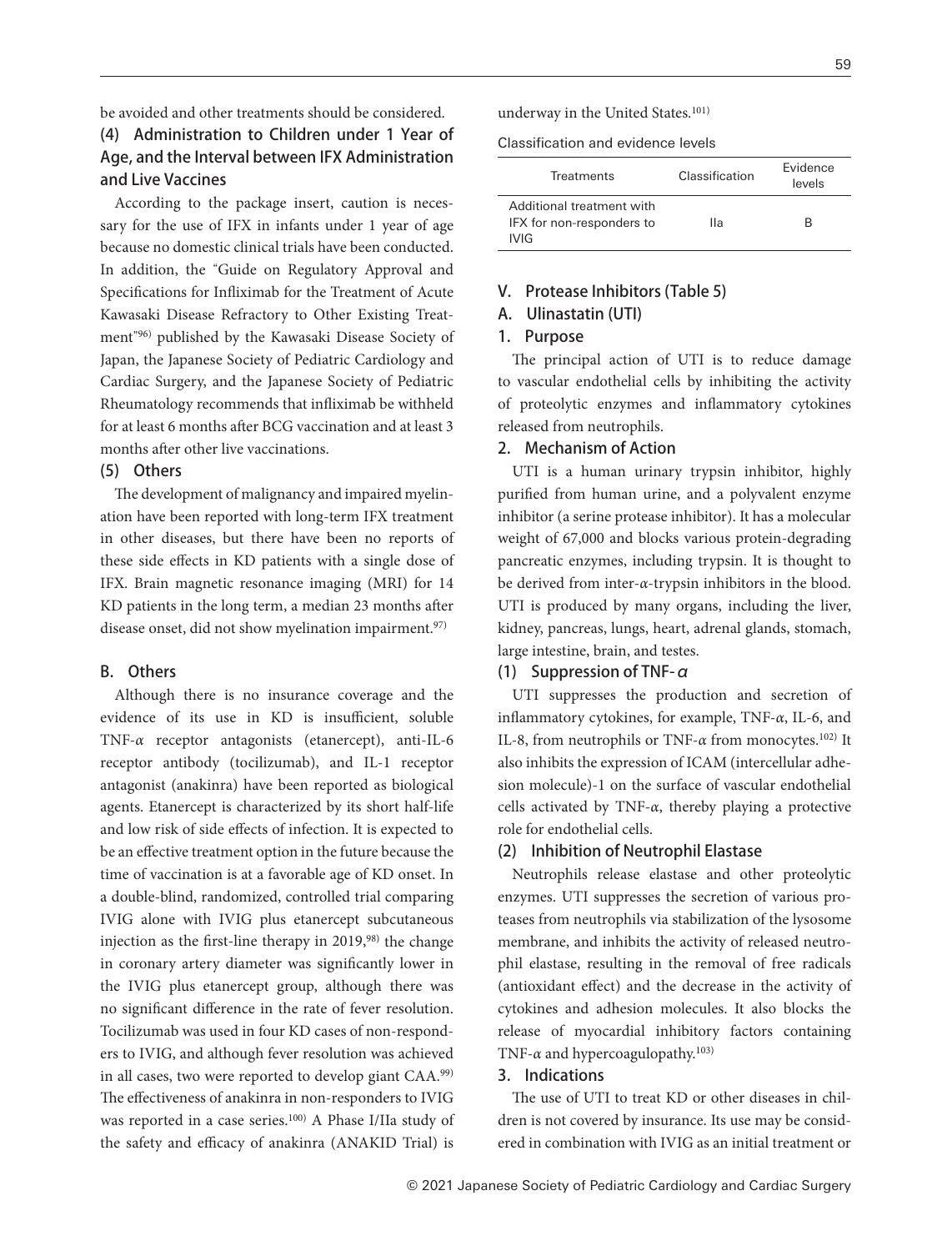be avoided and other treatments should be considered.

### (4) Administration to Children under 1 Year of Age, and the Interval between IFX Administration and Live Vaccines

According to the package insert, caution is necessary for the use of IFX in infants under 1 year of age because no domestic clinical trials have been conducted. In addition, the "Guide on Regulatory Approval and Specifications for Infliximab for the Treatment of Acute Kawasaki Disease Refractory to Other Existing Treatment"[96] published by the Kawasaki Disease Society of Japan, the Japanese Society of Pediatric Cardiology and Cardiac Surgery, and the Japanese Society of Pediatric Rheumatology recommends that infliximab be withheld for at least 6 months after BCG vaccination and at least 3 months after other live vaccinations.

### (5) Others

The development of malignancy and impaired myelination have been reported with long-term IFX treatment in other diseases, but there have been no reports of these side effects in KD patients with a single dose of IFX. Brain magnetic resonance imaging (MRI) for 14 KD patients in the long term, a median 23 months after disease onset, did not show myelination impairment.[97]

## B. Others

Although there is no insurance coverage and the evidence of its use in KD is insufficient, soluble TNF-$\alpha$ receptor antagonists (etanercept), anti-IL-6 receptor antibody (tocilizumab), and IL-1 receptor antagonist (anakinra) have been reported as biological agents. Etanercept is characterized by its short half-life and low risk of side effects of infection. It is expected to be an effective treatment option in the future because the time of vaccination is at a favorable age of KD onset. In a double-blind, randomized, controlled trial comparing IVIG alone with IVIG plus etanercept subcutaneous injection as the first-line therapy in 2019,[98] the change in coronary artery diameter was significantly lower in the IVIG plus etanercept group, although there was no significant difference in the rate of fever resolution. Tocilizumab was used in four KD cases of non-responders to IVIG, and although fever resolution was achieved in all cases, two were reported to develop giant CAA.[99] The effectiveness of anakinra in non-responders to IVIG was reported in a case series.[100] A Phase I/IIa study of the safety and efficacy of anakinra (ANAKID Trial) is underway in the United States.[101]

Classification and evidence levels

| Treatments | Classification | Evidence levels |
|---|---|---|
| Additional treatment with IFX for non-responders to IVIG | IIa | B |

## V. Protease Inhibitors (Table 5)

## A. Ulinastatin (UTI)

### 1. Purpose

The principal action of UTI is to reduce damage to vascular endothelial cells by inhibiting the activity of proteolytic enzymes and inflammatory cytokines released from neutrophils.

### 2. Mechanism of Action

UTI is a human urinary trypsin inhibitor, highly purified from human urine, and a polyvalent enzyme inhibitor (a serine protease inhibitor). It has a molecular weight of 67,000 and blocks various protein-degrading pancreatic enzymes, including trypsin. It is thought to be derived from inter-$\alpha$-trypsin inhibitors in the blood. UTI is produced by many organs, including the liver, kidney, pancreas, lungs, heart, adrenal glands, stomach, large intestine, brain, and testes.

### (1) Suppression of TNF-$\alpha$

UTI suppresses the production and secretion of inflammatory cytokines, for example, TNF-$\alpha$, IL-6, and IL-8, from neutrophils or TNF-$\alpha$ from monocytes.[102] It also inhibits the expression of ICAM (intercellular adhesion molecule)-1 on the surface of vascular endothelial cells activated by TNF-$\alpha$, thereby playing a protective role for endothelial cells.

### (2) Inhibition of Neutrophil Elastase

Neutrophils release elastase and other proteolytic enzymes. UTI suppresses the secretion of various proteases from neutrophils via stabilization of the lysosome membrane, and inhibits the activity of released neutrophil elastase, resulting in the removal of free radicals (antioxidant effect) and the decrease in the activity of cytokines and adhesion molecules. It also blocks the release of myocardial inhibitory factors containing TNF-$\alpha$ and hypercoagulopathy.[103]

### 3. Indications

The use of UTI to treat KD or other diseases in children is not covered by insurance. Its use may be considered in combination with IVIG as an initial treatment or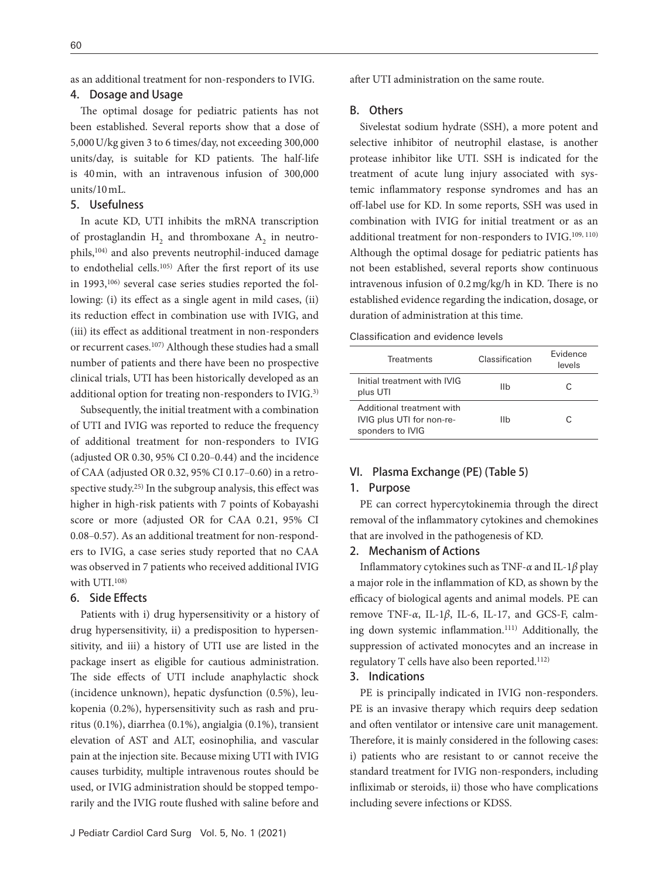as an additional treatment for non-responders to IVIG.

### 4. Dosage and Usage

The optimal dosage for pediatric patients has not been established. Several reports show that a dose of 5,000 U/kg given 3 to 6 times/day, not exceeding 300,000 units/day, is suitable for KD patients. The half-life is 40 min, with an intravenous infusion of 300,000 units/10 mL.

### 5. Usefulness

In acute KD, UTI inhibits the mRNA transcription of prostaglandin $H_2$ and thromboxane $A_2$ in neutrophils,[104] and also prevents neutrophil-induced damage to endothelial cells.[105] After the first report of its use in 1993,[106] several case series studies reported the following: (i) its effect as a single agent in mild cases, (ii) its reduction effect in combination use with IVIG, and (iii) its effect as additional treatment in non-responders or recurrent cases.[107] Although these studies had a small number of patients and there have been no prospective clinical trials, UTI has been historically developed as an additional option for treating non-responders to IVIG.[3]

Subsequently, the initial treatment with a combination of UTI and IVIG was reported to reduce the frequency of additional treatment for non-responders to IVIG (adjusted OR 0.30, 95% CI 0.20–0.44) and the incidence of CAA (adjusted OR 0.32, 95% CI 0.17–0.60) in a retrospective study.[25] In the subgroup analysis, this effect was higher in high-risk patients with 7 points of Kobayashi score or more (adjusted OR for CAA 0.21, 95% CI 0.08–0.57). As an additional treatment for non-responders to IVIG, a case series study reported that no CAA was observed in 7 patients who received additional IVIG with UTI.[108]

### 6. Side Effects

Patients with i) drug hypersensitivity or a history of drug hypersensitivity, ii) a predisposition to hypersensitivity, and iii) a history of UTI use are listed in the package insert as eligible for cautious administration. The side effects of UTI include anaphylactic shock (incidence unknown), hepatic dysfunction (0.5%), leukopenia (0.2%), hypersensitivity such as rash and pruritus (0.1%), diarrhea (0.1%), angialgia (0.1%), transient elevation of AST and ALT, eosinophilia, and vascular pain at the injection site. Because mixing UTI with IVIG causes turbidity, multiple intravenous routes should be used, or IVIG administration should be stopped temporarily and the IVIG route flushed with saline before and after UTI administration on the same route.

## B. Others

Sivelestat sodium hydrate (SSH), a more potent and selective inhibitor of neutrophil elastase, is another protease inhibitor like UTI. SSH is indicated for the treatment of acute lung injury associated with systemic inflammatory response syndromes and has an off-label use for KD. In some reports, SSH was used in combination with IVIG for initial treatment or as an additional treatment for non-responders to IVIG.[109, 110] Although the optimal dosage for pediatric patients has not been established, several reports show continuous intravenous infusion of 0.2 mg/kg/h in KD. There is no established evidence regarding the indication, dosage, or duration of administration at this time.

Classification and evidence levels

| Treatments | Classification | Evidence levels |
|---|---|---|
| Initial treatment with IVIG plus UTI | IIb | C |
| Additional treatment with IVIG plus UTI for non-responders to IVIG | IIb | C |

## VI. Plasma Exchange (PE) (Table 5)

### 1. Purpose

PE can correct hypercytokinemia through the direct removal of the inflammatory cytokines and chemokines that are involved in the pathogenesis of KD.

### 2. Mechanism of Actions

Inflammatory cytokines such as TNF-$\alpha$ and IL-1$\beta$ play a major role in the inflammation of KD, as shown by the efficacy of biological agents and animal models. PE can remove TNF-$\alpha$, IL-1$\beta$, IL-6, IL-17, and GCS-F, calming down systemic inflammation.[111] Additionally, the suppression of activated monocytes and an increase in regulatory T cells have also been reported.[112]

### 3. Indications

PE is principally indicated in IVIG non-responders. PE is an invasive therapy which requirs deep sedation and often ventilator or intensive care unit management. Therefore, it is mainly considered in the following cases: i) patients who are resistant to or cannot receive the standard treatment for IVIG non-responders, including infliximab or steroids, ii) those who have complications including severe infections or KDSS.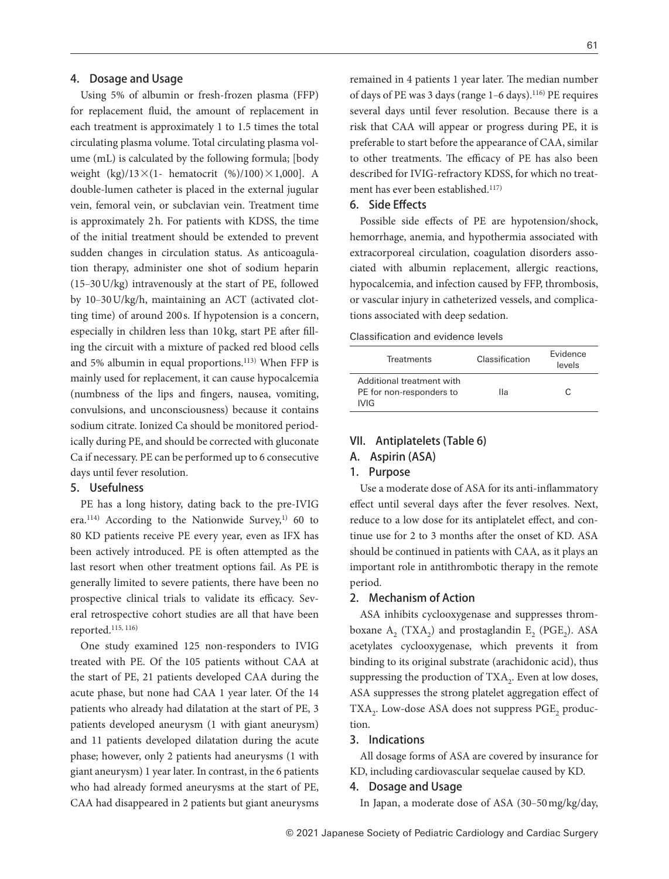### 4. Dosage and Usage

Using 5% of albumin or fresh-frozen plasma (FFP) for replacement fluid, the amount of replacement in each treatment is approximately 1 to 1.5 times the total circulating plasma volume. Total circulating plasma volume (mL) is calculated by the following formula; [body weight (kg)/13×(1- hematocrit (%)/100)×1,000]. A double-lumen catheter is placed in the external jugular vein, femoral vein, or subclavian vein. Treatment time is approximately 2h. For patients with KDSS, the time of the initial treatment should be extended to prevent sudden changes in circulation status. As anticoagulation therapy, administer one shot of sodium heparin (15–30U/kg) intravenously at the start of PE, followed by 10–30U/kg/h, maintaining an ACT (activated clotting time) of around 200s. If hypotension is a concern, especially in children less than 10kg, start PE after filling the circuit with a mixture of packed red blood cells and 5% albumin in equal proportions.[113] When FFP is mainly used for replacement, it can cause hypocalcemia (numbness of the lips and fingers, nausea, vomiting, convulsions, and unconsciousness) because it contains sodium citrate. Ionized Ca should be monitored periodically during PE, and should be corrected with gluconate Ca if necessary. PE can be performed up to 6 consecutive days until fever resolution.

### 5. Usefulness

PE has a long history, dating back to the pre-IVIG era.[114] According to the Nationwide Survey,[1] 60 to 80 KD patients receive PE every year, even as IFX has been actively introduced. PE is often attempted as the last resort when other treatment options fail. As PE is generally limited to severe patients, there have been no prospective clinical trials to validate its efficacy. Several retrospective cohort studies are all that have been reported.[115, 116]

One study examined 125 non-responders to IVIG treated with PE. Of the 105 patients without CAA at the start of PE, 21 patients developed CAA during the acute phase, but none had CAA 1 year later. Of the 14 patients who already had dilatation at the start of PE, 3 patients developed aneurysm (1 with giant aneurysm) and 11 patients developed dilatation during the acute phase; however, only 2 patients had aneurysms (1 with giant aneurysm) 1 year later. In contrast, in the 6 patients who had already formed aneurysms at the start of PE, CAA had disappeared in 2 patients but giant aneurysms remained in 4 patients 1 year later. The median number of days of PE was 3 days (range 1–6 days).[116] PE requires several days until fever resolution. Because there is a risk that CAA will appear or progress during PE, it is preferable to start before the appearance of CAA, similar to other treatments. The efficacy of PE has also been described for IVIG-refractory KDSS, for which no treatment has ever been established.[117]

### 6. Side Effects

Possible side effects of PE are hypotension/shock, hemorrhage, anemia, and hypothermia associated with extracorporeal circulation, coagulation disorders associated with albumin replacement, allergic reactions, hypocalcemia, and infection caused by FFP, thrombosis, or vascular injury in catheterized vessels, and complications associated with deep sedation.

Classification and evidence levels

| Treatments | Classification | Evidence levels |
|---|---|---|
| Additional treatment with PE for non-responders to IVIG | IIa | C |

## VII. Antiplatelets (Table 6)

### A. Aspirin (ASA)

### 1. Purpose

Use a moderate dose of ASA for its anti-inflammatory effect until several days after the fever resolves. Next, reduce to a low dose for its antiplatelet effect, and continue use for 2 to 3 months after the onset of KD. ASA should be continued in patients with CAA, as it plays an important role in antithrombotic therapy in the remote period.

### 2. Mechanism of Action

ASA inhibits cyclooxygenase and suppresses thromboxane $A_2$ ($TXA_2$) and prostaglandin $E_2$ ($PGE_2$). ASA acetylates cyclooxygenase, which prevents it from binding to its original substrate (arachidonic acid), thus suppressing the production of $TXA_2$. Even at low doses, ASA suppresses the strong platelet aggregation effect of $TXA_2$. Low-dose ASA does not suppress $PGE_2$ production.

### 3. Indications

All dosage forms of ASA are covered by insurance for KD, including cardiovascular sequelae caused by KD.

### 4. Dosage and Usage

In Japan, a moderate dose of ASA (30–50mg/kg/day,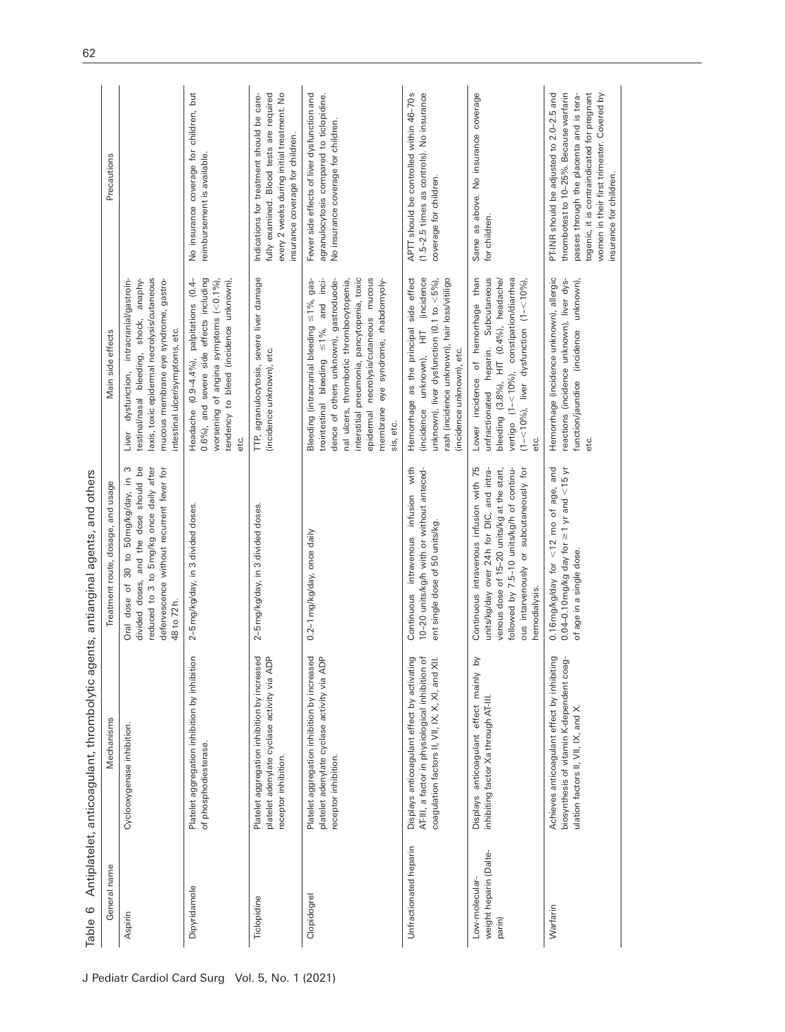Table 6 Antiplatelet, anticoagulant, thrombolytic agents, antianginal agents, and others

| General name | Mechanisms | Treatment route, dosage, and usage | Main side effects | Precautions |
|---|---|---|---|---|
| Aspirin | Cyclooxygenase inhibition. | Oral dose of 30 to 50 mg/kg/day, in 3 divided doses, and the dose should be reduced to 3 to 5 mg/kg once daily after defervescence without recurrent fever for 48 to 72 h. | Liver dysfunction, intracranial/gastrointestinal/nasal bleeding, shock, anaphylaxis, toxic epidermal necrolysis/cutaneous mucous membrane eye syndrome, gastrointestinal ulcer/symptoms, etc. | |
| Dipyridamole | Platelet aggregation inhibition by inhibition of phosphodiesterase. | 2–5 mg/kg/day, in 3 divided doses. | Headache (0.9–4.4%), palpitations (0.4–0.6%), and severe side effects including worsening of angina symptoms (<0.1%), tendency to bleed (incidence unknown), etc. | No insurance coverage for children, but reimbursement is available. |
| Ticlopidine | Platelet aggregation inhibition by increased platelet adenylate cyclase activity via ADP receptor inhibition. | 2–5 mg/kg/day, in 3 divided doses. | TTP, agranulocytosis, severe liver damage (incidence unknown), etc. | Indications for treatment should be carefully examined. Blood tests are required every 2 weeks during initial treatment. No insurance coverage for children. |
| Clopidogrel | Platelet aggregation inhibition by increased platelet adenylate cyclase activity via ADP receptor inhibition. | 0.2–1 mg/kg/day, once daily | Bleeding (intracranial bleeding ≤1%, gastrointestinal bleeding ≤1%, and incidence of others unknown), gastroduodenal ulcers, thrombotic thrombocytopenia, interstitial pneumonia, pancytopenia, toxic epidermal necrolysis/cutaneous mucous membrane eye syndrome, rhabdomyolysis, etc. | Fewer side effects of liver dysfunction and agranulocytosis compared to ticlopidine. No insurance coverage for children. |
| Unfractionated heparin | Displays anticoagulant effect by activating AT-III, a factor in physiological inhibition of coagulation factors II, VII, IX, X, XI, and XII. | Continuous intravenous infusion with 10–20 units/kg/h with or without antecedent single dose of 50 units/kg. | Hemorrhage as the principal side effect (incidence unknown), HIT (incidence unknown), liver dysfunction (0.1 to <5%), rash (incidence unknown), hair loss/vitiligo (incidence unknown), etc. | APTT should be controlled within 46–70 s (1.5–2.5 times as controls). No insurance coverage for children. |
| Low-molecular-weight heparin (Dalteparin) | Displays anticoagulant effect mainly by inhibiting factor Xa through AT-III. | Continuous intravenous infusion with 75 units/kg/day over 24 h for DIC, and intravenous dose of 15–20 units/kg at the start, followed by 7.5–10 units/kg/h of continuous intarvenously or subcutaneously for hemodialysis. | Lower incidence of hemorrhage than unfractionated heparin. Subcutaneous bleeding (3.8%), HIT (0.4%), headache/vertigo (1–<10%), constipation/diarrhea (1–<10%), liver dysfunction (1–<10%), etc. | Same as above. No insurance coverage for children. |
| Warfarin | Achieves anticoagulant effect by inhibiting biosynthesis of vitamin K-dependent coagulation factors II, VII, IX, and X. | 0.16 mg/kg/day for <12 mo of age, and 0.04–0.10 mg/kg day for ≥1 yr and <15 yr of age in a single dose. | Hemorrhage (incidence unknown), allergic reactions (incidence unknown), liver dysfunction/jaundice (incidence unknown), etc. | PT-INR should be adjusted to 2.0–2.5 and thrombotest to 10–25%. Because warfarin passes through the placenta and is teratogenic, it is contraindicated for pregnant women in their first trimester. Covered by insurance for children. |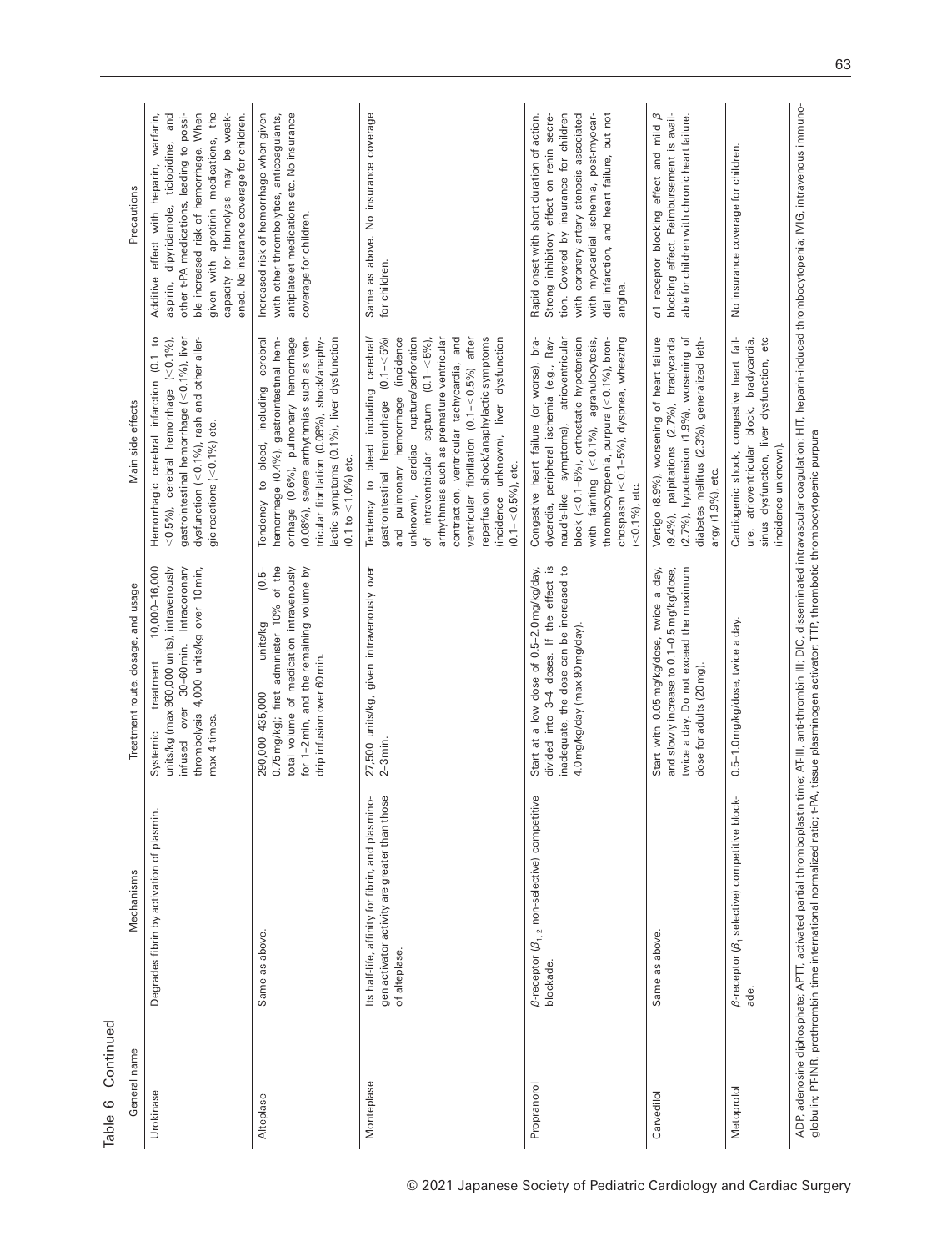Table 6 Continued

| General name | Mechanisms | Treatment route, dosage, and usage | Main side effects | Precautions |
|---|---|---|---|---|
| Urokinase | Degrades fibrin by activation of plasmin. | Systemic treatment 10,000–16,000 units/kg (max 960,000 units), intravenously infused over 30–60 min. Intracoronary thrombolysis 4,000 units/kg over 10 min, max 4 times. | Hemorrhagic cerebral infarction (0.1 to <0.5%), cerebral hemorrhage (<0.1%), gastrointestinal hemorrhage (<0.1%), liver dysfunction (<0.1%), rash and other allergic reactions (<0.1%) etc. | Additive effect with heparin, warfarin, aspirin, dipyridamole, ticlopidine, and other t-PA medications, leading to possible increased risk of hemorrhage. When given with aprotinin medications, the capacity for fibrinolysis may be weakened. No insurance coverage for children. |
| Alteplase | Same as above. | 290,000–435,000 units/kg (0.5–0.75 mg/kg); first administer 10% of the total volume of medication intravenously for 1–2 min, and the remaining volume by drip infusion over 60 min. | Tendency to bleed, including cerebral hemorrhage (0.4%), gastrointestinal hemorrhage (0.6%), pulmonary hemorrhage (0.08%), severe arrhythmias such as ventricular fibrillation (0.08%), shock/anaphylactic symptoms (0.1%), liver dysfunction (0.1 to <1.0%) etc. | Increased risk of hemorrhage when given with other thrombolytics, anticoagulants, antiplatelet medications etc. No insurance coverage for children. |
| Monteplase | Its half-life, affinity for fibrin, and plasminogen activator activity are greater than those of alteplase. | 27,500 units/kg, given intravenously over 2–3 min. | Tendency to bleed including cerebral/gastrointestinal hemorrhage (0.1–<5%) and pulmonary hemorrhage (incidence unknown), cardiac rupture/perforation of intraventricular septum (0.1–<5%), arrhythmias such as premature ventricular contraction, ventricular tachycardia, and ventricular fibrillation (0.1–<0.5%) after reperfusion, shock/anaphylactic symptoms (incidence unknown), liver dysfunction (0.1–<0.5%), etc. | Same as above. No insurance coverage for children. |
| Propranolol | β-receptor ($\beta_{1,2}$ non-selective) competitive blockade. | Start at a low dose of 0.5–2.0 mg/kg/day, divided into 3–4 doses. If the effect is inadequate, the dose can be increased to 4.0 mg/kg/day (max 90 mg/day). | Congestive heart failure (or worse), bradycardia, peripheral ischemia (e.g., Raynaud's-like symptoms), atrioventricular block (<0.1–5%), orthostatic hypotension with fainting (<0.1%), agranulocytosis, thrombocytopenia, purpura (<0.1%), bronchospasm (<0.1–5%), dyspnea, wheezing (<0.1%), etc. | Rapid onset with short duration of action. Strong inhibitory effect on renin secretion. Covered by insurance for children with coronary artery stenosis associated with myocardial ischemia, post-myocardial infarction, and heart failure, but not angina. |
| Carvedilol | Same as above. | Start with 0.05 mg/kg/dose, twice a day, and slowly increase to 0.1–0.5 mg/kg/dose, twice a day. Do not exceed the maximum dose for adults (20 mg). | Vertigo (8.9%), worsening of heart failure (9.4%), palpitations (2.7%), bradycardia (2.7%), hypotension (1.9%), worsening of diabetes mellitus (2.3%), generalized lethargy (1.9%), etc. | α1 receptor blocking effect and mild β blocking effect. Reimbursement is available for children with chronic heart failure. |
| Metoprolol | β-receptor ($\beta_1$ selective) competitive blockade. | 0.5–1.0 mg/kg/dose, twice a day. | Cardiogenic shock, congestive heart failure, atrioventricular block, bradycardia, sinus dysfunction, liver dysfunction, etc (incidence unknown). | No insurance coverage for children. |

ADP, adenosine diphosphate; APTT, activated partial thromboplastin time; AT-III, anti-thrombin III; DIC, disseminated intravascular coagulation; HIT, heparin-induced thrombocytopenia; IVIG, intravenous immunoglobulin; PT-INR, prothrombin time international normalized ratio; t-PA, tissue plasminogen activator; TTP, thrombotic thrombocytopenic purpura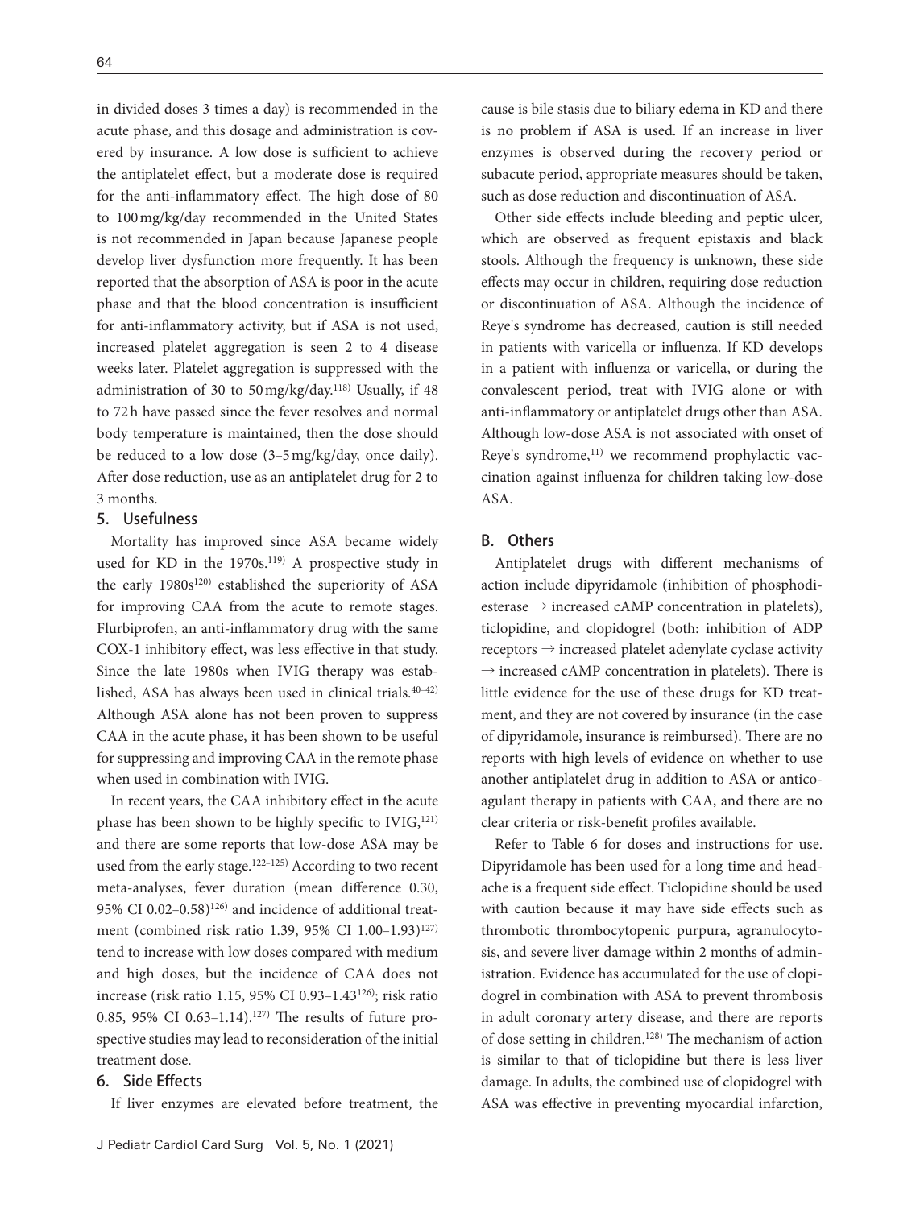in divided doses 3 times a day) is recommended in the acute phase, and this dosage and administration is covered by insurance. A low dose is sufficient to achieve the antiplatelet effect, but a moderate dose is required for the anti-inflammatory effect. The high dose of 80 to 100 mg/kg/day recommended in the United States is not recommended in Japan because Japanese people develop liver dysfunction more frequently. It has been reported that the absorption of ASA is poor in the acute phase and that the blood concentration is insufficient for anti-inflammatory activity, but if ASA is not used, increased platelet aggregation is seen 2 to 4 disease weeks later. Platelet aggregation is suppressed with the administration of 30 to 50 mg/kg/day.[118] Usually, if 48 to 72 h have passed since the fever resolves and normal body temperature is maintained, then the dose should be reduced to a low dose (3–5 mg/kg/day, once daily). After dose reduction, use as an antiplatelet drug for 2 to 3 months.

### 5. Usefulness

Mortality has improved since ASA became widely used for KD in the 1970s.[119] A prospective study in the early 1980s[120] established the superiority of ASA for improving CAA from the acute to remote stages. Flurbiprofen, an anti-inflammatory drug with the same COX-1 inhibitory effect, was less effective in that study. Since the late 1980s when IVIG therapy was established, ASA has always been used in clinical trials.[40–42] Although ASA alone has not been proven to suppress CAA in the acute phase, it has been shown to be useful for suppressing and improving CAA in the remote phase when used in combination with IVIG.

In recent years, the CAA inhibitory effect in the acute phase has been shown to be highly specific to IVIG,[121] and there are some reports that low-dose ASA may be used from the early stage.[122–125] According to two recent meta-analyses, fever duration (mean difference 0.30, 95% CI 0.02–0.58)[126] and incidence of additional treatment (combined risk ratio 1.39, 95% CI 1.00–1.93)[127] tend to increase with low doses compared with medium and high doses, but the incidence of CAA does not increase (risk ratio 1.15, 95% CI 0.93–1.43[126]; risk ratio 0.85, 95% CI 0.63–1.14).[127] The results of future prospective studies may lead to reconsideration of the initial treatment dose.

### 6. Side Effects

If liver enzymes are elevated before treatment, the cause is bile stasis due to biliary edema in KD and there is no problem if ASA is used. If an increase in liver enzymes is observed during the recovery period or subacute period, appropriate measures should be taken, such as dose reduction and discontinuation of ASA.

Other side effects include bleeding and peptic ulcer, which are observed as frequent epistaxis and black stools. Although the frequency is unknown, these side effects may occur in children, requiring dose reduction or discontinuation of ASA. Although the incidence of Reye's syndrome has decreased, caution is still needed in patients with varicella or influenza. If KD develops in a patient with influenza or varicella, or during the convalescent period, treat with IVIG alone or with anti-inflammatory or antiplatelet drugs other than ASA. Although low-dose ASA is not associated with onset of Reye's syndrome,[11] we recommend prophylactic vaccination against influenza for children taking low-dose ASA.

## B. Others

Antiplatelet drugs with different mechanisms of action include dipyridamole (inhibition of phosphodiesterase → increased cAMP concentration in platelets), ticlopidine, and clopidogrel (both: inhibition of ADP receptors → increased platelet adenylate cyclase activity → increased cAMP concentration in platelets). There is little evidence for the use of these drugs for KD treatment, and they are not covered by insurance (in the case of dipyridamole, insurance is reimbursed). There are no reports with high levels of evidence on whether to use another antiplatelet drug in addition to ASA or anticoagulant therapy in patients with CAA, and there are no clear criteria or risk-benefit profiles available.

Refer to Table 6 for doses and instructions for use. Dipyridamole has been used for a long time and headache is a frequent side effect. Ticlopidine should be used with caution because it may have side effects such as thrombotic thrombocytopenic purpura, agranulocytosis, and severe liver damage within 2 months of administration. Evidence has accumulated for the use of clopidogrel in combination with ASA to prevent thrombosis in adult coronary artery disease, and there are reports of dose setting in children.[128] The mechanism of action is similar to that of ticlopidine but there is less liver damage. In adults, the combined use of clopidogrel with ASA was effective in preventing myocardial infarction,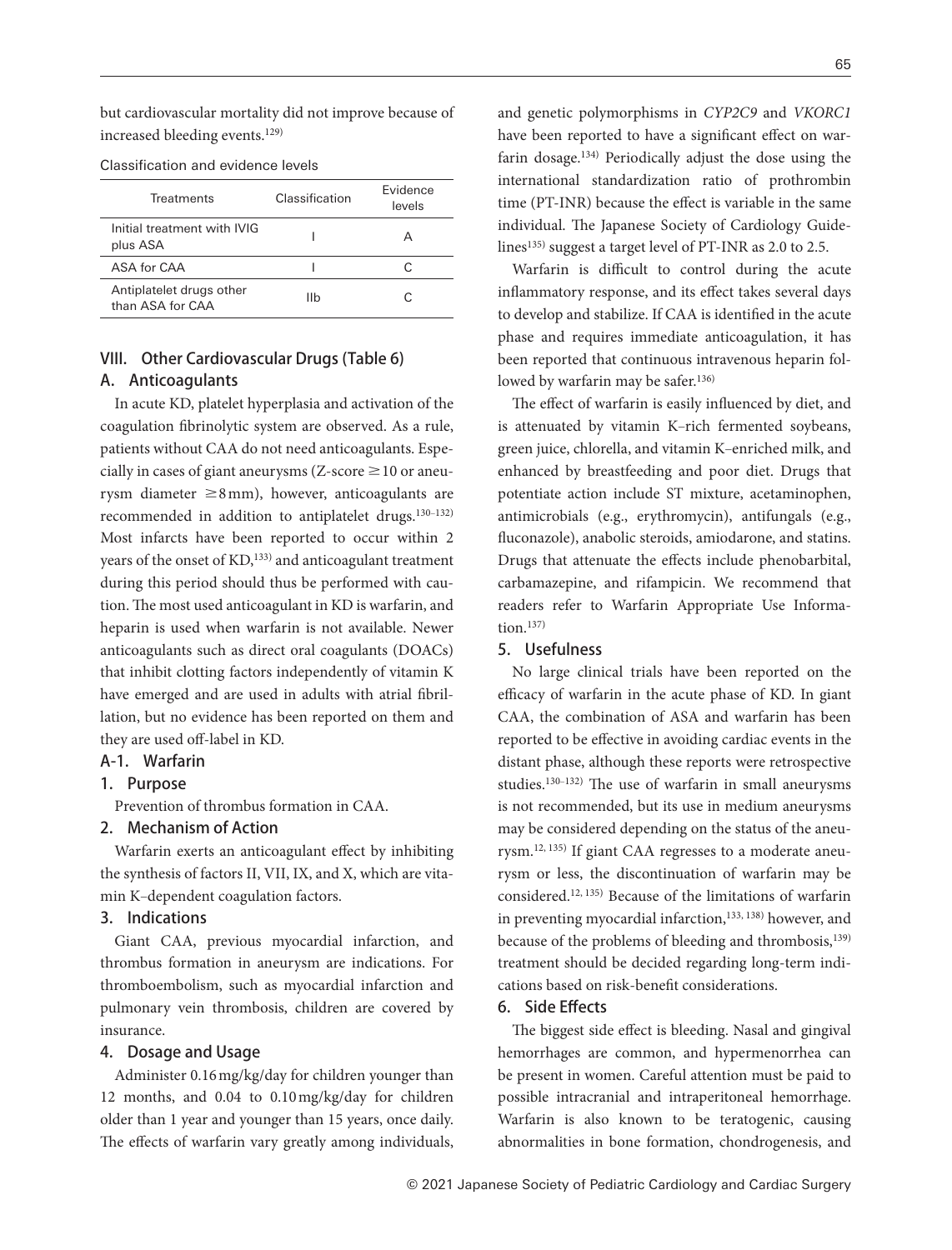but cardiovascular mortality did not improve because of increased bleeding events.[129]

Classification and evidence levels

| Treatments | Classification | Evidence levels |
|---|---|---|
| Initial treatment with IVIG plus ASA | I | A |
| ASA for CAA | I | C |
| Antiplatelet drugs other than ASA for CAA | IIb | C |

## VIII. Other Cardiovascular Drugs (Table 6)

### A. Anticoagulants

In acute KD, platelet hyperplasia and activation of the coagulation fibrinolytic system are observed. As a rule, patients without CAA do not need anticoagulants. Especially in cases of giant aneurysms (Z-score $\geq 10$ or aneurysm diameter $\geq 8$ mm), however, anticoagulants are recommended in addition to antiplatelet drugs.[130–132] Most infarcts have been reported to occur within 2 years of the onset of KD,[133] and anticoagulant treatment during this period should thus be performed with caution. The most used anticoagulant in KD is warfarin, and heparin is used when warfarin is not available. Newer anticoagulants such as direct oral coagulants (DOACs) that inhibit clotting factors independently of vitamin K have emerged and are used in adults with atrial fibrillation, but no evidence has been reported on them and they are used off-label in KD.

#### A-1. Warfarin

**1. Purpose**

Prevention of thrombus formation in CAA.

**2. Mechanism of Action**

Warfarin exerts an anticoagulant effect by inhibiting the synthesis of factors II, VII, IX, and X, which are vitamin K–dependent coagulation factors.

**3. Indications**

Giant CAA, previous myocardial infarction, and thrombus formation in aneurysm are indications. For thromboembolism, such as myocardial infarction and pulmonary vein thrombosis, children are covered by insurance.

**4. Dosage and Usage**

Administer 0.16 mg/kg/day for children younger than 12 months, and 0.04 to 0.10 mg/kg/day for children older than 1 year and younger than 15 years, once daily. The effects of warfarin vary greatly among individuals, and genetic polymorphisms in *CYP2C9* and *VKORC1* have been reported to have a significant effect on warfarin dosage.[134] Periodically adjust the dose using the international standardization ratio of prothrombin time (PT-INR) because the effect is variable in the same individual. The Japanese Society of Cardiology Guidelines[135] suggest a target level of PT-INR as 2.0 to 2.5.

Warfarin is difficult to control during the acute inflammatory response, and its effect takes several days to develop and stabilize. If CAA is identified in the acute phase and requires immediate anticoagulation, it has been reported that continuous intravenous heparin followed by warfarin may be safer.[136]

The effect of warfarin is easily influenced by diet, and is attenuated by vitamin K–rich fermented soybeans, green juice, chlorella, and vitamin K–enriched milk, and enhanced by breastfeeding and poor diet. Drugs that potentiate action include ST mixture, acetaminophen, antimicrobials (e.g., erythromycin), antifungals (e.g., fluconazole), anabolic steroids, amiodarone, and statins. Drugs that attenuate the effects include phenobarbital, carbamazepine, and rifampicin. We recommend that readers refer to Warfarin Appropriate Use Information.[137]

**5. Usefulness**

No large clinical trials have been reported on the efficacy of warfarin in the acute phase of KD. In giant CAA, the combination of ASA and warfarin has been reported to be effective in avoiding cardiac events in the distant phase, although these reports were retrospective studies.[130–132] The use of warfarin in small aneurysms is not recommended, but its use in medium aneurysms may be considered depending on the status of the aneurysm.[12, 135] If giant CAA regresses to a moderate aneurysm or less, the discontinuation of warfarin may be considered.[12, 135] Because of the limitations of warfarin in preventing myocardial infarction,[133, 138] however, and because of the problems of bleeding and thrombosis,[139] treatment should be decided regarding long-term indications based on risk-benefit considerations.

**6. Side Effects**

The biggest side effect is bleeding. Nasal and gingival hemorrhages are common, and hypermenorrhea can be present in women. Careful attention must be paid to possible intracranial and intraperitoneal hemorrhage. Warfarin is also known to be teratogenic, causing abnormalities in bone formation, chondrogenesis, and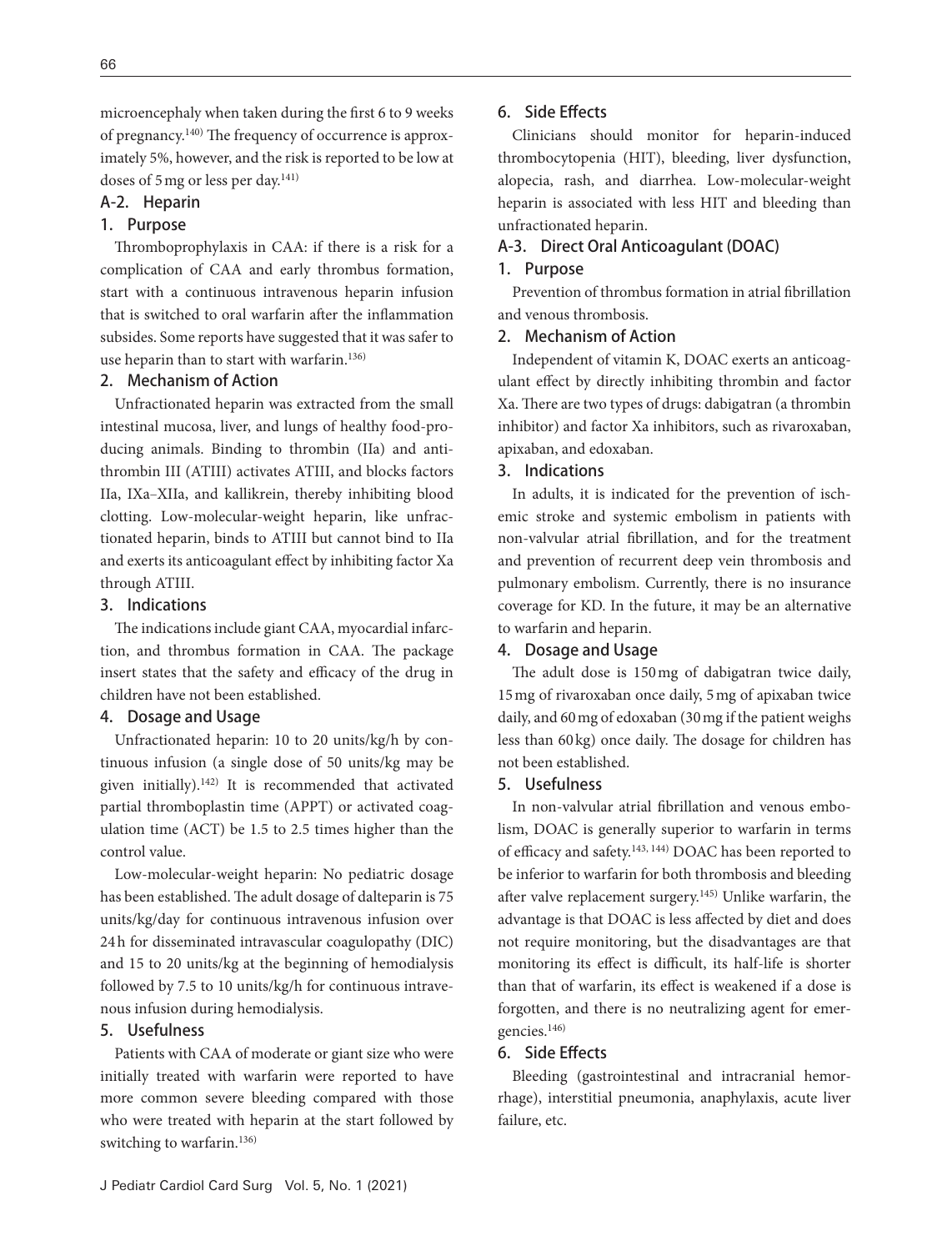microencephaly when taken during the first 6 to 9 weeks of pregnancy.[140] The frequency of occurrence is approximately 5%, however, and the risk is reported to be low at doses of 5 mg or less per day.[141]

### A-2. Heparin

#### 1. Purpose

Thromboprophylaxis in CAA: if there is a risk for a complication of CAA and early thrombus formation, start with a continuous intravenous heparin infusion that is switched to oral warfarin after the inflammation subsides. Some reports have suggested that it was safer to use heparin than to start with warfarin.[136]

#### 2. Mechanism of Action

Unfractionated heparin was extracted from the small intestinal mucosa, liver, and lungs of healthy food-producing animals. Binding to thrombin (IIa) and antithrombin III (ATIII) activates ATIII, and blocks factors IIa, IXa–XIIa, and kallikrein, thereby inhibiting blood clotting. Low-molecular-weight heparin, like unfractionated heparin, binds to ATIII but cannot bind to IIa and exerts its anticoagulant effect by inhibiting factor Xa through ATIII.

#### 3. Indications

The indications include giant CAA, myocardial infarction, and thrombus formation in CAA. The package insert states that the safety and efficacy of the drug in children have not been established.

#### 4. Dosage and Usage

Unfractionated heparin: 10 to 20 units/kg/h by continuous infusion (a single dose of 50 units/kg may be given initially).[142] It is recommended that activated partial thromboplastin time (APPT) or activated coagulation time (ACT) be 1.5 to 2.5 times higher than the control value.

Low-molecular-weight heparin: No pediatric dosage has been established. The adult dosage of dalteparin is 75 units/kg/day for continuous intravenous infusion over 24 h for disseminated intravascular coagulopathy (DIC) and 15 to 20 units/kg at the beginning of hemodialysis followed by 7.5 to 10 units/kg/h for continuous intravenous infusion during hemodialysis.

#### 5. Usefulness

Patients with CAA of moderate or giant size who were initially treated with warfarin were reported to have more common severe bleeding compared with those who were treated with heparin at the start followed by switching to warfarin.[136]

#### 6. Side Effects

Clinicians should monitor for heparin-induced thrombocytopenia (HIT), bleeding, liver dysfunction, alopecia, rash, and diarrhea. Low-molecular-weight heparin is associated with less HIT and bleeding than unfractionated heparin.

### A-3. Direct Oral Anticoagulant (DOAC)

#### 1. Purpose

Prevention of thrombus formation in atrial fibrillation and venous thrombosis.

#### 2. Mechanism of Action

Independent of vitamin K, DOAC exerts an anticoagulant effect by directly inhibiting thrombin and factor Xa. There are two types of drugs: dabigatran (a thrombin inhibitor) and factor Xa inhibitors, such as rivaroxaban, apixaban, and edoxaban.

#### 3. Indications

In adults, it is indicated for the prevention of ischemic stroke and systemic embolism in patients with non-valvular atrial fibrillation, and for the treatment and prevention of recurrent deep vein thrombosis and pulmonary embolism. Currently, there is no insurance coverage for KD. In the future, it may be an alternative to warfarin and heparin.

#### 4. Dosage and Usage

The adult dose is 150 mg of dabigatran twice daily, 15 mg of rivaroxaban once daily, 5 mg of apixaban twice daily, and 60 mg of edoxaban (30 mg if the patient weighs less than 60 kg) once daily. The dosage for children has not been established.

#### 5. Usefulness

In non-valvular atrial fibrillation and venous embolism, DOAC is generally superior to warfarin in terms of efficacy and safety.[143, 144] DOAC has been reported to be inferior to warfarin for both thrombosis and bleeding after valve replacement surgery.[145] Unlike warfarin, the advantage is that DOAC is less affected by diet and does not require monitoring, but the disadvantages are that monitoring its effect is difficult, its half-life is shorter than that of warfarin, its effect is weakened if a dose is forgotten, and there is no neutralizing agent for emergencies.[146]

#### 6. Side Effects

Bleeding (gastrointestinal and intracranial hemorrhage), interstitial pneumonia, anaphylaxis, acute liver failure, etc.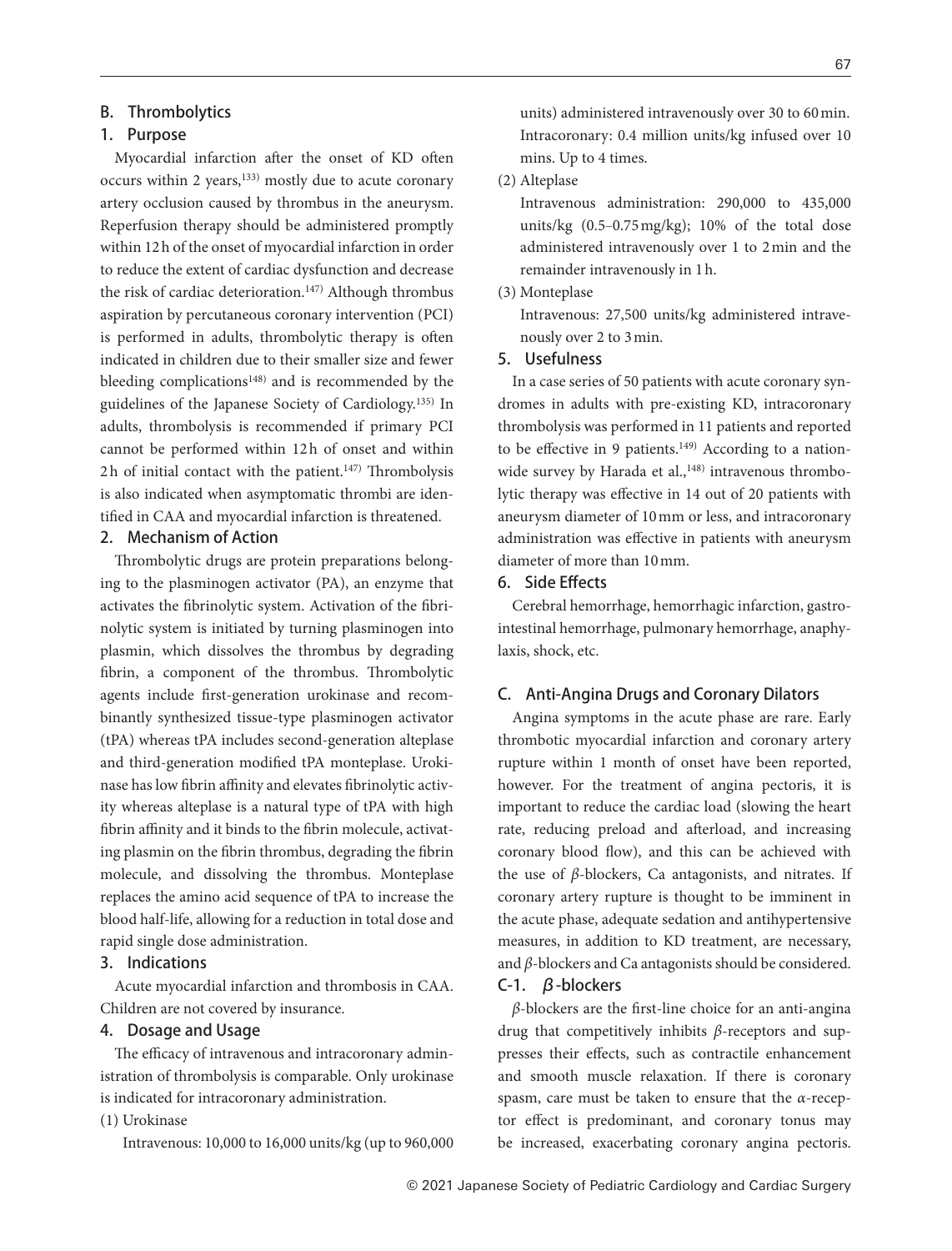### B. Thrombolytics

#### 1. Purpose

Myocardial infarction after the onset of KD often occurs within 2 years,[133] mostly due to acute coronary artery occlusion caused by thrombus in the aneurysm. Reperfusion therapy should be administered promptly within 12 h of the onset of myocardial infarction in order to reduce the extent of cardiac dysfunction and decrease the risk of cardiac deterioration.[147] Although thrombus aspiration by percutaneous coronary intervention (PCI) is performed in adults, thrombolytic therapy is often indicated in children due to their smaller size and fewer bleeding complications[148] and is recommended by the guidelines of the Japanese Society of Cardiology.[135] In adults, thrombolysis is recommended if primary PCI cannot be performed within 12 h of onset and within 2 h of initial contact with the patient.[147] Thrombolysis is also indicated when asymptomatic thrombi are identified in CAA and myocardial infarction is threatened.

#### 2. Mechanism of Action

Thrombolytic drugs are protein preparations belonging to the plasminogen activator (PA), an enzyme that activates the fibrinolytic system. Activation of the fibrinolytic system is initiated by turning plasminogen into plasmin, which dissolves the thrombus by degrading fibrin, a component of the thrombus. Thrombolytic agents include first-generation urokinase and recombinantly synthesized tissue-type plasminogen activator (tPA) whereas tPA includes second-generation alteplase and third-generation modified tPA monteplase. Urokinase has low fibrin affinity and elevates fibrinolytic activity whereas alteplase is a natural type of tPA with high fibrin affinity and it binds to the fibrin molecule, activating plasmin on the fibrin thrombus, degrading the fibrin molecule, and dissolving the thrombus. Monteplase replaces the amino acid sequence of tPA to increase the blood half-life, allowing for a reduction in total dose and rapid single dose administration.

#### 3. Indications

Acute myocardial infarction and thrombosis in CAA. Children are not covered by insurance.

#### 4. Dosage and Usage

The efficacy of intravenous and intracoronary administration of thrombolysis is comparable. Only urokinase is indicated for intracoronary administration.

(1) Urokinase

Intravenous: 10,000 to 16,000 units/kg (up to 960,000 units) administered intravenously over 30 to 60 min. Intracoronary: 0.4 million units/kg infused over 10 mins. Up to 4 times.

(2) Alteplase

Intravenous administration: 290,000 to 435,000 units/kg (0.5–0.75 mg/kg); 10% of the total dose administered intravenously over 1 to 2 min and the remainder intravenously in 1 h.

(3) Monteplase

Intravenous: 27,500 units/kg administered intravenously over 2 to 3 min.

#### 5. Usefulness

In a case series of 50 patients with acute coronary syndromes in adults with pre-existing KD, intracoronary thrombolysis was performed in 11 patients and reported to be effective in 9 patients.[149] According to a nationwide survey by Harada et al.,[148] intravenous thrombolytic therapy was effective in 14 out of 20 patients with aneurysm diameter of 10 mm or less, and intracoronary administration was effective in patients with aneurysm diameter of more than 10 mm.

#### 6. Side Effects

Cerebral hemorrhage, hemorrhagic infarction, gastrointestinal hemorrhage, pulmonary hemorrhage, anaphylaxis, shock, etc.

### C. Anti-Angina Drugs and Coronary Dilators

Angina symptoms in the acute phase are rare. Early thrombotic myocardial infarction and coronary artery rupture within 1 month of onset have been reported, however. For the treatment of angina pectoris, it is important to reduce the cardiac load (slowing the heart rate, reducing preload and afterload, and increasing coronary blood flow), and this can be achieved with the use of $\beta$-blockers, Ca antagonists, and nitrates. If coronary artery rupture is thought to be imminent in the acute phase, adequate sedation and antihypertensive measures, in addition to KD treatment, are necessary, and $\beta$-blockers and Ca antagonists should be considered.

#### C-1. $\beta$-blockers

$\beta$-blockers are the first-line choice for an anti-angina drug that competitively inhibits $\beta$-receptors and suppresses their effects, such as contractile enhancement and smooth muscle relaxation. If there is coronary spasm, care must be taken to ensure that the $\alpha$-receptor effect is predominant, and coronary tonus may be increased, exacerbating coronary angina pectoris.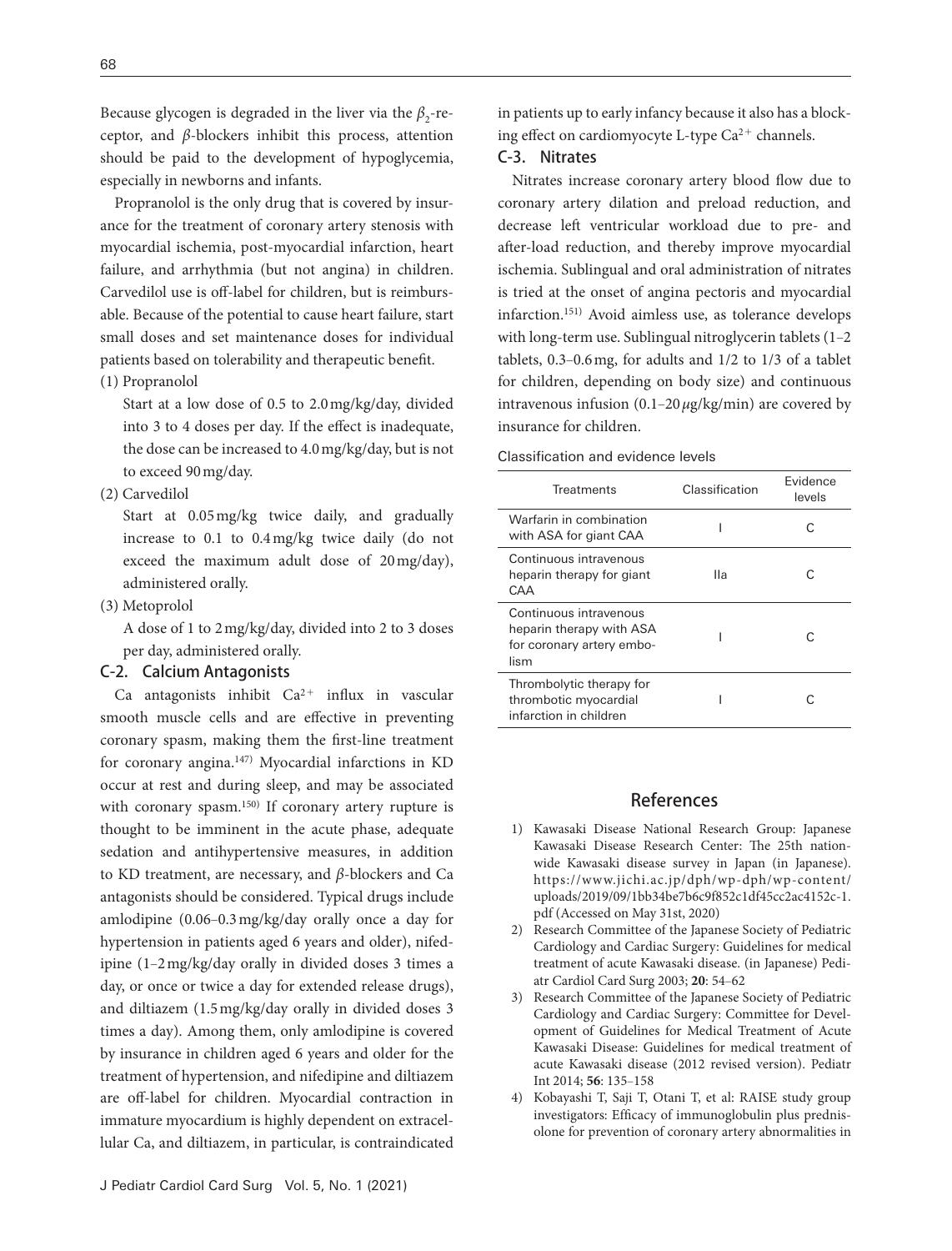Because glycogen is degraded in the liver via the $\beta_2$-receptor, and $\beta$-blockers inhibit this process, attention should be paid to the development of hypoglycemia, especially in newborns and infants.

Propranolol is the only drug that is covered by insurance for the treatment of coronary artery stenosis with myocardial ischemia, post-myocardial infarction, heart failure, and arrhythmia (but not angina) in children. Carvedilol use is off-label for children, but is reimbursable. Because of the potential to cause heart failure, start small doses and set maintenance doses for individual patients based on tolerability and therapeutic benefit.

(1) Propranolol

Start at a low dose of 0.5 to 2.0 mg/kg/day, divided into 3 to 4 doses per day. If the effect is inadequate, the dose can be increased to 4.0 mg/kg/day, but is not to exceed 90 mg/day.

(2) Carvedilol

Start at 0.05 mg/kg twice daily, and gradually increase to 0.1 to 0.4 mg/kg twice daily (do not exceed the maximum adult dose of 20 mg/day), administered orally.

(3) Metoprolol

A dose of 1 to 2 mg/kg/day, divided into 2 to 3 doses per day, administered orally.

### C-2. Calcium Antagonists

Ca antagonists inhibit $Ca^{2+}$ influx in vascular smooth muscle cells and are effective in preventing coronary spasm, making them the first-line treatment for coronary angina.[147] Myocardial infarctions in KD occur at rest and during sleep, and may be associated with coronary spasm.[150] If coronary artery rupture is thought to be imminent in the acute phase, adequate sedation and antihypertensive measures, in addition to KD treatment, are necessary, and $\beta$-blockers and Ca antagonists should be considered. Typical drugs include amlodipine (0.06–0.3 mg/kg/day orally once a day for hypertension in patients aged 6 years and older), nifedipine (1–2 mg/kg/day orally in divided doses 3 times a day, or once or twice a day for extended release drugs), and diltiazem (1.5 mg/kg/day orally in divided doses 3 times a day). Among them, only amlodipine is covered by insurance in children aged 6 years and older for the treatment of hypertension, and nifedipine and diltiazem are off-label for children. Myocardial contraction in immature myocardium is highly dependent on extracellular Ca, and diltiazem, in particular, is contraindicated in patients up to early infancy because it also has a blocking effect on cardiomyocyte L-type $Ca^{2+}$ channels.

### C-3. Nitrates

Nitrates increase coronary artery blood flow due to coronary artery dilation and preload reduction, and decrease left ventricular workload due to pre- and after-load reduction, and thereby improve myocardial ischemia. Sublingual and oral administration of nitrates is tried at the onset of angina pectoris and myocardial infarction.[151] Avoid aimless use, as tolerance develops with long-term use. Sublingual nitroglycerin tablets (1–2 tablets, 0.3–0.6 mg, for adults and 1/2 to 1/3 of a tablet for children, depending on body size) and continuous intravenous infusion (0.1–20 $\mu$g/kg/min) are covered by insurance for children.

Classification and evidence levels

| Treatments | Classification | Evidence levels |
|---|---|---|
| Warfarin in combination with ASA for giant CAA | I | C |
| Continuous intravenous heparin therapy for giant CAA | IIa | C |
| Continuous intravenous heparin therapy with ASA for coronary artery embolism | I | C |
| Thrombolytic therapy for thrombotic myocardial infarction in children | I | C |

## References

1) Kawasaki Disease National Research Group: Japanese Kawasaki Disease Research Center: The 25th nationwide Kawasaki disease survey in Japan (in Japanese). https://www.jichi.ac.jp/dph/wp-dph/wp-content/uploads/2019/09/1bb34be7b6c9f852c1df45cc2ac4152c-1.pdf (Accessed on May 31st, 2020)
2) Research Committee of the Japanese Society of Pediatric Cardiology and Cardiac Surgery: Guidelines for medical treatment of acute Kawasaki disease. (in Japanese) Pediatr Cardiol Card Surg 2003; **20**: 54–62
3) Research Committee of the Japanese Society of Pediatric Cardiology and Cardiac Surgery: Committee for Development of Guidelines for Medical Treatment of Acute Kawasaki Disease: Guidelines for medical treatment of acute Kawasaki disease (2012 revised version). Pediatr Int 2014; **56**: 135–158
4) Kobayashi T, Saji T, Otani T, et al: RAISE study group investigators: Efficacy of immunoglobulin plus prednisolone for prevention of coronary artery abnormalities in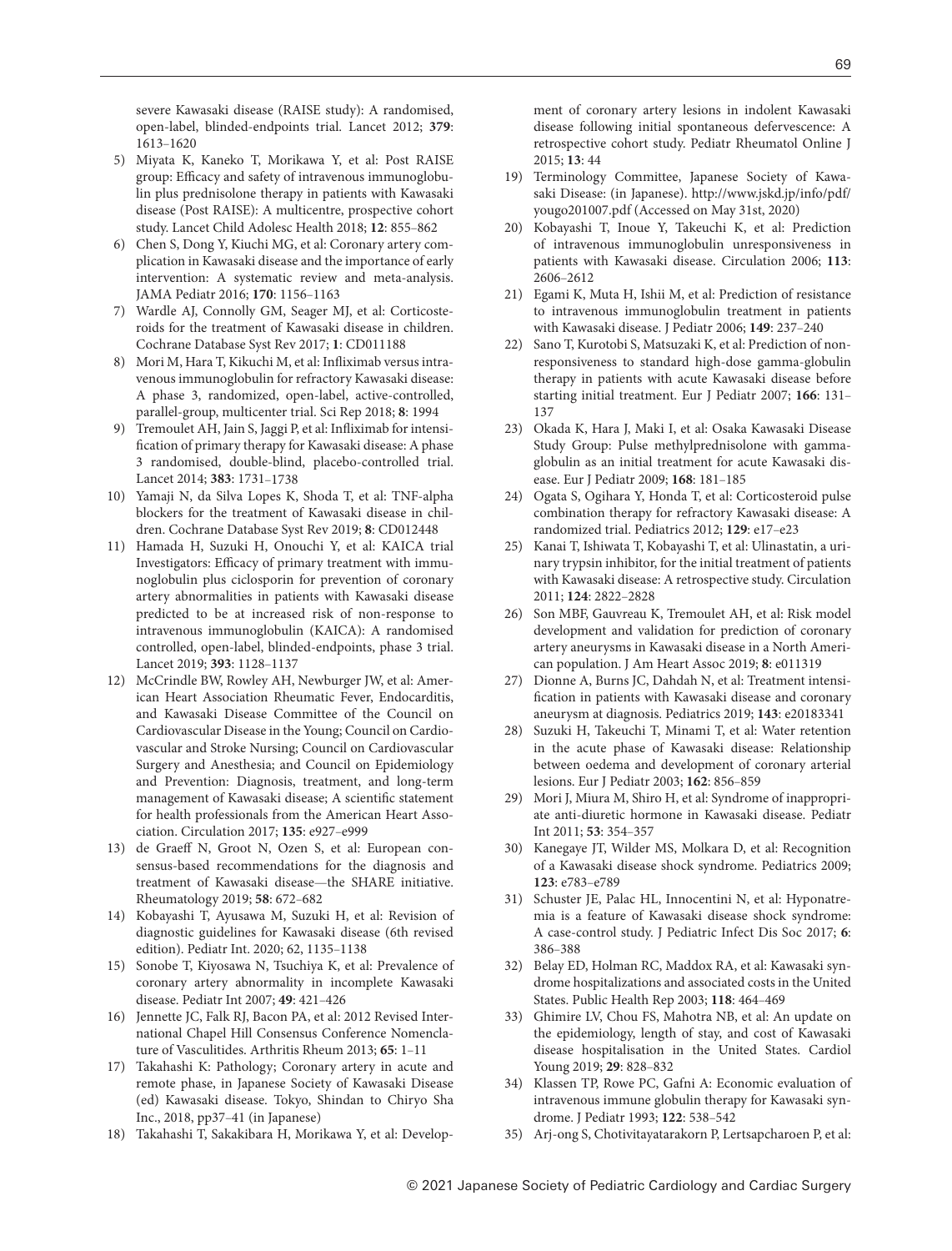severe Kawasaki disease (RAISE study): A randomised, open-label, blinded-endpoints trial. Lancet 2012; **379**: 1613–1620

5) Miyata K, Kaneko T, Morikawa Y, et al: Post RAISE group: Efficacy and safety of intravenous immunoglobulin plus prednisolone therapy in patients with Kawasaki disease (Post RAISE): A multicentre, prospective cohort study. Lancet Child Adolesc Health 2018; **12**: 855–862
6) Chen S, Dong Y, Kiuchi MG, et al: Coronary artery complication in Kawasaki disease and the importance of early intervention: A systematic review and meta-analysis. JAMA Pediatr 2016; **170**: 1156–1163
7) Wardle AJ, Connolly GM, Seager MJ, et al: Corticosteroids for the treatment of Kawasaki disease in children. Cochrane Database Syst Rev 2017; **1**: CD011188
8) Mori M, Hara T, Kikuchi M, et al: Infliximab versus intravenous immunoglobulin for refractory Kawasaki disease: A phase 3, randomized, open-label, active-controlled, parallel-group, multicenter trial. Sci Rep 2018; **8**: 1994
9) Tremoulet AH, Jain S, Jaggi P, et al: Infliximab for intensification of primary therapy for Kawasaki disease: A phase 3 randomised, double-blind, placebo-controlled trial. Lancet 2014; **383**: 1731–1738
10) Yamaji N, da Silva Lopes K, Shoda T, et al: TNF-alpha blockers for the treatment of Kawasaki disease in children. Cochrane Database Syst Rev 2019; **8**: CD012448
11) Hamada H, Suzuki H, Onouchi Y, et al: KAICA trial Investigators: Efficacy of primary treatment with immunoglobulin plus ciclosporin for prevention of coronary artery abnormalities in patients with Kawasaki disease predicted to be at increased risk of non-response to intravenous immunoglobulin (KAICA): A randomised controlled, open-label, blinded-endpoints, phase 3 trial. Lancet 2019; **393**: 1128–1137
12) McCrindle BW, Rowley AH, Newburger JW, et al: American Heart Association Rheumatic Fever, Endocarditis, and Kawasaki Disease Committee of the Council on Cardiovascular Disease in the Young; Council on Cardiovascular and Stroke Nursing; Council on Cardiovascular Surgery and Anesthesia; and Council on Epidemiology and Prevention: Diagnosis, treatment, and long-term management of Kawasaki disease; A scientific statement for health professionals from the American Heart Association. Circulation 2017; **135**: e927–e999
13) de Graeff N, Groot N, Ozen S, et al: European consensus-based recommendations for the diagnosis and treatment of Kawasaki disease—the SHARE initiative. Rheumatology 2019; **58**: 672–682
14) Kobayashi T, Ayusawa M, Suzuki H, et al: Revision of diagnostic guidelines for Kawasaki disease (6th revised edition). Pediatr Int. 2020; 62, 1135–1138
15) Sonobe T, Kiyosawa N, Tsuchiya K, et al: Prevalence of coronary artery abnormality in incomplete Kawasaki disease. Pediatr Int 2007; **49**: 421–426
16) Jennette JC, Falk RJ, Bacon PA, et al: 2012 Revised International Chapel Hill Consensus Conference Nomenclature of Vasculitides. Arthritis Rheum 2013; **65**: 1–11
17) Takahashi K: Pathology; Coronary artery in acute and remote phase, in Japanese Society of Kawasaki Disease (ed) Kawasaki disease. Tokyo, Shindan to Chiryo Sha Inc., 2018, pp37–41 (in Japanese)
18) Takahashi T, Sakakibara H, Morikawa Y, et al: Development of coronary artery lesions in indolent Kawasaki disease following initial spontaneous defervescence: A retrospective cohort study. Pediatr Rheumatol Online J 2015; **13**: 44
19) Terminology Committee, Japanese Society of Kawasaki Disease: (in Japanese). http://www.jskd.jp/info/pdf/yougo201007.pdf (Accessed on May 31st, 2020)
20) Kobayashi T, Inoue Y, Takeuchi K, et al: Prediction of intravenous immunoglobulin unresponsiveness in patients with Kawasaki disease. Circulation 2006; **113**: 2606–2612
21) Egami K, Muta H, Ishii M, et al: Prediction of resistance to intravenous immunoglobulin treatment in patients with Kawasaki disease. J Pediatr 2006; **149**: 237–240
22) Sano T, Kurotobi S, Matsuzaki K, et al: Prediction of non-responsiveness to standard high-dose gamma-globulin therapy in patients with acute Kawasaki disease before starting initial treatment. Eur J Pediatr 2007; **166**: 131–137
23) Okada K, Hara J, Maki I, et al: Osaka Kawasaki Disease Study Group: Pulse methylprednisolone with gamma-globulin as an initial treatment for acute Kawasaki disease. Eur J Pediatr 2009; **168**: 181–185
24) Ogata S, Ogihara Y, Honda T, et al: Corticosteroid pulse combination therapy for refractory Kawasaki disease: A randomized trial. Pediatrics 2012; **129**: e17–e23
25) Kanai T, Ishiwata T, Kobayashi T, et al: Ulinastatin, a urinary trypsin inhibitor, for the initial treatment of patients with Kawasaki disease: A retrospective study. Circulation 2011; **124**: 2822–2828
26) Son MBF, Gauvreau K, Tremoulet AH, et al: Risk model development and validation for prediction of coronary artery aneurysms in Kawasaki disease in a North American population. J Am Heart Assoc 2019; **8**: e011319
27) Dionne A, Burns JC, Dahdah N, et al: Treatment intensification in patients with Kawasaki disease and coronary aneurysm at diagnosis. Pediatrics 2019; **143**: e20183341
28) Suzuki H, Takeuchi T, Minami T, et al: Water retention in the acute phase of Kawasaki disease: Relationship between oedema and development of coronary arterial lesions. Eur J Pediatr 2003; **162**: 856–859
29) Mori J, Miura M, Shiro H, et al: Syndrome of inappropriate anti-diuretic hormone in Kawasaki disease. Pediatr Int 2011; **53**: 354–357
30) Kanegaye JT, Wilder MS, Molkara D, et al: Recognition of a Kawasaki disease shock syndrome. Pediatrics 2009; **123**: e783–e789
31) Schuster JE, Palac HL, Innocentini N, et al: Hyponatremia is a feature of Kawasaki disease shock syndrome: A case-control study. J Pediatric Infect Dis Soc 2017; **6**: 386–388
32) Belay ED, Holman RC, Maddox RA, et al: Kawasaki syndrome hospitalizations and associated costs in the United States. Public Health Rep 2003; **118**: 464–469
33) Ghimire LV, Chou FS, Mahotra NB, et al: An update on the epidemiology, length of stay, and cost of Kawasaki disease hospitalisation in the United States. Cardiol Young 2019; **29**: 828–832
34) Klassen TP, Rowe PC, Gafni A: Economic evaluation of intravenous immune globulin therapy for Kawasaki syndrome. J Pediatr 1993; **122**: 538–542
35) Arj-ong S, Chotivitayatarakorn P, Lertsapcharoen P, et al: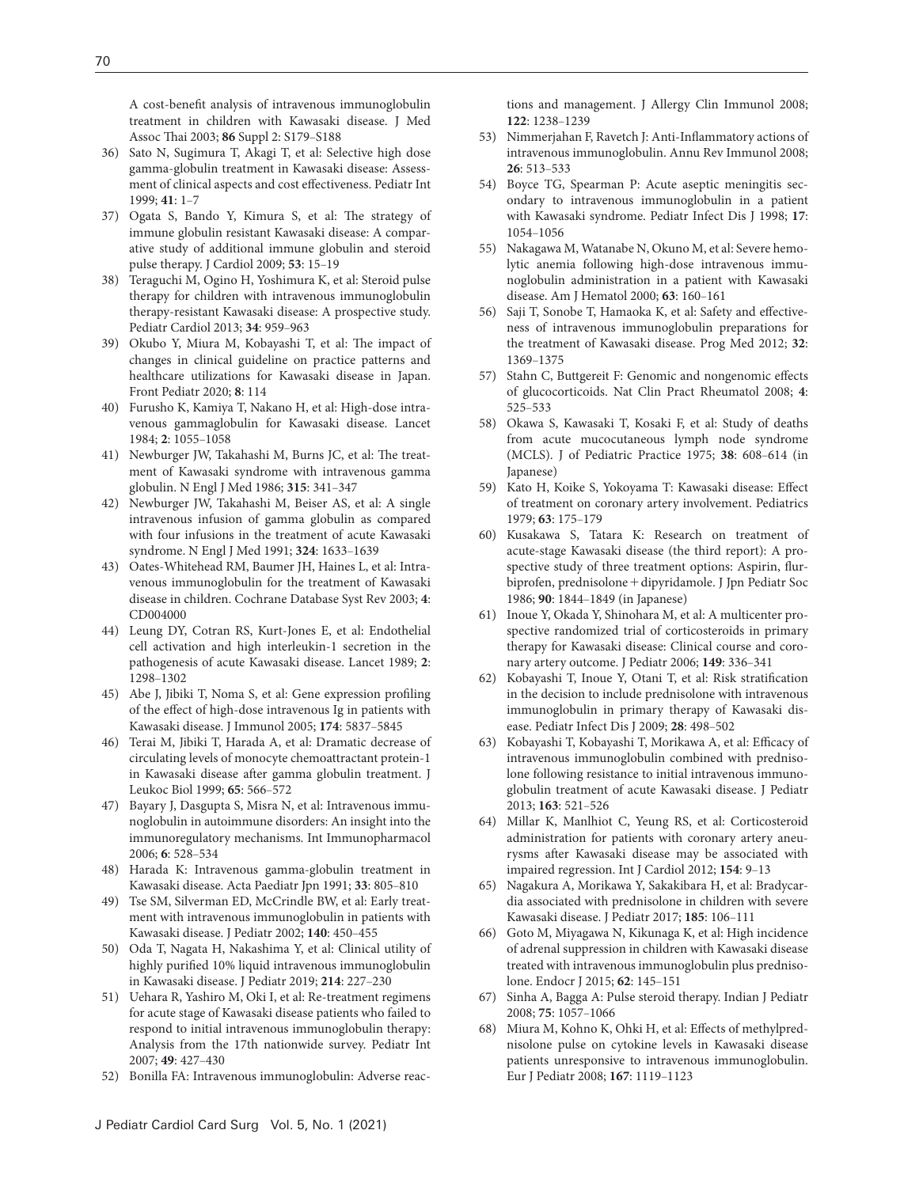A cost-benefit analysis of intravenous immunoglobulin treatment in children with Kawasaki disease. J Med Assoc Thai 2003; **86** Suppl 2: S179–S188

36) Sato N, Sugimura T, Akagi T, et al: Selective high dose gamma-globulin treatment in Kawasaki disease: Assessment of clinical aspects and cost effectiveness. Pediatr Int 1999; **41**: 1–7
37) Ogata S, Bando Y, Kimura S, et al: The strategy of immune globulin resistant Kawasaki disease: A comparative study of additional immune globulin and steroid pulse therapy. J Cardiol 2009; **53**: 15–19
38) Teraguchi M, Ogino H, Yoshimura K, et al: Steroid pulse therapy for children with intravenous immunoglobulin therapy-resistant Kawasaki disease: A prospective study. Pediatr Cardiol 2013; **34**: 959–963
39) Okubo Y, Miura M, Kobayashi T, et al: The impact of changes in clinical guideline on practice patterns and healthcare utilizations for Kawasaki disease in Japan. Front Pediatr 2020; **8**: 114
40) Furusho K, Kamiya T, Nakano H, et al: High-dose intravenous gammaglobulin for Kawasaki disease. Lancet 1984; **2**: 1055–1058
41) Newburger JW, Takahashi M, Burns JC, et al: The treatment of Kawasaki syndrome with intravenous gamma globulin. N Engl J Med 1986; **315**: 341–347
42) Newburger JW, Takahashi M, Beiser AS, et al: A single intravenous infusion of gamma globulin as compared with four infusions in the treatment of acute Kawasaki syndrome. N Engl J Med 1991; **324**: 1633–1639
43) Oates-Whitehead RM, Baumer JH, Haines L, et al: Intravenous immunoglobulin for the treatment of Kawasaki disease in children. Cochrane Database Syst Rev 2003; **4**: CD004000
44) Leung DY, Cotran RS, Kurt-Jones E, et al: Endothelial cell activation and high interleukin-1 secretion in the pathogenesis of acute Kawasaki disease. Lancet 1989; **2**: 1298–1302
45) Abe J, Jibiki T, Noma S, et al: Gene expression profiling of the effect of high-dose intravenous Ig in patients with Kawasaki disease. J Immunol 2005; **174**: 5837–5845
46) Terai M, Jibiki T, Harada A, et al: Dramatic decrease of circulating levels of monocyte chemoattractant protein-1 in Kawasaki disease after gamma globulin treatment. J Leukoc Biol 1999; **65**: 566–572
47) Bayary J, Dasgupta S, Misra N, et al: Intravenous immunoglobulin in autoimmune disorders: An insight into the immunoregulatory mechanisms. Int Immunopharmacol 2006; **6**: 528–534
48) Harada K: Intravenous gamma-globulin treatment in Kawasaki disease. Acta Paediatr Jpn 1991; **33**: 805–810
49) Tse SM, Silverman ED, McCrindle BW, et al: Early treatment with intravenous immunoglobulin in patients with Kawasaki disease. J Pediatr 2002; **140**: 450–455
50) Oda T, Nagata H, Nakashima Y, et al: Clinical utility of highly purified 10% liquid intravenous immunoglobulin in Kawasaki disease. J Pediatr 2019; **214**: 227–230
51) Uehara R, Yashiro M, Oki I, et al: Re-treatment regimens for acute stage of Kawasaki disease patients who failed to respond to initial intravenous immunoglobulin therapy: Analysis from the 17th nationwide survey. Pediatr Int 2007; **49**: 427–430
52) Bonilla FA: Intravenous immunoglobulin: Adverse reactions and management. J Allergy Clin Immunol 2008; **122**: 1238–1239
53) Nimmerjahan F, Ravetch J: Anti-Inflammatory actions of intravenous immunoglobulin. Annu Rev Immunol 2008; **26**: 513–533
54) Boyce TG, Spearman P: Acute aseptic meningitis secondary to intravenous immunoglobulin in a patient with Kawasaki syndrome. Pediatr Infect Dis J 1998; **17**: 1054–1056
55) Nakagawa M, Watanabe N, Okuno M, et al: Severe hemolytic anemia following high-dose intravenous immunoglobulin administration in a patient with Kawasaki disease. Am J Hematol 2000; **63**: 160–161
56) Saji T, Sonobe T, Hamaoka K, et al: Safety and effectiveness of intravenous immunoglobulin preparations for the treatment of Kawasaki disease. Prog Med 2012; **32**: 1369–1375
57) Stahn C, Buttgereit F: Genomic and nongenomic effects of glucocorticoids. Nat Clin Pract Rheumatol 2008; **4**: 525–533
58) Okawa S, Kawasaki T, Kosaki F, et al: Study of deaths from acute mucocutaneous lymph node syndrome (MCLS). J of Pediatric Practice 1975; **38**: 608–614 (in Japanese)
59) Kato H, Koike S, Yokoyama T: Kawasaki disease: Effect of treatment on coronary artery involvement. Pediatrics 1979; **63**: 175–179
60) Kusakawa S, Tatara K: Research on treatment of acute-stage Kawasaki disease (the third report): A prospective study of three treatment options: Aspirin, flurbiprofen, prednisolone + dipyridamole. J Jpn Pediatr Soc 1986; **90**: 1844–1849 (in Japanese)
61) Inoue Y, Okada Y, Shinohara M, et al: A multicenter prospective randomized trial of corticosteroids in primary therapy for Kawasaki disease: Clinical course and coronary artery outcome. J Pediatr 2006; **149**: 336–341
62) Kobayashi T, Inoue Y, Otani T, et al: Risk stratification in the decision to include prednisolone with intravenous immunoglobulin in primary therapy of Kawasaki disease. Pediatr Infect Dis J 2009; **28**: 498–502
63) Kobayashi T, Kobayashi T, Morikawa A, et al: Efficacy of intravenous immunoglobulin combined with prednisolone following resistance to initial intravenous immunoglobulin treatment of acute Kawasaki disease. J Pediatr 2013; **163**: 521–526
64) Millar K, Manlhiot C, Yeung RS, et al: Corticosteroid administration for patients with coronary artery aneurysms after Kawasaki disease may be associated with impaired regression. Int J Cardiol 2012; **154**: 9–13
65) Nagakura A, Morikawa Y, Sakakibara H, et al: Bradycardia associated with prednisolone in children with severe Kawasaki disease. J Pediatr 2017; **185**: 106–111
66) Goto M, Miyagawa N, Kikunaga K, et al: High incidence of adrenal suppression in children with Kawasaki disease treated with intravenous immunoglobulin plus prednisolone. Endocr J 2015; **62**: 145–151
67) Sinha A, Bagga A: Pulse steroid therapy. Indian J Pediatr 2008; **75**: 1057–1066
68) Miura M, Kohno K, Ohki H, et al: Effects of methylprednisolone pulse on cytokine levels in Kawasaki disease patients unresponsive to intravenous immunoglobulin. Eur J Pediatr 2008; **167**: 1119–1123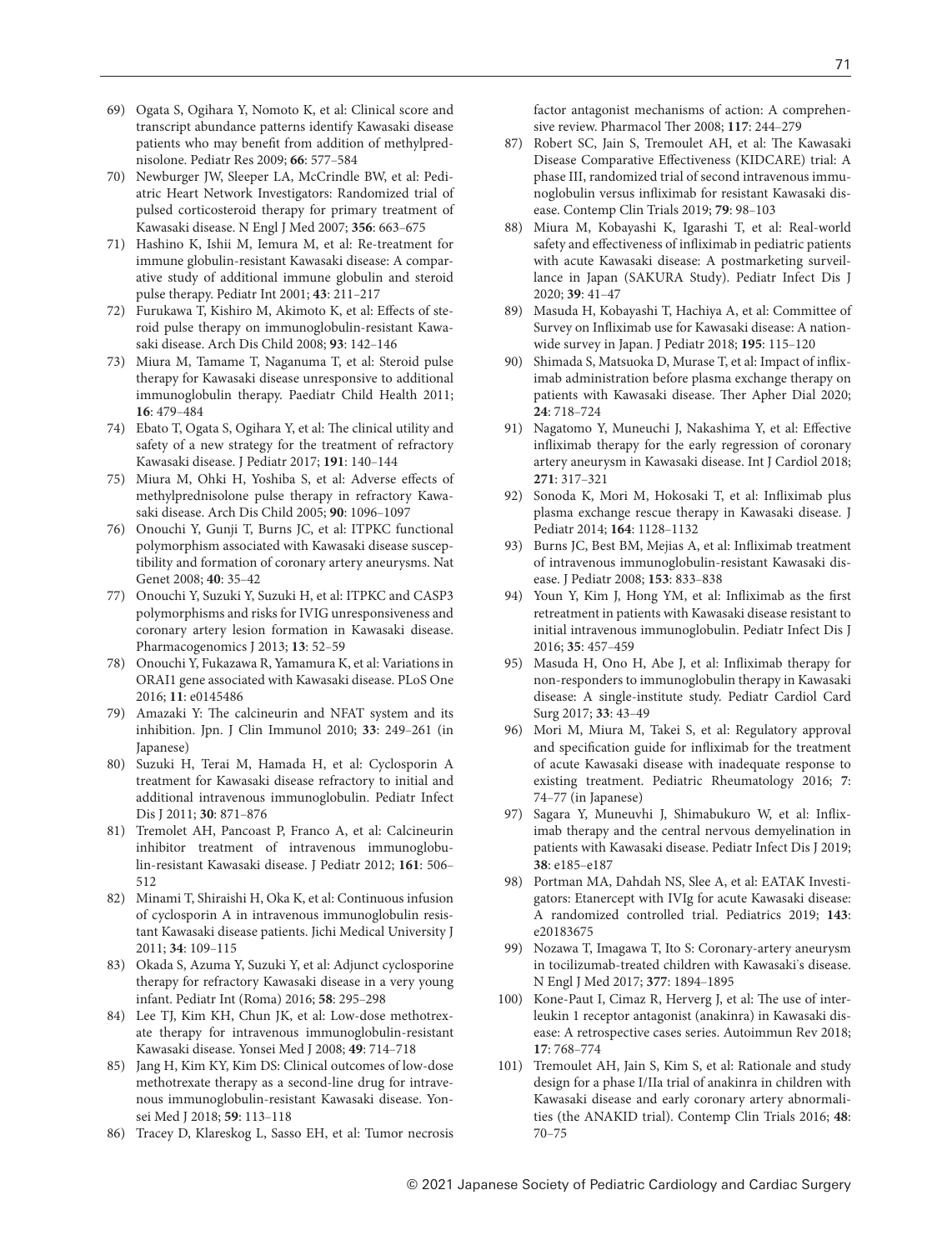69) Ogata S, Ogihara Y, Nomoto K, et al: Clinical score and transcript abundance patterns identify Kawasaki disease patients who may benefit from addition of methylprednisolone. Pediatr Res 2009; **66**: 577–584
70) Newburger JW, Sleeper LA, McCrindle BW, et al: Pediatric Heart Network Investigators: Randomized trial of pulsed corticosteroid therapy for primary treatment of Kawasaki disease. N Engl J Med 2007; **356**: 663–675
71) Hashino K, Ishii M, Iemura M, et al: Re-treatment for immune globulin-resistant Kawasaki disease: A comparative study of additional immune globulin and steroid pulse therapy. Pediatr Int 2001; **43**: 211–217
72) Furukawa T, Kishiro M, Akimoto K, et al: Effects of steroid pulse therapy on immunoglobulin-resistant Kawasaki disease. Arch Dis Child 2008; **93**: 142–146
73) Miura M, Tamame T, Naganuma T, et al: Steroid pulse therapy for Kawasaki disease unresponsive to additional immunoglobulin therapy. Paediatr Child Health 2011; **16**: 479–484
74) Ebato T, Ogata S, Ogihara Y, et al: The clinical utility and safety of a new strategy for the treatment of refractory Kawasaki disease. J Pediatr 2017; **191**: 140–144
75) Miura M, Ohki H, Yoshiba S, et al: Adverse effects of methylprednisolone pulse therapy in refractory Kawasaki disease. Arch Dis Child 2005; **90**: 1096–1097
76) Onouchi Y, Gunji T, Burns JC, et al: ITPKC functional polymorphism associated with Kawasaki disease susceptibility and formation of coronary artery aneurysms. Nat Genet 2008; **40**: 35–42
77) Onouchi Y, Suzuki Y, Suzuki H, et al: ITPKC and CASP3 polymorphisms and risks for IVIG unresponsiveness and coronary artery lesion formation in Kawasaki disease. Pharmacogenomics J 2013; **13**: 52–59
78) Onouchi Y, Fukazawa R, Yamamura K, et al: Variations in ORAI1 gene associated with Kawasaki disease. PLoS One 2016; **11**: e0145486
79) Amazaki Y: The calcineurin and NFAT system and its inhibition. Jpn. J Clin Immunol 2010; **33**: 249–261 (in Japanese)
80) Suzuki H, Terai M, Hamada H, et al: Cyclosporin A treatment for Kawasaki disease refractory to initial and additional intravenous immunoglobulin. Pediatr Infect Dis J 2011; **30**: 871–876
81) Tremolet AH, Pancoast P, Franco A, et al: Calcineurin inhibitor treatment of intravenous immunoglobulin-resistant Kawasaki disease. J Pediatr 2012; **161**: 506–512
82) Minami T, Shiraishi H, Oka K, et al: Continuous infusion of cyclosporin A in intravenous immunoglobulin resistant Kawasaki disease patients. Jichi Medical University J 2011; **34**: 109–115
83) Okada S, Azuma Y, Suzuki Y, et al: Adjunct cyclosporine therapy for refractory Kawasaki disease in a very young infant. Pediatr Int (Roma) 2016; **58**: 295–298
84) Lee TJ, Kim KH, Chun JK, et al: Low-dose methotrexate therapy for intravenous immunoglobulin-resistant Kawasaki disease. Yonsei Med J 2008; **49**: 714–718
85) Jang H, Kim KY, Kim DS: Clinical outcomes of low-dose methotrexate therapy as a second-line drug for intravenous immunoglobulin-resistant Kawasaki disease. Yonsei Med J 2018; **59**: 113–118
86) Tracey D, Klareskog L, Sasso EH, et al: Tumor necrosis factor antagonist mechanisms of action: A comprehensive review. Pharmacol Ther 2008; **117**: 244–279
87) Robert SC, Jain S, Tremoulet AH, et al: The Kawasaki Disease Comparative Effectiveness (KIDCARE) trial: A phase III, randomized trial of second intravenous immunoglobulin versus infliximab for resistant Kawasaki disease. Contemp Clin Trials 2019; **79**: 98–103
88) Miura M, Kobayashi K, Igarashi T, et al: Real-world safety and effectiveness of infliximab in pediatric patients with acute Kawasaki disease: A postmarketing surveillance in Japan (SAKURA Study). Pediatr Infect Dis J 2020; **39**: 41–47
89) Masuda H, Kobayashi T, Hachiya A, et al: Committee of Survey on Infliximab use for Kawasaki disease: A nationwide survey in Japan. J Pediatr 2018; **195**: 115–120
90) Shimada S, Matsuoka D, Murase T, et al: Impact of infliximab administration before plasma exchange therapy on patients with Kawasaki disease. Ther Apher Dial 2020; **24**: 718–724
91) Nagatomo Y, Muneuchi J, Nakashima Y, et al: Effective infliximab therapy for the early regression of coronary artery aneurysm in Kawasaki disease. Int J Cardiol 2018; **271**: 317–321
92) Sonoda K, Mori M, Hokosaki T, et al: Infliximab plus plasma exchange rescue therapy in Kawasaki disease. J Pediatr 2014; **164**: 1128–1132
93) Burns JC, Best BM, Mejias A, et al: Infliximab treatment of intravenous immunoglobulin-resistant Kawasaki disease. J Pediatr 2008; **153**: 833–838
94) Youn Y, Kim J, Hong YM, et al: Infliximab as the first retreatment in patients with Kawasaki disease resistant to initial intravenous immunoglobulin. Pediatr Infect Dis J 2016; **35**: 457–459
95) Masuda H, Ono H, Abe J, et al: Infliximab therapy for non-responders to immunoglobulin therapy in Kawasaki disease: A single-institute study. Pediatr Cardiol Card Surg 2017; **33**: 43–49
96) Mori M, Miura M, Takei S, et al: Regulatory approval and specification guide for infliximab for the treatment of acute Kawasaki disease with inadequate response to existing treatment. Pediatric Rheumatology 2016; **7**: 74–77 (in Japanese)
97) Sagara Y, Muneuvhi J, Shimabukuro W, et al: Infliximab therapy and the central nervous demyelination in patients with Kawasaki disease. Pediatr Infect Dis J 2019; **38**: e185–e187
98) Portman MA, Dahdah NS, Slee A, et al: EATAK Investigators: Etanercept with IVIg for acute Kawasaki disease: A randomized controlled trial. Pediatrics 2019; **143**: e20183675
99) Nozawa T, Imagawa T, Ito S: Coronary-artery aneurysm in tocilizumab-treated children with Kawasaki's disease. N Engl J Med 2017; **377**: 1894–1895
100) Kone-Paut I, Cimaz R, Herverg J, et al: The use of interleukin 1 receptor antagonist (anakinra) in Kawasaki disease: A retrospective cases series. Autoimmun Rev 2018; **17**: 768–774
101) Tremoulet AH, Jain S, Kim S, et al: Rationale and study design for a phase I/IIa trial of anakinra in children with Kawasaki disease and early coronary artery abnormalities (the ANAKID trial). Contemp Clin Trials 2016; **48**: 70–75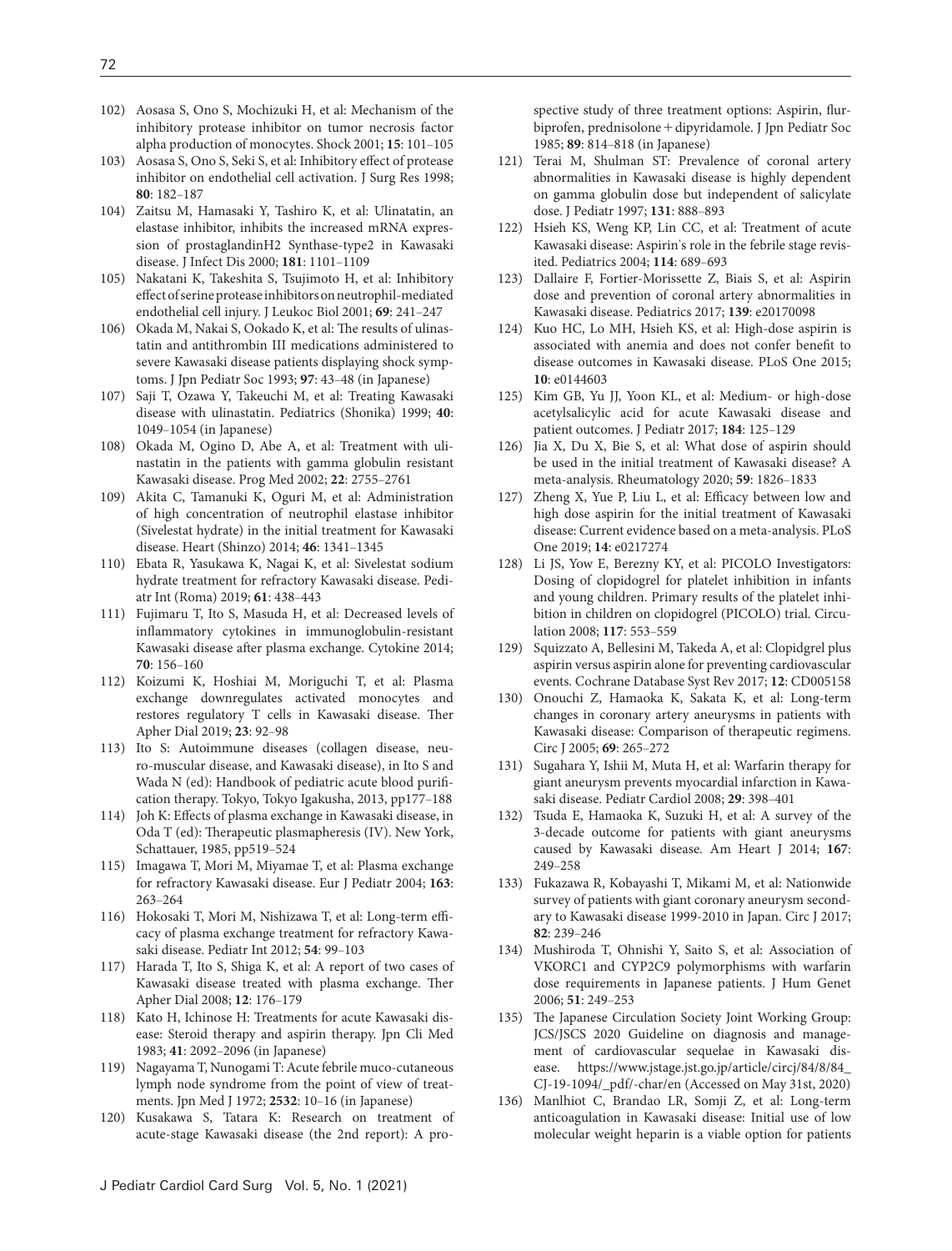102) Aosasa S, Ono S, Mochizuki H, et al: Mechanism of the inhibitory protease inhibitor on tumor necrosis factor alpha production of monocytes. Shock 2001; **15**: 101–105
103) Aosasa S, Ono S, Seki S, et al: Inhibitory effect of protease inhibitor on endothelial cell activation. J Surg Res 1998; **80**: 182–187
104) Zaitsu M, Hamasaki Y, Tashiro K, et al: Ulinatatin, an elastase inhibitor, inhibits the increased mRNA expression of prostaglandinH2 Synthase-type2 in Kawasaki disease. J Infect Dis 2000; **181**: 1101–1109
105) Nakatani K, Takeshita S, Tsujimoto H, et al: Inhibitory effect of serine protease inhibitors on neutrophil-mediated endothelial cell injury. J Leukoc Biol 2001; **69**: 241–247
106) Okada M, Nakai S, Ookado K, et al: The results of ulinastatin and antithrombin III medications administered to severe Kawasaki disease patients displaying shock symptoms. J Jpn Pediatr Soc 1993; **97**: 43–48 (in Japanese)
107) Saji T, Ozawa Y, Takeuchi M, et al: Treating Kawasaki disease with ulinastatin. Pediatrics (Shonika) 1999; **40**: 1049–1054 (in Japanese)
108) Okada M, Ogino D, Abe A, et al: Treatment with ulinastatin in the patients with gamma globulin resistant Kawasaki disease. Prog Med 2002; **22**: 2755–2761
109) Akita C, Tamanuki K, Oguri M, et al: Administration of high concentration of neutrophil elastase inhibitor (Sivelestat hydrate) in the initial treatment for Kawasaki disease. Heart (Shinzo) 2014; **46**: 1341–1345
110) Ebata R, Yasukawa K, Nagai K, et al: Sivelestat sodium hydrate treatment for refractory Kawasaki disease. Pediatr Int (Roma) 2019; **61**: 438–443
111) Fujimaru T, Ito S, Masuda H, et al: Decreased levels of inflammatory cytokines in immunoglobulin-resistant Kawasaki disease after plasma exchange. Cytokine 2014; **70**: 156–160
112) Koizumi K, Hoshiai M, Moriguchi T, et al: Plasma exchange downregulates activated monocytes and restores regulatory T cells in Kawasaki disease. Ther Apher Dial 2019; **23**: 92–98
113) Ito S: Autoimmune diseases (collagen disease, neuro-muscular disease, and Kawasaki disease), in Ito S and Wada N (ed): Handbook of pediatric acute blood purification therapy. Tokyo, Tokyo Igakusha, 2013, pp177–188
114) Joh K: Effects of plasma exchange in Kawasaki disease, in Oda T (ed): Therapeutic plasmapheresis (IV). New York, Schattauer, 1985, pp519–524
115) Imagawa T, Mori M, Miyamae T, et al: Plasma exchange for refractory Kawasaki disease. Eur J Pediatr 2004; **163**: 263–264
116) Hokosaki T, Mori M, Nishizawa T, et al: Long-term efficacy of plasma exchange treatment for refractory Kawasaki disease. Pediatr Int 2012; **54**: 99–103
117) Harada T, Ito S, Shiga K, et al: A report of two cases of Kawasaki disease treated with plasma exchange. Ther Apher Dial 2008; **12**: 176–179
118) Kato H, Ichinose H: Treatments for acute Kawasaki disease: Steroid therapy and aspirin therapy. Jpn Cli Med 1983; **41**: 2092–2096 (in Japanese)
119) Nagayama T, Nunogami T: Acute febrile muco-cutaneous lymph node syndrome from the point of view of treatments. Jpn Med J 1972; **2532**: 10–16 (in Japanese)
120) Kusakawa S, Tatara K: Research on treatment of acute-stage Kawasaki disease (the 2nd report): A prospective study of three treatment options: Aspirin, flurbiprofen, prednisolone + dipyridamole. J Jpn Pediatr Soc 1985; **89**: 814–818 (in Japanese)
121) Terai M, Shulman ST: Prevalence of coronal artery abnormalities in Kawasaki disease is highly dependent on gamma globulin dose but independent of salicylate dose. J Pediatr 1997; **131**: 888–893
122) Hsieh KS, Weng KP, Lin CC, et al: Treatment of acute Kawasaki disease: Aspirin's role in the febrile stage revisited. Pediatrics 2004; **114**: 689–693
123) Dallaire F, Fortier-Morissette Z, Biais S, et al: Aspirin dose and prevention of coronary artery abnormalities in Kawasaki disease. Pediatrics 2017; **139**: e20170098
124) Kuo HC, Lo MH, Hsieh KS, et al: High-dose aspirin is associated with anemia and does not confer benefit to disease outcomes in Kawasaki disease. PLoS One 2015; **10**: e0144603
125) Kim GB, Yu JJ, Yoon KL, et al: Medium- or high-dose acetylsalicylic acid for acute Kawasaki disease and patient outcomes. J Pediatr 2017; **184**: 125–129
126) Jia X, Du X, Bie S, et al: What dose of aspirin should be used in the initial treatment of Kawasaki disease? A meta-analysis. Rheumatology 2020; **59**: 1826–1833
127) Zheng X, Yue P, Liu L, et al: Efficacy between low and high dose aspirin for the initial treatment of Kawasaki disease: Current evidence based on a meta-analysis. PLoS One 2019; **14**: e0217274
128) Li JS, Yow E, Berezny KY, et al: PICOLO Investigators: Dosing of clopidogrel for platelet inhibition in infants and young children. Primary results of the platelet inhibition in children on clopidogrel (PICOLO) trial. Circulation 2008; **117**: 553–559
129) Squizzato A, Bellesini M, Takeda A, et al: Clopidgrel plus aspirin versus aspirin alone for preventing cardiovascular events. Cochrane Database Syst Rev 2017; **12**: CD005158
130) Onouchi Z, Hamaoka K, Sakata K, et al: Long-term changes in coronary artery aneurysms in patients with Kawasaki disease: Comparison of therapeutic regimens. Circ J 2005; **69**: 265–272
131) Sugahara Y, Ishii M, Muta H, et al: Warfarin therapy for giant aneurysm prevents myocardial infarction in Kawasaki disease. Pediatr Cardiol 2008; **29**: 398–401
132) Tsuda E, Hamaoka K, Suzuki H, et al: A survey of the 3-decade outcome for patients with giant aneurysms caused by Kawasaki disease. Am Heart J 2014; **167**: 249–258
133) Fukazawa R, Kobayashi T, Mikami M, et al: Nationwide survey of patients with giant coronary aneurysm secondary to Kawasaki disease 1999-2010 in Japan. Circ J 2017; **82**: 239–246
134) Mushiroda T, Ohnishi Y, Saito S, et al: Association of VKORC1 and CYP2C9 polymorphisms with warfarin dose requirements in Japanese patients. J Hum Genet 2006; **51**: 249–253
135) The Japanese Circulation Society Joint Working Group: JCS/JSCS 2020 Guideline on diagnosis and management of cardiovascular sequelae in Kawasaki disease. https://www.jstage.jst.go.jp/article/circj/84/8/84_CJ-19-1094/_pdf/-char/en (Accessed on May 31st, 2020)
136) Manlhiot C, Brandao LR, Somji Z, et al: Long-term anticoagulation in Kawasaki disease: Initial use of low molecular weight heparin is a viable option for patients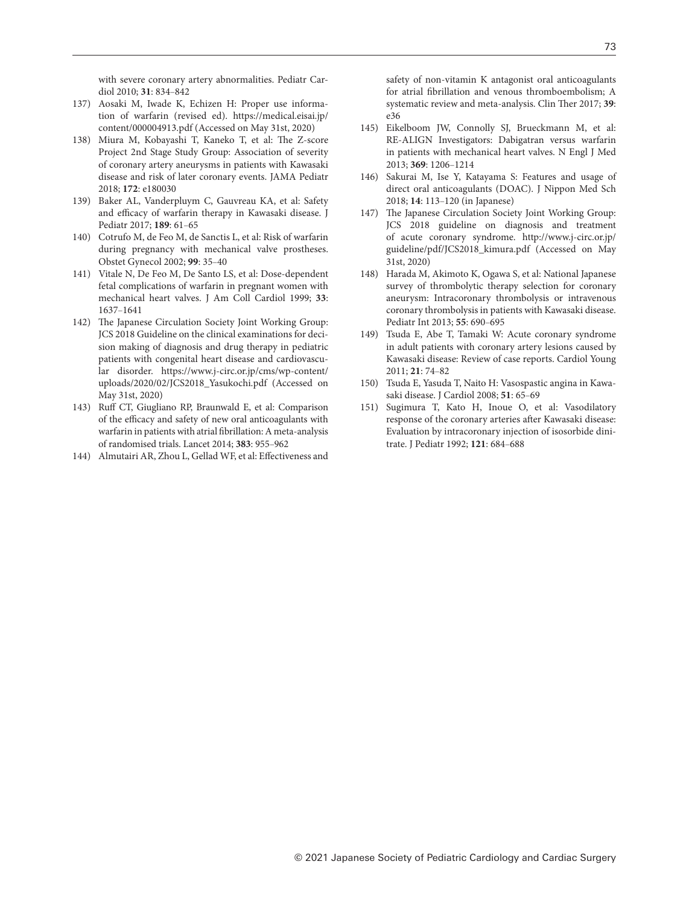with severe coronary artery abnormalities. Pediatr Cardiol 2010; **31**: 834–842

137) Aosaki M, Iwade K, Echizen H: Proper use information of warfarin (revised ed). https://medical.eisai.jp/content/000004913.pdf (Accessed on May 31st, 2020)

138) Miura M, Kobayashi T, Kaneko T, et al: The Z-score Project 2nd Stage Study Group: Association of severity of coronary artery aneurysms in patients with Kawasaki disease and risk of later coronary events. JAMA Pediatr 2018; **172**: e180030

139) Baker AL, Vanderpluym C, Gauvreau KA, et al: Safety and efficacy of warfarin therapy in Kawasaki disease. J Pediatr 2017; **189**: 61–65

140) Cotrufo M, de Feo M, de Sanctis L, et al: Risk of warfarin during pregnancy with mechanical valve prostheses. Obstet Gynecol 2002; **99**: 35–40

141) Vitale N, De Feo M, De Santo LS, et al: Dose-dependent fetal complications of warfarin in pregnant women with mechanical heart valves. J Am Coll Cardiol 1999; **33**: 1637–1641

142) The Japanese Circulation Society Joint Working Group: JCS 2018 Guideline on the clinical examinations for decision making of diagnosis and drug therapy in pediatric patients with congenital heart disease and cardiovascular disorder. https://www.j-circ.or.jp/cms/wp-content/uploads/2020/02/JCS2018_Yasukochi.pdf (Accessed on May 31st, 2020)

143) Ruff CT, Giugliano RP, Braunwald E, et al: Comparison of the efficacy and safety of new oral anticoagulants with warfarin in patients with atrial fibrillation: A meta-analysis of randomised trials. Lancet 2014; **383**: 955–962

144) Almutairi AR, Zhou L, Gellad WF, et al: Effectiveness and safety of non-vitamin K antagonist oral anticoagulants for atrial fibrillation and venous thromboembolism; A systematic review and meta-analysis. Clin Ther 2017; **39**: e36

145) Eikelboom JW, Connolly SJ, Brueckmann M, et al: RE-ALIGN Investigators: Dabigatran versus warfarin in patients with mechanical heart valves. N Engl J Med 2013; **369**: 1206–1214

146) Sakurai M, Ise Y, Katayama S: Features and usage of direct oral anticoagulants (DOAC). J Nippon Med Sch 2018; **14**: 113–120 (in Japanese)

147) The Japanese Circulation Society Joint Working Group: JCS 2018 guideline on diagnosis and treatment of acute coronary syndrome. http://www.j-circ.or.jp/guideline/pdf/JCS2018_kimura.pdf (Accessed on May 31st, 2020)

148) Harada M, Akimoto K, Ogawa S, et al: National Japanese survey of thrombolytic therapy selection for coronary aneurysm: Intracoronary thrombolysis or intravenous coronary thrombolysis in patients with Kawasaki disease. Pediatr Int 2013; **55**: 690–695

149) Tsuda E, Abe T, Tamaki W: Acute coronary syndrome in adult patients with coronary artery lesions caused by Kawasaki disease: Review of case reports. Cardiol Young 2011; **21**: 74–82

150) Tsuda E, Yasuda T, Naito H: Vasospastic angina in Kawasaki disease. J Cardiol 2008; **51**: 65–69

151) Sugimura T, Kato H, Inoue O, et al: Vasodilatory response of the coronary arteries after Kawasaki disease: Evaluation by intracoronary injection of isosorbide dinitrate. J Pediatr 1992; **121**: 684–688

© 2021 Japanese Society of Pediatric Cardiology and Cardiac Surgery